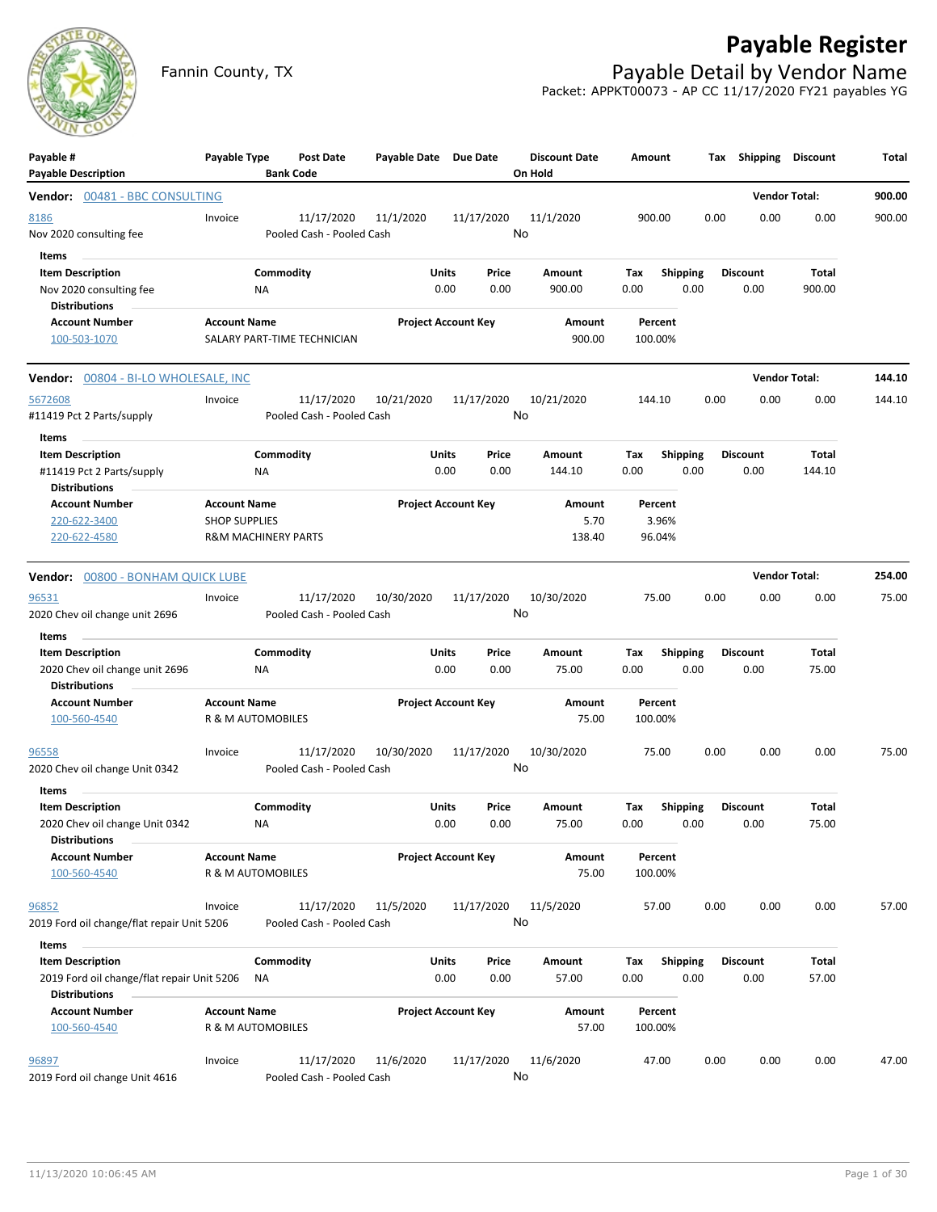# Payable Register

Fannin County, TX

## Payable Detail by Vendor Name

Packet: APPKT00073 - AP CC 11/17/2020 FY21 payables YG

| Payable # / Payable Description | Payable Type | Post Date / Bank Code | Payable Date | Due Date | Discount Date / On Hold | Amount | Tax | Shipping | Discount | Total |
|---|---|---|---|---|---|---|---|---|---|---|

### Vendor: 00481 - BBC CONSULTING — Vendor Total: 900.00

| Payable # | Payable Type | Post Date | Payable Date | Due Date | Discount Date | Amount | Tax | Shipping | Discount | Total |
|---|---|---|---|---|---|---|---|---|---|---|
| 8186 | Invoice | 11/17/2020 | 11/1/2020 | 11/17/2020 | 11/1/2020 | 900.00 | 0.00 | 0.00 | 0.00 | 900.00 |

Nov 2020 consulting fee — Pooled Cash - Pooled Cash — On Hold: No

**Items**

| Item Description | Commodity | Units | Price | Amount | Tax | Shipping | Discount | Total |
|---|---|---|---|---|---|---|---|---|
| Nov 2020 consulting fee | NA | 0.00 | 0.00 | 900.00 | 0.00 | 0.00 | 0.00 | 900.00 |

**Distributions**

| Account Number | Account Name | Project Account Key | Amount | Percent |
|---|---|---|---|---|
| 100-503-1070 | SALARY PART-TIME TECHNICIAN | | 900.00 | 100.00% |

### Vendor: 00804 - BI-LO WHOLESALE, INC — Vendor Total: 144.10

| Payable # | Payable Type | Post Date | Payable Date | Due Date | Discount Date | Amount | Tax | Shipping | Discount | Total |
|---|---|---|---|---|---|---|---|---|---|---|
| 5672608 | Invoice | 11/17/2020 | 10/21/2020 | 11/17/2020 | 10/21/2020 | 144.10 | 0.00 | 0.00 | 0.00 | 144.10 |

#11419 Pct 2 Parts/supply — Pooled Cash - Pooled Cash — On Hold: No

**Items**

| Item Description | Commodity | Units | Price | Amount | Tax | Shipping | Discount | Total |
|---|---|---|---|---|---|---|---|---|
| #11419 Pct 2 Parts/supply | NA | 0.00 | 0.00 | 144.10 | 0.00 | 0.00 | 0.00 | 144.10 |

**Distributions**

| Account Number | Account Name | Project Account Key | Amount | Percent |
|---|---|---|---|---|
| 220-622-3400 | SHOP SUPPLIES | | 5.70 | 3.96% |
| 220-622-4580 | R&M MACHINERY PARTS | | 138.40 | 96.04% |

### Vendor: 00800 - BONHAM QUICK LUBE — Vendor Total: 254.00

| Payable # | Payable Type | Post Date | Payable Date | Due Date | Discount Date | Amount | Tax | Shipping | Discount | Total |
|---|---|---|---|---|---|---|---|---|---|---|
| 96531 | Invoice | 11/17/2020 | 10/30/2020 | 11/17/2020 | 10/30/2020 | 75.00 | 0.00 | 0.00 | 0.00 | 75.00 |

2020 Chev oil change unit 2696 — Pooled Cash - Pooled Cash — On Hold: No

**Items**

| Item Description | Commodity | Units | Price | Amount | Tax | Shipping | Discount | Total |
|---|---|---|---|---|---|---|---|---|
| 2020 Chev oil change unit 2696 | NA | 0.00 | 0.00 | 75.00 | 0.00 | 0.00 | 0.00 | 75.00 |

**Distributions**

| Account Number | Account Name | Project Account Key | Amount | Percent |
|---|---|---|---|---|
| 100-560-4540 | R & M AUTOMOBILES | | 75.00 | 100.00% |

| Payable # | Payable Type | Post Date | Payable Date | Due Date | Discount Date | Amount | Tax | Shipping | Discount | Total |
|---|---|---|---|---|---|---|---|---|---|---|
| 96558 | Invoice | 11/17/2020 | 10/30/2020 | 11/17/2020 | 10/30/2020 | 75.00 | 0.00 | 0.00 | 0.00 | 75.00 |

2020 Chev oil change Unit 0342 — Pooled Cash - Pooled Cash — On Hold: No

**Items**

| Item Description | Commodity | Units | Price | Amount | Tax | Shipping | Discount | Total |
|---|---|---|---|---|---|---|---|---|
| 2020 Chev oil change Unit 0342 | NA | 0.00 | 0.00 | 75.00 | 0.00 | 0.00 | 0.00 | 75.00 |

**Distributions**

| Account Number | Account Name | Project Account Key | Amount | Percent |
|---|---|---|---|---|
| 100-560-4540 | R & M AUTOMOBILES | | 75.00 | 100.00% |

| Payable # | Payable Type | Post Date | Payable Date | Due Date | Discount Date | Amount | Tax | Shipping | Discount | Total |
|---|---|---|---|---|---|---|---|---|---|---|
| 96852 | Invoice | 11/17/2020 | 11/5/2020 | 11/17/2020 | 11/5/2020 | 57.00 | 0.00 | 0.00 | 0.00 | 57.00 |

2019 Ford oil change/flat repair Unit 5206 — Pooled Cash - Pooled Cash — On Hold: No

**Items**

| Item Description | Commodity | Units | Price | Amount | Tax | Shipping | Discount | Total |
|---|---|---|---|---|---|---|---|---|
| 2019 Ford oil change/flat repair Unit 5206 | NA | 0.00 | 0.00 | 57.00 | 0.00 | 0.00 | 0.00 | 57.00 |

**Distributions**

| Account Number | Account Name | Project Account Key | Amount | Percent |
|---|---|---|---|---|
| 100-560-4540 | R & M AUTOMOBILES | | 57.00 | 100.00% |

| Payable # | Payable Type | Post Date | Payable Date | Due Date | Discount Date | Amount | Tax | Shipping | Discount | Total |
|---|---|---|---|---|---|---|---|---|---|---|
| 96897 | Invoice | 11/17/2020 | 11/6/2020 | 11/17/2020 | 11/6/2020 | 47.00 | 0.00 | 0.00 | 0.00 | 47.00 |

2019 Ford oil change Unit 4616 — Pooled Cash - Pooled Cash — On Hold: No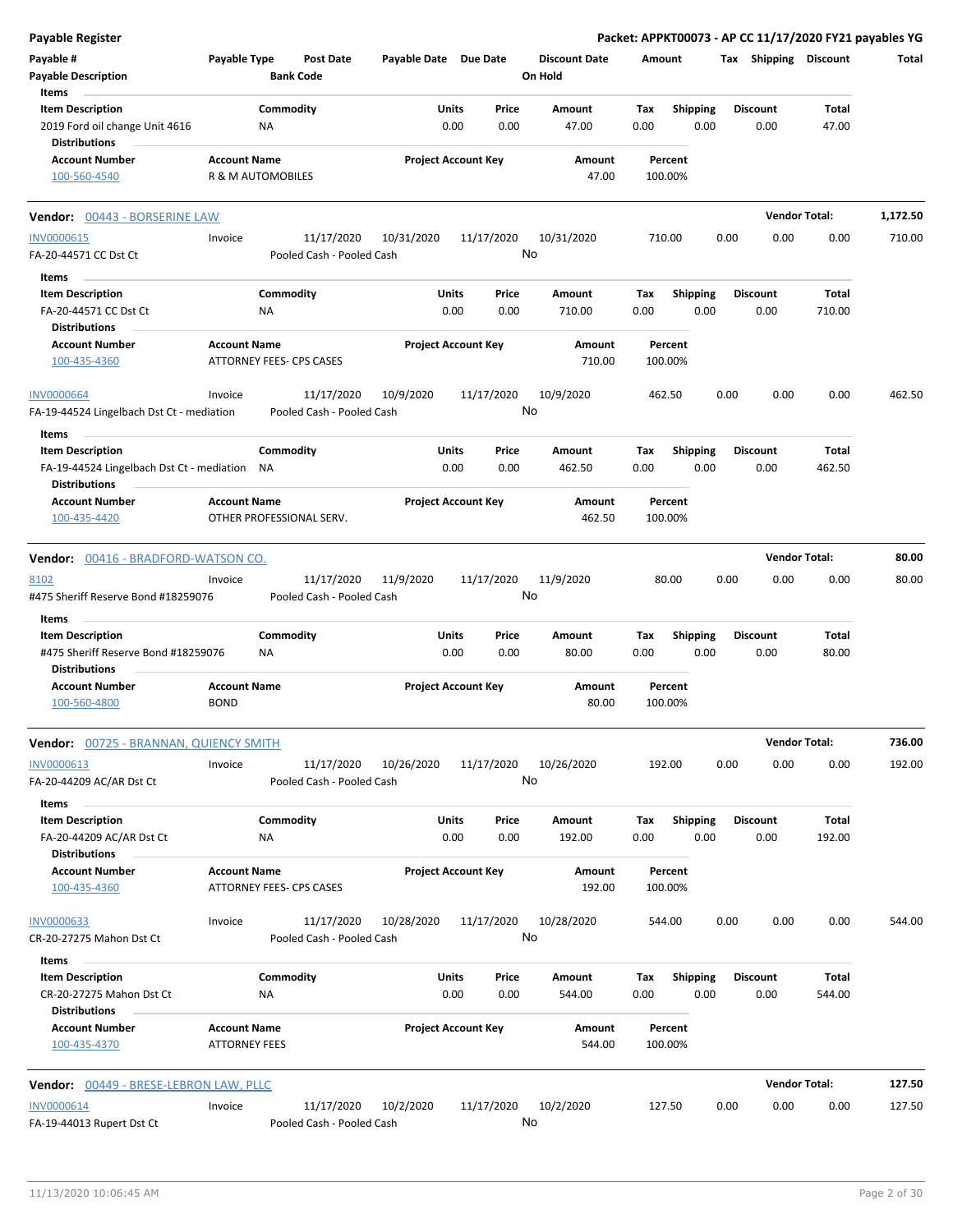**Payable Register** — **Packet: APPKT00073 - AP CC 11/17/2020 FY21 payables YG**

| Payable # | Payable Type | Post Date | Payable Date | Due Date | Discount Date | Amount | Tax | Shipping | Discount | Total |
|---|---|---|---|---|---|---|---|---|---|---|
| Payable Description | | Bank Code | | | On Hold | | | | | |

**Items**

| Item Description | Commodity | Units | Price | Amount | Tax | Shipping | Discount | Total |
|---|---|---|---|---|---|---|---|---|
| 2019 Ford oil change Unit 4616 | NA | 0.00 | 0.00 | 47.00 | 0.00 | 0.00 | 0.00 | 47.00 |

**Distributions**

| Account Number | Account Name | Project Account Key | Amount | Percent |
|---|---|---|---|---|
| 100-560-4540 | R & M AUTOMOBILES | | 47.00 | 100.00% |

## Vendor: 00443 - BORSERINE LAW — Vendor Total: 1,172.50

| Payable # | Payable Type | Post Date | Payable Date | Due Date | Discount Date | Amount | Tax | Shipping | Discount | Total |
|---|---|---|---|---|---|---|---|---|---|---|
| INV0000615 | Invoice | 11/17/2020 | 10/31/2020 | 11/17/2020 | 10/31/2020 | 710.00 | 0.00 | 0.00 | 0.00 | 710.00 |
| FA-20-44571 CC Dst Ct | | Pooled Cash - Pooled Cash | | | No | | | | | |

**Items**

| Item Description | Commodity | Units | Price | Amount | Tax | Shipping | Discount | Total |
|---|---|---|---|---|---|---|---|---|
| FA-20-44571 CC Dst Ct | NA | 0.00 | 0.00 | 710.00 | 0.00 | 0.00 | 0.00 | 710.00 |

**Distributions**

| Account Number | Account Name | Project Account Key | Amount | Percent |
|---|---|---|---|---|
| 100-435-4360 | ATTORNEY FEES- CPS CASES | | 710.00 | 100.00% |

| Payable # | Payable Type | Post Date | Payable Date | Due Date | Discount Date | Amount | Tax | Shipping | Discount | Total |
|---|---|---|---|---|---|---|---|---|---|---|
| INV0000664 | Invoice | 11/17/2020 | 10/9/2020 | 11/17/2020 | 10/9/2020 | 462.50 | 0.00 | 0.00 | 0.00 | 462.50 |
| FA-19-44524 Lingelbach Dst Ct - mediation | | Pooled Cash - Pooled Cash | | | No | | | | | |

**Items**

| Item Description | Commodity | Units | Price | Amount | Tax | Shipping | Discount | Total |
|---|---|---|---|---|---|---|---|---|
| FA-19-44524 Lingelbach Dst Ct - mediation | NA | 0.00 | 0.00 | 462.50 | 0.00 | 0.00 | 0.00 | 462.50 |

**Distributions**

| Account Number | Account Name | Project Account Key | Amount | Percent |
|---|---|---|---|---|
| 100-435-4420 | OTHER PROFESSIONAL SERV. | | 462.50 | 100.00% |

## Vendor: 00416 - BRADFORD-WATSON CO. — Vendor Total: 80.00

| Payable # | Payable Type | Post Date | Payable Date | Due Date | Discount Date | Amount | Tax | Shipping | Discount | Total |
|---|---|---|---|---|---|---|---|---|---|---|
| 8102 | Invoice | 11/17/2020 | 11/9/2020 | 11/17/2020 | 11/9/2020 | 80.00 | 0.00 | 0.00 | 0.00 | 80.00 |
| #475 Sheriff Reserve Bond #18259076 | | Pooled Cash - Pooled Cash | | | No | | | | | |

**Items**

| Item Description | Commodity | Units | Price | Amount | Tax | Shipping | Discount | Total |
|---|---|---|---|---|---|---|---|---|
| #475 Sheriff Reserve Bond #18259076 | NA | 0.00 | 0.00 | 80.00 | 0.00 | 0.00 | 0.00 | 80.00 |

**Distributions**

| Account Number | Account Name | Project Account Key | Amount | Percent |
|---|---|---|---|---|
| 100-560-4800 | BOND | | 80.00 | 100.00% |

## Vendor: 00725 - BRANNAN, QUIENCY SMITH — Vendor Total: 736.00

| Payable # | Payable Type | Post Date | Payable Date | Due Date | Discount Date | Amount | Tax | Shipping | Discount | Total |
|---|---|---|---|---|---|---|---|---|---|---|
| INV0000613 | Invoice | 11/17/2020 | 10/26/2020 | 11/17/2020 | 10/26/2020 | 192.00 | 0.00 | 0.00 | 0.00 | 192.00 |
| FA-20-44209 AC/AR Dst Ct | | Pooled Cash - Pooled Cash | | | No | | | | | |

**Items**

| Item Description | Commodity | Units | Price | Amount | Tax | Shipping | Discount | Total |
|---|---|---|---|---|---|---|---|---|
| FA-20-44209 AC/AR Dst Ct | NA | 0.00 | 0.00 | 192.00 | 0.00 | 0.00 | 0.00 | 192.00 |

**Distributions**

| Account Number | Account Name | Project Account Key | Amount | Percent |
|---|---|---|---|---|
| 100-435-4360 | ATTORNEY FEES- CPS CASES | | 192.00 | 100.00% |

| Payable # | Payable Type | Post Date | Payable Date | Due Date | Discount Date | Amount | Tax | Shipping | Discount | Total |
|---|---|---|---|---|---|---|---|---|---|---|
| INV0000633 | Invoice | 11/17/2020 | 10/28/2020 | 11/17/2020 | 10/28/2020 | 544.00 | 0.00 | 0.00 | 0.00 | 544.00 |
| CR-20-27275 Mahon Dst Ct | | Pooled Cash - Pooled Cash | | | No | | | | | |

**Items**

| Item Description | Commodity | Units | Price | Amount | Tax | Shipping | Discount | Total |
|---|---|---|---|---|---|---|---|---|
| CR-20-27275 Mahon Dst Ct | NA | 0.00 | 0.00 | 544.00 | 0.00 | 0.00 | 0.00 | 544.00 |

**Distributions**

| Account Number | Account Name | Project Account Key | Amount | Percent |
|---|---|---|---|---|
| 100-435-4370 | ATTORNEY FEES | | 544.00 | 100.00% |

## Vendor: 00449 - BRESE-LEBRON LAW, PLLC — Vendor Total: 127.50

| Payable # | Payable Type | Post Date | Payable Date | Due Date | Discount Date | Amount | Tax | Shipping | Discount | Total |
|---|---|---|---|---|---|---|---|---|---|---|
| INV0000614 | Invoice | 11/17/2020 | 10/2/2020 | 11/17/2020 | 10/2/2020 | 127.50 | 0.00 | 0.00 | 0.00 | 127.50 |
| FA-19-44013 Rupert Dst Ct | | Pooled Cash - Pooled Cash | | | No | | | | | |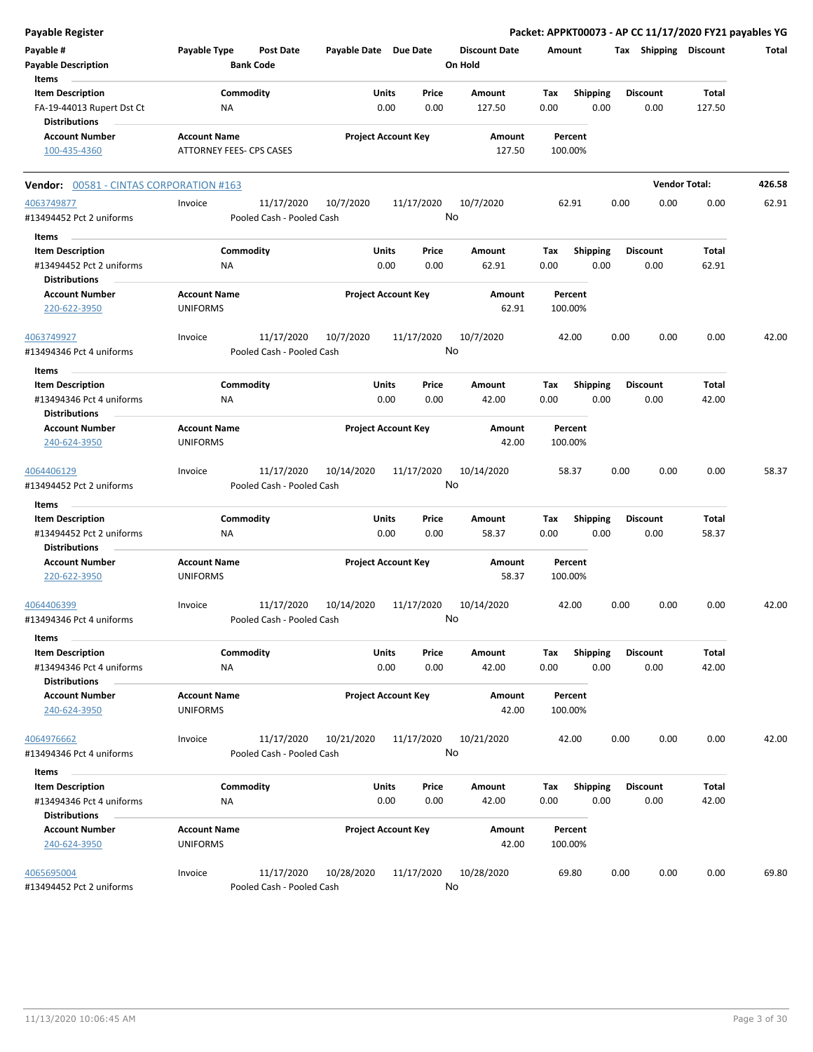**Payable Register** — Packet: APPKT00073 - AP CC 11/17/2020 FY21 payables YG

| Payable # | Payable Type | Post Date | Payable Date | Due Date | Discount Date | Amount | Tax | Shipping | Discount | Total |
|---|---|---|---|---|---|---|---|---|---|---|
| Payable Description | | Bank Code | | | On Hold | | | | | |

**Items**

| Item Description | Commodity | Units | Price | Amount | Tax | Shipping | Discount | Total |
|---|---|---|---|---|---|---|---|---|
| FA-19-44013 Rupert Dst Ct | NA | 0.00 | 0.00 | 127.50 | 0.00 | 0.00 | 0.00 | 127.50 |

**Distributions**

| Account Number | Account Name | Project Account Key | Amount | Percent |
|---|---|---|---|---|
| 100-435-4360 | ATTORNEY FEES- CPS CASES | | 127.50 | 100.00% |

**Vendor Total: 426.58**

## Vendor: 00581 - CINTAS CORPORATION #163

| Payable # | Payable Type | Post Date | Payable Date | Due Date | Discount Date | Amount | Tax | Shipping | Discount | Total |
|---|---|---|---|---|---|---|---|---|---|---|
| 4063749877 | Invoice | 11/17/2020 | 10/7/2020 | 11/17/2020 | 10/7/2020 | 62.91 | 0.00 | 0.00 | 0.00 | 62.91 |
| #13494452 Pct 2 uniforms | | Pooled Cash - Pooled Cash | | | No | | | | | |

**Items**

| Item Description | Commodity | Units | Price | Amount | Tax | Shipping | Discount | Total |
|---|---|---|---|---|---|---|---|---|
| #13494452 Pct 2 uniforms | NA | 0.00 | 0.00 | 62.91 | 0.00 | 0.00 | 0.00 | 62.91 |

**Distributions**

| Account Number | Account Name | Project Account Key | Amount | Percent |
|---|---|---|---|---|
| 220-622-3950 | UNIFORMS | | 62.91 | 100.00% |

| Payable # | Payable Type | Post Date | Payable Date | Due Date | Discount Date | Amount | Tax | Shipping | Discount | Total |
|---|---|---|---|---|---|---|---|---|---|---|
| 4063749927 | Invoice | 11/17/2020 | 10/7/2020 | 11/17/2020 | 10/7/2020 | 42.00 | 0.00 | 0.00 | 0.00 | 42.00 |
| #13494346 Pct 4 uniforms | | Pooled Cash - Pooled Cash | | | No | | | | | |

**Items**

| Item Description | Commodity | Units | Price | Amount | Tax | Shipping | Discount | Total |
|---|---|---|---|---|---|---|---|---|
| #13494346 Pct 4 uniforms | NA | 0.00 | 0.00 | 42.00 | 0.00 | 0.00 | 0.00 | 42.00 |

**Distributions**

| Account Number | Account Name | Project Account Key | Amount | Percent |
|---|---|---|---|---|
| 240-624-3950 | UNIFORMS | | 42.00 | 100.00% |

| Payable # | Payable Type | Post Date | Payable Date | Due Date | Discount Date | Amount | Tax | Shipping | Discount | Total |
|---|---|---|---|---|---|---|---|---|---|---|
| 4064406129 | Invoice | 11/17/2020 | 10/14/2020 | 11/17/2020 | 10/14/2020 | 58.37 | 0.00 | 0.00 | 0.00 | 58.37 |
| #13494452 Pct 2 uniforms | | Pooled Cash - Pooled Cash | | | No | | | | | |

**Items**

| Item Description | Commodity | Units | Price | Amount | Tax | Shipping | Discount | Total |
|---|---|---|---|---|---|---|---|---|
| #13494452 Pct 2 uniforms | NA | 0.00 | 0.00 | 58.37 | 0.00 | 0.00 | 0.00 | 58.37 |

**Distributions**

| Account Number | Account Name | Project Account Key | Amount | Percent |
|---|---|---|---|---|
| 220-622-3950 | UNIFORMS | | 58.37 | 100.00% |

| Payable # | Payable Type | Post Date | Payable Date | Due Date | Discount Date | Amount | Tax | Shipping | Discount | Total |
|---|---|---|---|---|---|---|---|---|---|---|
| 4064406399 | Invoice | 11/17/2020 | 10/14/2020 | 11/17/2020 | 10/14/2020 | 42.00 | 0.00 | 0.00 | 0.00 | 42.00 |
| #13494346 Pct 4 uniforms | | Pooled Cash - Pooled Cash | | | No | | | | | |

**Items**

| Item Description | Commodity | Units | Price | Amount | Tax | Shipping | Discount | Total |
|---|---|---|---|---|---|---|---|---|
| #13494346 Pct 4 uniforms | NA | 0.00 | 0.00 | 42.00 | 0.00 | 0.00 | 0.00 | 42.00 |

**Distributions**

| Account Number | Account Name | Project Account Key | Amount | Percent |
|---|---|---|---|---|
| 240-624-3950 | UNIFORMS | | 42.00 | 100.00% |

| Payable # | Payable Type | Post Date | Payable Date | Due Date | Discount Date | Amount | Tax | Shipping | Discount | Total |
|---|---|---|---|---|---|---|---|---|---|---|
| 4064976662 | Invoice | 11/17/2020 | 10/21/2020 | 11/17/2020 | 10/21/2020 | 42.00 | 0.00 | 0.00 | 0.00 | 42.00 |
| #13494346 Pct 4 uniforms | | Pooled Cash - Pooled Cash | | | No | | | | | |

**Items**

| Item Description | Commodity | Units | Price | Amount | Tax | Shipping | Discount | Total |
|---|---|---|---|---|---|---|---|---|
| #13494346 Pct 4 uniforms | NA | 0.00 | 0.00 | 42.00 | 0.00 | 0.00 | 0.00 | 42.00 |

**Distributions**

| Account Number | Account Name | Project Account Key | Amount | Percent |
|---|---|---|---|---|
| 240-624-3950 | UNIFORMS | | 42.00 | 100.00% |

| Payable # | Payable Type | Post Date | Payable Date | Due Date | Discount Date | Amount | Tax | Shipping | Discount | Total |
|---|---|---|---|---|---|---|---|---|---|---|
| 4065695004 | Invoice | 11/17/2020 | 10/28/2020 | 11/17/2020 | 10/28/2020 | 69.80 | 0.00 | 0.00 | 0.00 | 69.80 |
| #13494452 Pct 2 uniforms | | Pooled Cash - Pooled Cash | | | No | | | | | |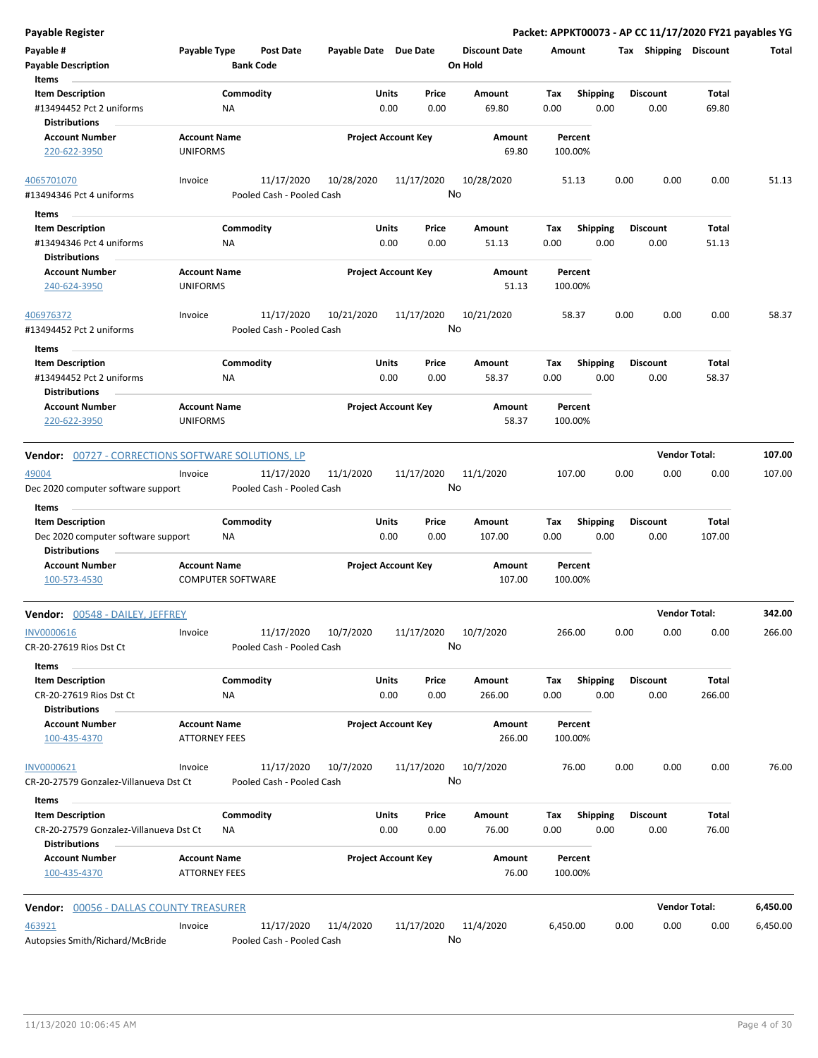Payable Register

Packet: APPKT00073 - AP CC 11/17/2020 FY21 payables YG

| Payable # | Payable Type | Post Date | Payable Date | Due Date | Discount Date | Amount | Tax | Shipping | Discount | Total |
|---|---|---|---|---|---|---|---|---|---|---|
| Payable Description | | Bank Code | | | On Hold | | | | | |

Items

| Item Description | Commodity | Units | Price | Amount | Tax | Shipping | Discount | Total |
|---|---|---|---|---|---|---|---|---|
| #13494452 Pct 2 uniforms | NA | 0.00 | 0.00 | 69.80 | 0.00 | 0.00 | 0.00 | 69.80 |

Distributions

| Account Number | Account Name | Project Account Key | Amount | Percent |
|---|---|---|---|---|
| 220-622-3950 | UNIFORMS | | 69.80 | 100.00% |

| Payable # | Payable Type | Post Date | Payable Date | Due Date | Discount Date | Amount | Tax | Shipping | Discount | Total |
|---|---|---|---|---|---|---|---|---|---|---|
| 4065701070 | Invoice | 11/17/2020 | 10/28/2020 | 11/17/2020 | 10/28/2020 | 51.13 | 0.00 | 0.00 | 0.00 | 51.13 |
| #13494346 Pct 4 uniforms | | Pooled Cash - Pooled Cash | | | No | | | | | |

Items

| Item Description | Commodity | Units | Price | Amount | Tax | Shipping | Discount | Total |
|---|---|---|---|---|---|---|---|---|
| #13494346 Pct 4 uniforms | NA | 0.00 | 0.00 | 51.13 | 0.00 | 0.00 | 0.00 | 51.13 |

Distributions

| Account Number | Account Name | Project Account Key | Amount | Percent |
|---|---|---|---|---|
| 240-624-3950 | UNIFORMS | | 51.13 | 100.00% |

| Payable # | Payable Type | Post Date | Payable Date | Due Date | Discount Date | Amount | Tax | Shipping | Discount | Total |
|---|---|---|---|---|---|---|---|---|---|---|
| 406976372 | Invoice | 11/17/2020 | 10/21/2020 | 11/17/2020 | 10/21/2020 | 58.37 | 0.00 | 0.00 | 0.00 | 58.37 |
| #13494452 Pct 2 uniforms | | Pooled Cash - Pooled Cash | | | No | | | | | |

Items

| Item Description | Commodity | Units | Price | Amount | Tax | Shipping | Discount | Total |
|---|---|---|---|---|---|---|---|---|
| #13494452 Pct 2 uniforms | NA | 0.00 | 0.00 | 58.37 | 0.00 | 0.00 | 0.00 | 58.37 |

Distributions

| Account Number | Account Name | Project Account Key | Amount | Percent |
|---|---|---|---|---|
| 220-622-3950 | UNIFORMS | | 58.37 | 100.00% |

**Vendor: 00727 - CORRECTIONS SOFTWARE SOLUTIONS, LP** — **Vendor Total: 107.00**

| Payable # | Payable Type | Post Date | Payable Date | Due Date | Discount Date | Amount | Tax | Shipping | Discount | Total |
|---|---|---|---|---|---|---|---|---|---|---|
| 49004 | Invoice | 11/17/2020 | 11/1/2020 | 11/17/2020 | 11/1/2020 | 107.00 | 0.00 | 0.00 | 0.00 | 107.00 |
| Dec 2020 computer software support | | Pooled Cash - Pooled Cash | | | No | | | | | |

Items

| Item Description | Commodity | Units | Price | Amount | Tax | Shipping | Discount | Total |
|---|---|---|---|---|---|---|---|---|
| Dec 2020 computer software support | NA | 0.00 | 0.00 | 107.00 | 0.00 | 0.00 | 0.00 | 107.00 |

Distributions

| Account Number | Account Name | Project Account Key | Amount | Percent |
|---|---|---|---|---|
| 100-573-4530 | COMPUTER SOFTWARE | | 107.00 | 100.00% |

**Vendor: 00548 - DAILEY, JEFFREY** — **Vendor Total: 342.00**

| Payable # | Payable Type | Post Date | Payable Date | Due Date | Discount Date | Amount | Tax | Shipping | Discount | Total |
|---|---|---|---|---|---|---|---|---|---|---|
| INV0000616 | Invoice | 11/17/2020 | 10/7/2020 | 11/17/2020 | 10/7/2020 | 266.00 | 0.00 | 0.00 | 0.00 | 266.00 |
| CR-20-27619 Rios Dst Ct | | Pooled Cash - Pooled Cash | | | No | | | | | |

Items

| Item Description | Commodity | Units | Price | Amount | Tax | Shipping | Discount | Total |
|---|---|---|---|---|---|---|---|---|
| CR-20-27619 Rios Dst Ct | NA | 0.00 | 0.00 | 266.00 | 0.00 | 0.00 | 0.00 | 266.00 |

Distributions

| Account Number | Account Name | Project Account Key | Amount | Percent |
|---|---|---|---|---|
| 100-435-4370 | ATTORNEY FEES | | 266.00 | 100.00% |

| Payable # | Payable Type | Post Date | Payable Date | Due Date | Discount Date | Amount | Tax | Shipping | Discount | Total |
|---|---|---|---|---|---|---|---|---|---|---|
| INV0000621 | Invoice | 11/17/2020 | 10/7/2020 | 11/17/2020 | 10/7/2020 | 76.00 | 0.00 | 0.00 | 0.00 | 76.00 |
| CR-20-27579 Gonzalez-Villanueva Dst Ct | | Pooled Cash - Pooled Cash | | | No | | | | | |

Items

| Item Description | Commodity | Units | Price | Amount | Tax | Shipping | Discount | Total |
|---|---|---|---|---|---|---|---|---|
| CR-20-27579 Gonzalez-Villanueva Dst Ct | NA | 0.00 | 0.00 | 76.00 | 0.00 | 0.00 | 0.00 | 76.00 |

Distributions

| Account Number | Account Name | Project Account Key | Amount | Percent |
|---|---|---|---|---|
| 100-435-4370 | ATTORNEY FEES | | 76.00 | 100.00% |

**Vendor: 00056 - DALLAS COUNTY TREASURER** — **Vendor Total: 6,450.00**

| Payable # | Payable Type | Post Date | Payable Date | Due Date | Discount Date | Amount | Tax | Shipping | Discount | Total |
|---|---|---|---|---|---|---|---|---|---|---|
| 463921 | Invoice | 11/17/2020 | 11/4/2020 | 11/17/2020 | 11/4/2020 | 6,450.00 | 0.00 | 0.00 | 0.00 | 6,450.00 |
| Autopsies Smith/Richard/McBride | | Pooled Cash - Pooled Cash | | | No | | | | | |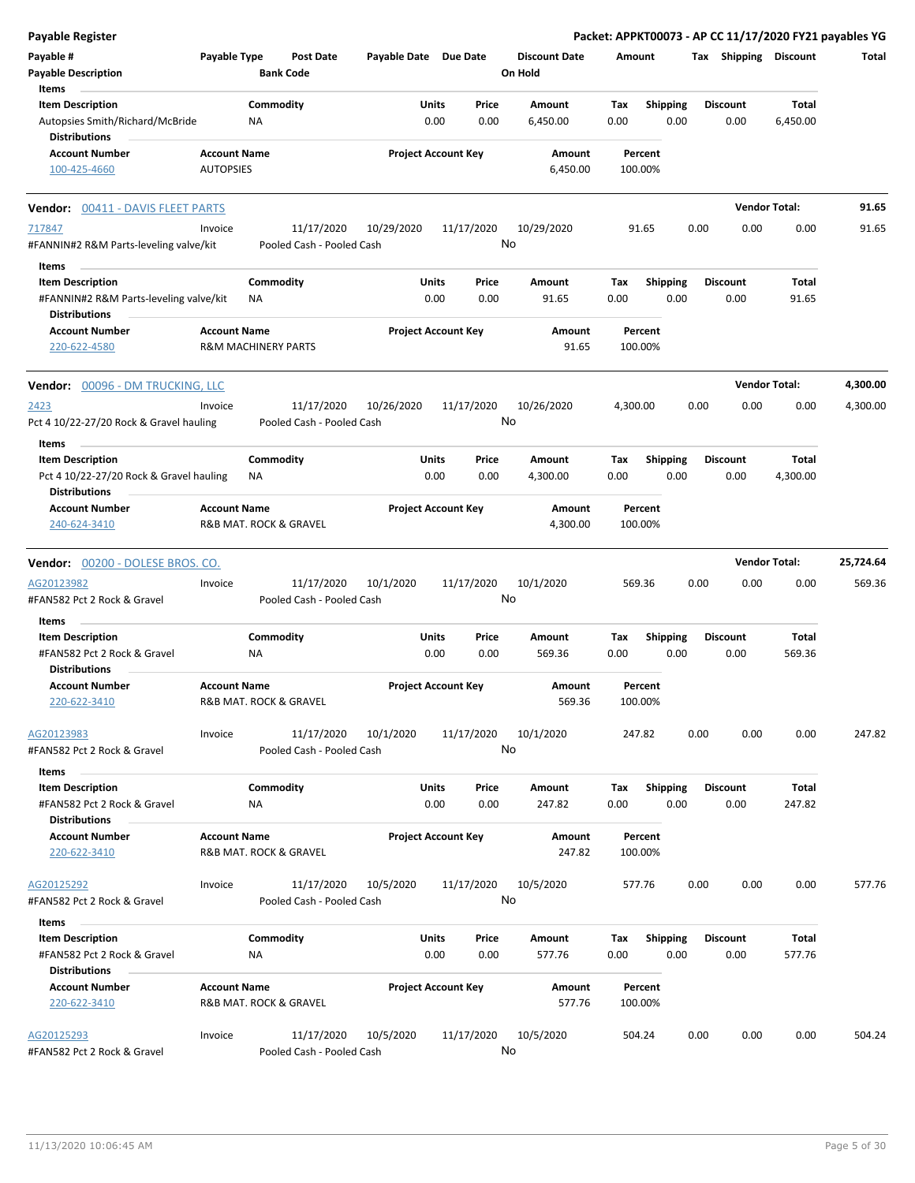| Payable # | Payable Type | Post Date | Payable Date | Due Date | Discount Date | Amount | Tax | Shipping | Discount | Total |
|---|---|---|---|---|---|---|---|---|---|---|
| Payable Description | | Bank Code | | | On Hold | | | | | |

**Items**

| Item Description | Commodity | Units | Price | Amount | Tax | Shipping | Discount | Total |
|---|---|---|---|---|---|---|---|---|
| Autopsies Smith/Richard/McBride | NA | 0.00 | 0.00 | 6,450.00 | 0.00 | 0.00 | 0.00 | 6,450.00 |

**Distributions**

| Account Number | Account Name | Project Account Key | Amount | Percent |
|---|---|---|---|---|
| 100-425-4660 | AUTOPSIES | | 6,450.00 | 100.00% |

---

**Vendor: 00411 - DAVIS FLEET PARTS** — Vendor Total: **91.65**

| Payable # | Payable Type | Post Date | Payable Date | Due Date | Discount Date | Amount | Tax | Shipping | Discount | Total |
|---|---|---|---|---|---|---|---|---|---|---|
| 717847 | Invoice | 11/17/2020 | 10/29/2020 | 11/17/2020 | 10/29/2020 | 91.65 | 0.00 | 0.00 | 0.00 | 91.65 |
| #FANNIN#2 R&M Parts-leveling valve/kit | | Pooled Cash - Pooled Cash | | | No | | | | | |

**Items**

| Item Description | Commodity | Units | Price | Amount | Tax | Shipping | Discount | Total |
|---|---|---|---|---|---|---|---|---|
| #FANNIN#2 R&M Parts-leveling valve/kit | NA | 0.00 | 0.00 | 91.65 | 0.00 | 0.00 | 0.00 | 91.65 |

**Distributions**

| Account Number | Account Name | Project Account Key | Amount | Percent |
|---|---|---|---|---|
| 220-622-4580 | R&M MACHINERY PARTS | | 91.65 | 100.00% |

---

**Vendor: 00096 - DM TRUCKING, LLC** — Vendor Total: **4,300.00**

| Payable # | Payable Type | Post Date | Payable Date | Due Date | Discount Date | Amount | Tax | Shipping | Discount | Total |
|---|---|---|---|---|---|---|---|---|---|---|
| 2423 | Invoice | 11/17/2020 | 10/26/2020 | 11/17/2020 | 10/26/2020 | 4,300.00 | 0.00 | 0.00 | 0.00 | 4,300.00 |
| Pct 4 10/22-27/20 Rock & Gravel hauling | | Pooled Cash - Pooled Cash | | | No | | | | | |

**Items**

| Item Description | Commodity | Units | Price | Amount | Tax | Shipping | Discount | Total |
|---|---|---|---|---|---|---|---|---|
| Pct 4 10/22-27/20 Rock & Gravel hauling | NA | 0.00 | 0.00 | 4,300.00 | 0.00 | 0.00 | 0.00 | 4,300.00 |

**Distributions**

| Account Number | Account Name | Project Account Key | Amount | Percent |
|---|---|---|---|---|
| 240-624-3410 | R&B MAT. ROCK & GRAVEL | | 4,300.00 | 100.00% |

---

**Vendor: 00200 - DOLESE BROS. CO.** — Vendor Total: **25,724.64**

| Payable # | Payable Type | Post Date | Payable Date | Due Date | Discount Date | Amount | Tax | Shipping | Discount | Total |
|---|---|---|---|---|---|---|---|---|---|---|
| AG20123982 | Invoice | 11/17/2020 | 10/1/2020 | 11/17/2020 | 10/1/2020 | 569.36 | 0.00 | 0.00 | 0.00 | 569.36 |
| #FAN582 Pct 2 Rock & Gravel | | Pooled Cash - Pooled Cash | | | No | | | | | |

**Items**

| Item Description | Commodity | Units | Price | Amount | Tax | Shipping | Discount | Total |
|---|---|---|---|---|---|---|---|---|
| #FAN582 Pct 2 Rock & Gravel | NA | 0.00 | 0.00 | 569.36 | 0.00 | 0.00 | 0.00 | 569.36 |

**Distributions**

| Account Number | Account Name | Project Account Key | Amount | Percent |
|---|---|---|---|---|
| 220-622-3410 | R&B MAT. ROCK & GRAVEL | | 569.36 | 100.00% |

| Payable # | Payable Type | Post Date | Payable Date | Due Date | Discount Date | Amount | Tax | Shipping | Discount | Total |
|---|---|---|---|---|---|---|---|---|---|---|
| AG20123983 | Invoice | 11/17/2020 | 10/1/2020 | 11/17/2020 | 10/1/2020 | 247.82 | 0.00 | 0.00 | 0.00 | 247.82 |
| #FAN582 Pct 2 Rock & Gravel | | Pooled Cash - Pooled Cash | | | No | | | | | |

**Items**

| Item Description | Commodity | Units | Price | Amount | Tax | Shipping | Discount | Total |
|---|---|---|---|---|---|---|---|---|
| #FAN582 Pct 2 Rock & Gravel | NA | 0.00 | 0.00 | 247.82 | 0.00 | 0.00 | 0.00 | 247.82 |

**Distributions**

| Account Number | Account Name | Project Account Key | Amount | Percent |
|---|---|---|---|---|
| 220-622-3410 | R&B MAT. ROCK & GRAVEL | | 247.82 | 100.00% |

| Payable # | Payable Type | Post Date | Payable Date | Due Date | Discount Date | Amount | Tax | Shipping | Discount | Total |
|---|---|---|---|---|---|---|---|---|---|---|
| AG20125292 | Invoice | 11/17/2020 | 10/5/2020 | 11/17/2020 | 10/5/2020 | 577.76 | 0.00 | 0.00 | 0.00 | 577.76 |
| #FAN582 Pct 2 Rock & Gravel | | Pooled Cash - Pooled Cash | | | No | | | | | |

**Items**

| Item Description | Commodity | Units | Price | Amount | Tax | Shipping | Discount | Total |
|---|---|---|---|---|---|---|---|---|
| #FAN582 Pct 2 Rock & Gravel | NA | 0.00 | 0.00 | 577.76 | 0.00 | 0.00 | 0.00 | 577.76 |

**Distributions**

| Account Number | Account Name | Project Account Key | Amount | Percent |
|---|---|---|---|---|
| 220-622-3410 | R&B MAT. ROCK & GRAVEL | | 577.76 | 100.00% |

| Payable # | Payable Type | Post Date | Payable Date | Due Date | Discount Date | Amount | Tax | Shipping | Discount | Total |
|---|---|---|---|---|---|---|---|---|---|---|
| AG20125293 | Invoice | 11/17/2020 | 10/5/2020 | 11/17/2020 | 10/5/2020 | 504.24 | 0.00 | 0.00 | 0.00 | 504.24 |
| #FAN582 Pct 2 Rock & Gravel | | Pooled Cash - Pooled Cash | | | No | | | | | |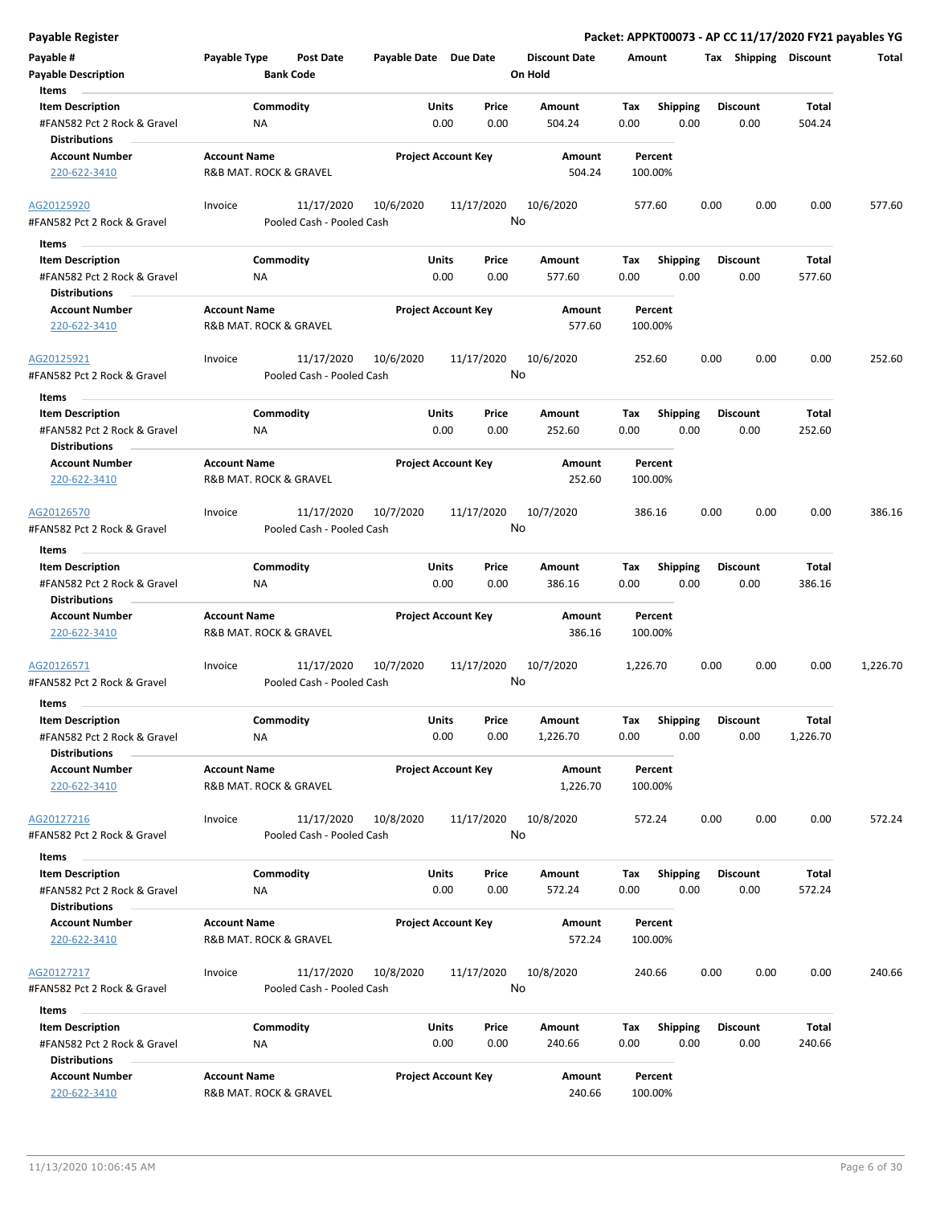**Payable Register** — Packet: APPKT00073 - AP CC 11/17/2020 FY21 payables YG

| Payable # | Payable Type | Post Date | Payable Date | Due Date | Discount Date | Amount | Tax | Shipping | Discount | Total |
|---|---|---|---|---|---|---|---|---|---|---|
| Payable Description | | Bank Code | | | On Hold | | | | | |

**Items**

| Item Description | Commodity | Units | Price | Amount | Tax | Shipping | Discount | Total |
|---|---|---|---|---|---|---|---|---|
| #FAN582 Pct 2 Rock & Gravel | NA | 0.00 | 0.00 | 504.24 | 0.00 | 0.00 | 0.00 | 504.24 |

**Distributions**

| Account Number | Account Name | Project Account Key | Amount | Percent |
|---|---|---|---|---|
| 220-622-3410 | R&B MAT. ROCK & GRAVEL | | 504.24 | 100.00% |

---

| Payable # | Payable Type | Post Date | Payable Date | Due Date | Discount Date | Amount | Tax | Shipping | Discount | Total |
|---|---|---|---|---|---|---|---|---|---|---|
| AG20125920 | Invoice | 11/17/2020 | 10/6/2020 | 11/17/2020 | 10/6/2020 | 577.60 | 0.00 | 0.00 | 0.00 | 577.60 |
| #FAN582 Pct 2 Rock & Gravel | | Pooled Cash - Pooled Cash | | | No | | | | | |

**Items**

| Item Description | Commodity | Units | Price | Amount | Tax | Shipping | Discount | Total |
|---|---|---|---|---|---|---|---|---|
| #FAN582 Pct 2 Rock & Gravel | NA | 0.00 | 0.00 | 577.60 | 0.00 | 0.00 | 0.00 | 577.60 |

**Distributions**

| Account Number | Account Name | Project Account Key | Amount | Percent |
|---|---|---|---|---|
| 220-622-3410 | R&B MAT. ROCK & GRAVEL | | 577.60 | 100.00% |

---

| Payable # | Payable Type | Post Date | Payable Date | Due Date | Discount Date | Amount | Tax | Shipping | Discount | Total |
|---|---|---|---|---|---|---|---|---|---|---|
| AG20125921 | Invoice | 11/17/2020 | 10/6/2020 | 11/17/2020 | 10/6/2020 | 252.60 | 0.00 | 0.00 | 0.00 | 252.60 |
| #FAN582 Pct 2 Rock & Gravel | | Pooled Cash - Pooled Cash | | | No | | | | | |

**Items**

| Item Description | Commodity | Units | Price | Amount | Tax | Shipping | Discount | Total |
|---|---|---|---|---|---|---|---|---|
| #FAN582 Pct 2 Rock & Gravel | NA | 0.00 | 0.00 | 252.60 | 0.00 | 0.00 | 0.00 | 252.60 |

**Distributions**

| Account Number | Account Name | Project Account Key | Amount | Percent |
|---|---|---|---|---|
| 220-622-3410 | R&B MAT. ROCK & GRAVEL | | 252.60 | 100.00% |

---

| Payable # | Payable Type | Post Date | Payable Date | Due Date | Discount Date | Amount | Tax | Shipping | Discount | Total |
|---|---|---|---|---|---|---|---|---|---|---|
| AG20126570 | Invoice | 11/17/2020 | 10/7/2020 | 11/17/2020 | 10/7/2020 | 386.16 | 0.00 | 0.00 | 0.00 | 386.16 |
| #FAN582 Pct 2 Rock & Gravel | | Pooled Cash - Pooled Cash | | | No | | | | | |

**Items**

| Item Description | Commodity | Units | Price | Amount | Tax | Shipping | Discount | Total |
|---|---|---|---|---|---|---|---|---|
| #FAN582 Pct 2 Rock & Gravel | NA | 0.00 | 0.00 | 386.16 | 0.00 | 0.00 | 0.00 | 386.16 |

**Distributions**

| Account Number | Account Name | Project Account Key | Amount | Percent |
|---|---|---|---|---|
| 220-622-3410 | R&B MAT. ROCK & GRAVEL | | 386.16 | 100.00% |

---

| Payable # | Payable Type | Post Date | Payable Date | Due Date | Discount Date | Amount | Tax | Shipping | Discount | Total |
|---|---|---|---|---|---|---|---|---|---|---|
| AG20126571 | Invoice | 11/17/2020 | 10/7/2020 | 11/17/2020 | 10/7/2020 | 1,226.70 | 0.00 | 0.00 | 0.00 | 1,226.70 |
| #FAN582 Pct 2 Rock & Gravel | | Pooled Cash - Pooled Cash | | | No | | | | | |

**Items**

| Item Description | Commodity | Units | Price | Amount | Tax | Shipping | Discount | Total |
|---|---|---|---|---|---|---|---|---|
| #FAN582 Pct 2 Rock & Gravel | NA | 0.00 | 0.00 | 1,226.70 | 0.00 | 0.00 | 0.00 | 1,226.70 |

**Distributions**

| Account Number | Account Name | Project Account Key | Amount | Percent |
|---|---|---|---|---|
| 220-622-3410 | R&B MAT. ROCK & GRAVEL | | 1,226.70 | 100.00% |

---

| Payable # | Payable Type | Post Date | Payable Date | Due Date | Discount Date | Amount | Tax | Shipping | Discount | Total |
|---|---|---|---|---|---|---|---|---|---|---|
| AG20127216 | Invoice | 11/17/2020 | 10/8/2020 | 11/17/2020 | 10/8/2020 | 572.24 | 0.00 | 0.00 | 0.00 | 572.24 |
| #FAN582 Pct 2 Rock & Gravel | | Pooled Cash - Pooled Cash | | | No | | | | | |

**Items**

| Item Description | Commodity | Units | Price | Amount | Tax | Shipping | Discount | Total |
|---|---|---|---|---|---|---|---|---|
| #FAN582 Pct 2 Rock & Gravel | NA | 0.00 | 0.00 | 572.24 | 0.00 | 0.00 | 0.00 | 572.24 |

**Distributions**

| Account Number | Account Name | Project Account Key | Amount | Percent |
|---|---|---|---|---|
| 220-622-3410 | R&B MAT. ROCK & GRAVEL | | 572.24 | 100.00% |

---

| Payable # | Payable Type | Post Date | Payable Date | Due Date | Discount Date | Amount | Tax | Shipping | Discount | Total |
|---|---|---|---|---|---|---|---|---|---|---|
| AG20127217 | Invoice | 11/17/2020 | 10/8/2020 | 11/17/2020 | 10/8/2020 | 240.66 | 0.00 | 0.00 | 0.00 | 240.66 |
| #FAN582 Pct 2 Rock & Gravel | | Pooled Cash - Pooled Cash | | | No | | | | | |

**Items**

| Item Description | Commodity | Units | Price | Amount | Tax | Shipping | Discount | Total |
|---|---|---|---|---|---|---|---|---|
| #FAN582 Pct 2 Rock & Gravel | NA | 0.00 | 0.00 | 240.66 | 0.00 | 0.00 | 0.00 | 240.66 |

**Distributions**

| Account Number | Account Name | Project Account Key | Amount | Percent |
|---|---|---|---|---|
| 220-622-3410 | R&B MAT. ROCK & GRAVEL | | 240.66 | 100.00% |

11/13/2020 10:06:45 AM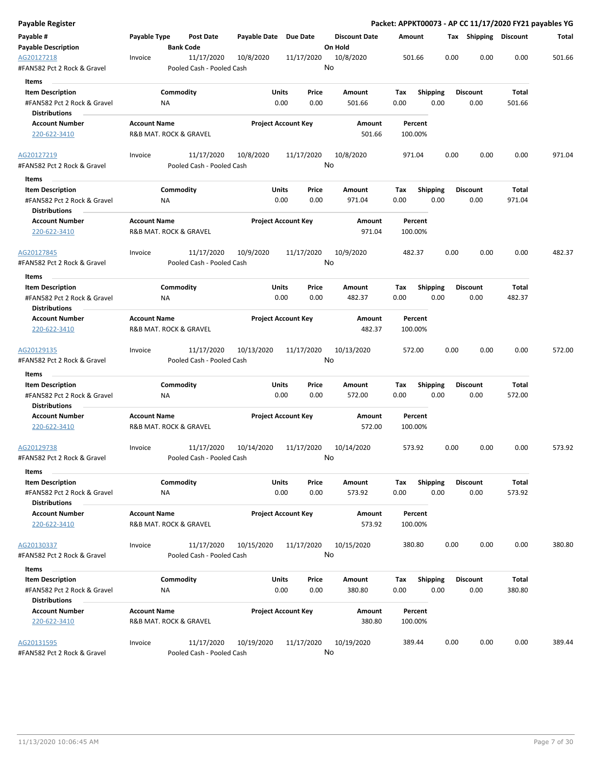# Payable Register

**Packet: APPKT00073 - AP CC 11/17/2020 FY21 payables YG**

| Payable # | Payable Type | Post Date | Payable Date | Due Date | Discount Date | Amount | Tax | Shipping | Discount | Total |
|---|---|---|---|---|---|---|---|---|---|---|
| **Payable Description** | | **Bank Code** | | | **On Hold** | | | | | |
| AG20127218 | Invoice | 11/17/2020 | 10/8/2020 | 11/17/2020 | 10/8/2020 | 501.66 | 0.00 | 0.00 | 0.00 | 501.66 |
| #FAN582 Pct 2 Rock & Gravel | | Pooled Cash - Pooled Cash | | | No | | | | | |

**Items**

| Item Description | Commodity | Units | Price | Amount | Tax | Shipping | Discount | Total |
|---|---|---|---|---|---|---|---|---|
| #FAN582 Pct 2 Rock & Gravel | NA | 0.00 | 0.00 | 501.66 | 0.00 | 0.00 | 0.00 | 501.66 |

**Distributions**

| Account Number | Account Name | Project Account Key | Amount | Percent |
|---|---|---|---|---|
| 220-622-3410 | R&B MAT. ROCK & GRAVEL | | 501.66 | 100.00% |

| Payable # | Payable Type | Post Date | Payable Date | Due Date | Discount Date | Amount | Tax | Shipping | Discount | Total |
|---|---|---|---|---|---|---|---|---|---|---|
| AG20127219 | Invoice | 11/17/2020 | 10/8/2020 | 11/17/2020 | 10/8/2020 | 971.04 | 0.00 | 0.00 | 0.00 | 971.04 |
| #FAN582 Pct 2 Rock & Gravel | | Pooled Cash - Pooled Cash | | | No | | | | | |

**Items**

| Item Description | Commodity | Units | Price | Amount | Tax | Shipping | Discount | Total |
|---|---|---|---|---|---|---|---|---|
| #FAN582 Pct 2 Rock & Gravel | NA | 0.00 | 0.00 | 971.04 | 0.00 | 0.00 | 0.00 | 971.04 |

**Distributions**

| Account Number | Account Name | Project Account Key | Amount | Percent |
|---|---|---|---|---|
| 220-622-3410 | R&B MAT. ROCK & GRAVEL | | 971.04 | 100.00% |

| Payable # | Payable Type | Post Date | Payable Date | Due Date | Discount Date | Amount | Tax | Shipping | Discount | Total |
|---|---|---|---|---|---|---|---|---|---|---|
| AG20127845 | Invoice | 11/17/2020 | 10/9/2020 | 11/17/2020 | 10/9/2020 | 482.37 | 0.00 | 0.00 | 0.00 | 482.37 |
| #FAN582 Pct 2 Rock & Gravel | | Pooled Cash - Pooled Cash | | | No | | | | | |

**Items**

| Item Description | Commodity | Units | Price | Amount | Tax | Shipping | Discount | Total |
|---|---|---|---|---|---|---|---|---|
| #FAN582 Pct 2 Rock & Gravel | NA | 0.00 | 0.00 | 482.37 | 0.00 | 0.00 | 0.00 | 482.37 |

**Distributions**

| Account Number | Account Name | Project Account Key | Amount | Percent |
|---|---|---|---|---|
| 220-622-3410 | R&B MAT. ROCK & GRAVEL | | 482.37 | 100.00% |

| Payable # | Payable Type | Post Date | Payable Date | Due Date | Discount Date | Amount | Tax | Shipping | Discount | Total |
|---|---|---|---|---|---|---|---|---|---|---|
| AG20129135 | Invoice | 11/17/2020 | 10/13/2020 | 11/17/2020 | 10/13/2020 | 572.00 | 0.00 | 0.00 | 0.00 | 572.00 |
| #FAN582 Pct 2 Rock & Gravel | | Pooled Cash - Pooled Cash | | | No | | | | | |

**Items**

| Item Description | Commodity | Units | Price | Amount | Tax | Shipping | Discount | Total |
|---|---|---|---|---|---|---|---|---|
| #FAN582 Pct 2 Rock & Gravel | NA | 0.00 | 0.00 | 572.00 | 0.00 | 0.00 | 0.00 | 572.00 |

**Distributions**

| Account Number | Account Name | Project Account Key | Amount | Percent |
|---|---|---|---|---|
| 220-622-3410 | R&B MAT. ROCK & GRAVEL | | 572.00 | 100.00% |

| Payable # | Payable Type | Post Date | Payable Date | Due Date | Discount Date | Amount | Tax | Shipping | Discount | Total |
|---|---|---|---|---|---|---|---|---|---|---|
| AG20129738 | Invoice | 11/17/2020 | 10/14/2020 | 11/17/2020 | 10/14/2020 | 573.92 | 0.00 | 0.00 | 0.00 | 573.92 |
| #FAN582 Pct 2 Rock & Gravel | | Pooled Cash - Pooled Cash | | | No | | | | | |

**Items**

| Item Description | Commodity | Units | Price | Amount | Tax | Shipping | Discount | Total |
|---|---|---|---|---|---|---|---|---|
| #FAN582 Pct 2 Rock & Gravel | NA | 0.00 | 0.00 | 573.92 | 0.00 | 0.00 | 0.00 | 573.92 |

**Distributions**

| Account Number | Account Name | Project Account Key | Amount | Percent |
|---|---|---|---|---|
| 220-622-3410 | R&B MAT. ROCK & GRAVEL | | 573.92 | 100.00% |

| Payable # | Payable Type | Post Date | Payable Date | Due Date | Discount Date | Amount | Tax | Shipping | Discount | Total |
|---|---|---|---|---|---|---|---|---|---|---|
| AG20130337 | Invoice | 11/17/2020 | 10/15/2020 | 11/17/2020 | 10/15/2020 | 380.80 | 0.00 | 0.00 | 0.00 | 380.80 |
| #FAN582 Pct 2 Rock & Gravel | | Pooled Cash - Pooled Cash | | | No | | | | | |

**Items**

| Item Description | Commodity | Units | Price | Amount | Tax | Shipping | Discount | Total |
|---|---|---|---|---|---|---|---|---|
| #FAN582 Pct 2 Rock & Gravel | NA | 0.00 | 0.00 | 380.80 | 0.00 | 0.00 | 0.00 | 380.80 |

**Distributions**

| Account Number | Account Name | Project Account Key | Amount | Percent |
|---|---|---|---|---|
| 220-622-3410 | R&B MAT. ROCK & GRAVEL | | 380.80 | 100.00% |

| Payable # | Payable Type | Post Date | Payable Date | Due Date | Discount Date | Amount | Tax | Shipping | Discount | Total |
|---|---|---|---|---|---|---|---|---|---|---|
| AG20131595 | Invoice | 11/17/2020 | 10/19/2020 | 11/17/2020 | 10/19/2020 | 389.44 | 0.00 | 0.00 | 0.00 | 389.44 |
| #FAN582 Pct 2 Rock & Gravel | | Pooled Cash - Pooled Cash | | | No | | | | | |

11/13/2020 10:06:45 AM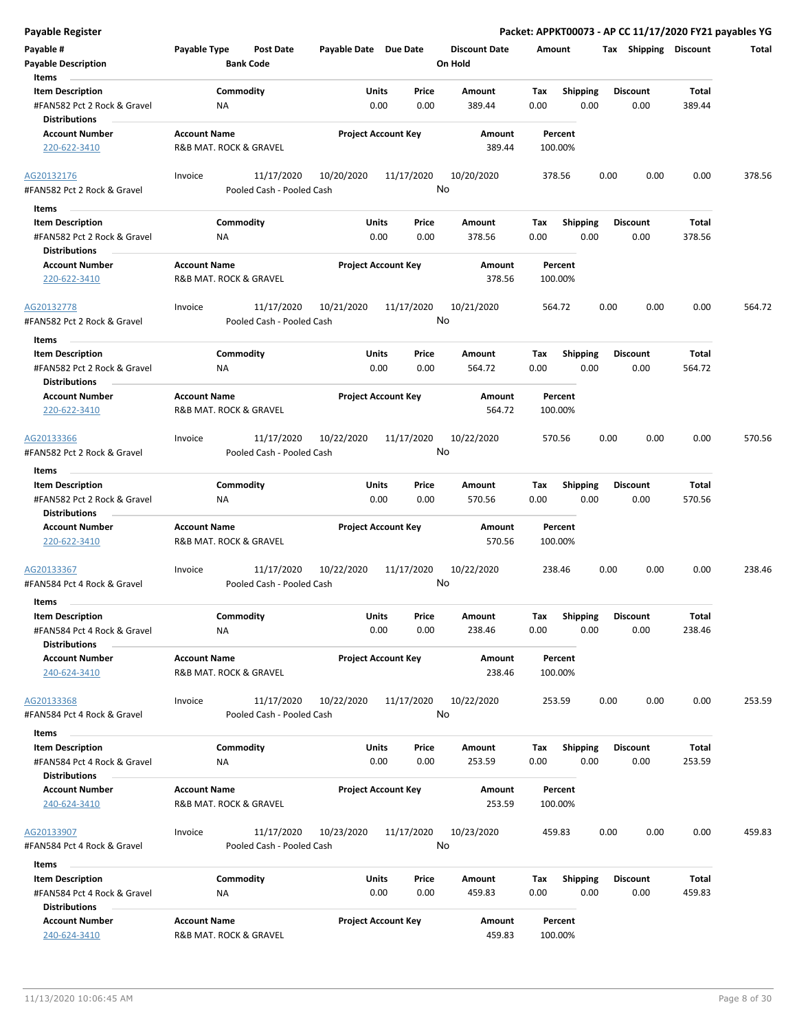**Payable Register** | **Packet: APPKT00073 - AP CC 11/17/2020 FY21 payables YG**

| Payable # | Payable Type | Post Date | Payable Date | Due Date | Discount Date | Amount | Tax | Shipping | Discount | Total |
|---|---|---|---|---|---|---|---|---|---|---|
| Payable Description | | Bank Code | | | On Hold | | | | | |

**Items**

| Item Description | Commodity | Units | Price | Amount | Tax | Shipping | Discount | Total |
|---|---|---|---|---|---|---|---|---|
| #FAN582 Pct 2 Rock & Gravel | NA | 0.00 | 0.00 | 389.44 | 0.00 | 0.00 | 0.00 | 389.44 |

**Distributions**

| Account Number | Account Name | Project Account Key | Amount | Percent |
|---|---|---|---|---|
| 220-622-3410 | R&B MAT. ROCK & GRAVEL | | 389.44 | 100.00% |

| Payable # | Payable Type | Post Date | Payable Date | Due Date | Discount Date | Amount | Tax | Shipping | Discount | Total |
|---|---|---|---|---|---|---|---|---|---|---|
| AG20132176 | Invoice | 11/17/2020 | 10/20/2020 | 11/17/2020 | 10/20/2020 | 378.56 | 0.00 | 0.00 | 0.00 | 378.56 |
| #FAN582 Pct 2 Rock & Gravel | | Pooled Cash - Pooled Cash | | | No | | | | | |

**Items**

| Item Description | Commodity | Units | Price | Amount | Tax | Shipping | Discount | Total |
|---|---|---|---|---|---|---|---|---|
| #FAN582 Pct 2 Rock & Gravel | NA | 0.00 | 0.00 | 378.56 | 0.00 | 0.00 | 0.00 | 378.56 |

**Distributions**

| Account Number | Account Name | Project Account Key | Amount | Percent |
|---|---|---|---|---|
| 220-622-3410 | R&B MAT. ROCK & GRAVEL | | 378.56 | 100.00% |

| Payable # | Payable Type | Post Date | Payable Date | Due Date | Discount Date | Amount | Tax | Shipping | Discount | Total |
|---|---|---|---|---|---|---|---|---|---|---|
| AG20132778 | Invoice | 11/17/2020 | 10/21/2020 | 11/17/2020 | 10/21/2020 | 564.72 | 0.00 | 0.00 | 0.00 | 564.72 |
| #FAN582 Pct 2 Rock & Gravel | | Pooled Cash - Pooled Cash | | | No | | | | | |

**Items**

| Item Description | Commodity | Units | Price | Amount | Tax | Shipping | Discount | Total |
|---|---|---|---|---|---|---|---|---|
| #FAN582 Pct 2 Rock & Gravel | NA | 0.00 | 0.00 | 564.72 | 0.00 | 0.00 | 0.00 | 564.72 |

**Distributions**

| Account Number | Account Name | Project Account Key | Amount | Percent |
|---|---|---|---|---|
| 220-622-3410 | R&B MAT. ROCK & GRAVEL | | 564.72 | 100.00% |

| Payable # | Payable Type | Post Date | Payable Date | Due Date | Discount Date | Amount | Tax | Shipping | Discount | Total |
|---|---|---|---|---|---|---|---|---|---|---|
| AG20133366 | Invoice | 11/17/2020 | 10/22/2020 | 11/17/2020 | 10/22/2020 | 570.56 | 0.00 | 0.00 | 0.00 | 570.56 |
| #FAN582 Pct 2 Rock & Gravel | | Pooled Cash - Pooled Cash | | | No | | | | | |

**Items**

| Item Description | Commodity | Units | Price | Amount | Tax | Shipping | Discount | Total |
|---|---|---|---|---|---|---|---|---|
| #FAN582 Pct 2 Rock & Gravel | NA | 0.00 | 0.00 | 570.56 | 0.00 | 0.00 | 0.00 | 570.56 |

**Distributions**

| Account Number | Account Name | Project Account Key | Amount | Percent |
|---|---|---|---|---|
| 220-622-3410 | R&B MAT. ROCK & GRAVEL | | 570.56 | 100.00% |

| Payable # | Payable Type | Post Date | Payable Date | Due Date | Discount Date | Amount | Tax | Shipping | Discount | Total |
|---|---|---|---|---|---|---|---|---|---|---|
| AG20133367 | Invoice | 11/17/2020 | 10/22/2020 | 11/17/2020 | 10/22/2020 | 238.46 | 0.00 | 0.00 | 0.00 | 238.46 |
| #FAN584 Pct 4 Rock & Gravel | | Pooled Cash - Pooled Cash | | | No | | | | | |

**Items**

| Item Description | Commodity | Units | Price | Amount | Tax | Shipping | Discount | Total |
|---|---|---|---|---|---|---|---|---|
| #FAN584 Pct 4 Rock & Gravel | NA | 0.00 | 0.00 | 238.46 | 0.00 | 0.00 | 0.00 | 238.46 |

**Distributions**

| Account Number | Account Name | Project Account Key | Amount | Percent |
|---|---|---|---|---|
| 240-624-3410 | R&B MAT. ROCK & GRAVEL | | 238.46 | 100.00% |

| Payable # | Payable Type | Post Date | Payable Date | Due Date | Discount Date | Amount | Tax | Shipping | Discount | Total |
|---|---|---|---|---|---|---|---|---|---|---|
| AG20133368 | Invoice | 11/17/2020 | 10/22/2020 | 11/17/2020 | 10/22/2020 | 253.59 | 0.00 | 0.00 | 0.00 | 253.59 |
| #FAN584 Pct 4 Rock & Gravel | | Pooled Cash - Pooled Cash | | | No | | | | | |

**Items**

| Item Description | Commodity | Units | Price | Amount | Tax | Shipping | Discount | Total |
|---|---|---|---|---|---|---|---|---|
| #FAN584 Pct 4 Rock & Gravel | NA | 0.00 | 0.00 | 253.59 | 0.00 | 0.00 | 0.00 | 253.59 |

**Distributions**

| Account Number | Account Name | Project Account Key | Amount | Percent |
|---|---|---|---|---|
| 240-624-3410 | R&B MAT. ROCK & GRAVEL | | 253.59 | 100.00% |

| Payable # | Payable Type | Post Date | Payable Date | Due Date | Discount Date | Amount | Tax | Shipping | Discount | Total |
|---|---|---|---|---|---|---|---|---|---|---|
| AG20133907 | Invoice | 11/17/2020 | 10/23/2020 | 11/17/2020 | 10/23/2020 | 459.83 | 0.00 | 0.00 | 0.00 | 459.83 |
| #FAN584 Pct 4 Rock & Gravel | | Pooled Cash - Pooled Cash | | | No | | | | | |

**Items**

| Item Description | Commodity | Units | Price | Amount | Tax | Shipping | Discount | Total |
|---|---|---|---|---|---|---|---|---|
| #FAN584 Pct 4 Rock & Gravel | NA | 0.00 | 0.00 | 459.83 | 0.00 | 0.00 | 0.00 | 459.83 |

**Distributions**

| Account Number | Account Name | Project Account Key | Amount | Percent |
|---|---|---|---|---|
| 240-624-3410 | R&B MAT. ROCK & GRAVEL | | 459.83 | 100.00% |

11/13/2020 10:06:45 AM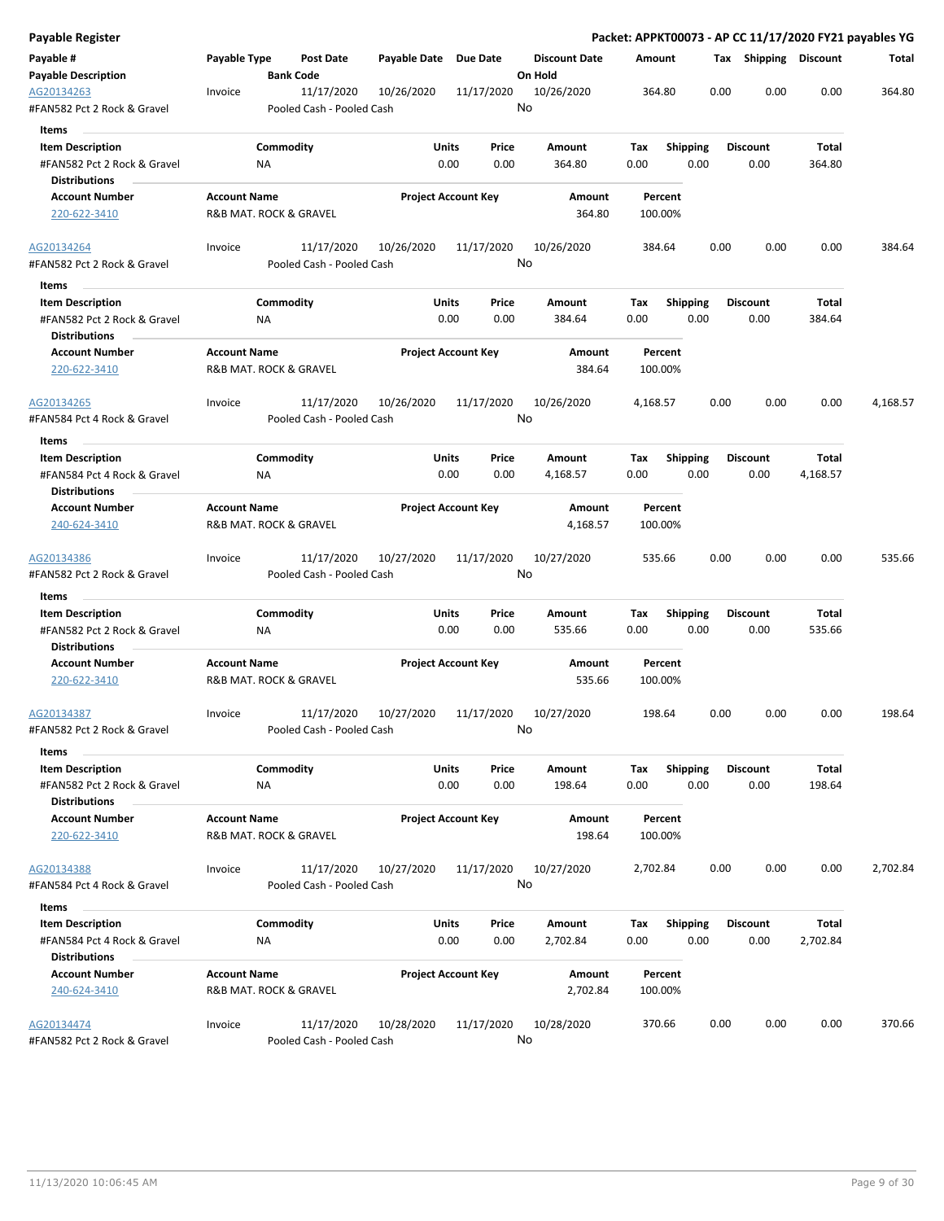## Payable Register

**Packet: APPKT00073 - AP CC 11/17/2020 FY21 payables YG**

| Payable # / Payable Description | Payable Type | Post Date / Bank Code | Payable Date | Due Date | Discount Date / On Hold | Amount | Tax | Shipping | Discount | Total |
|---|---|---|---|---|---|---|---|---|---|---|
| AG20134263 | Invoice | 11/17/2020 | 10/26/2020 | 11/17/2020 | 10/26/2020 | 364.80 | 0.00 | 0.00 | 0.00 | 364.80 |
| #FAN582 Pct 2 Rock & Gravel | | Pooled Cash - Pooled Cash | | | No | | | | | |

**Items**

| Item Description | Commodity | Units | Price | Amount | Tax | Shipping | Discount | Total |
|---|---|---|---|---|---|---|---|---|
| #FAN582 Pct 2 Rock & Gravel | NA | 0.00 | 0.00 | 364.80 | 0.00 | 0.00 | 0.00 | 364.80 |

**Distributions**

| Account Number | Account Name | Project Account Key | Amount | Percent |
|---|---|---|---|---|
| 220-622-3410 | R&B MAT. ROCK & GRAVEL | | 364.80 | 100.00% |

| Payable # / Payable Description | Payable Type | Post Date / Bank Code | Payable Date | Due Date | Discount Date / On Hold | Amount | Tax | Shipping | Discount | Total |
|---|---|---|---|---|---|---|---|---|---|---|
| AG20134264 | Invoice | 11/17/2020 | 10/26/2020 | 11/17/2020 | 10/26/2020 | 384.64 | 0.00 | 0.00 | 0.00 | 384.64 |
| #FAN582 Pct 2 Rock & Gravel | | Pooled Cash - Pooled Cash | | | No | | | | | |

**Items**

| Item Description | Commodity | Units | Price | Amount | Tax | Shipping | Discount | Total |
|---|---|---|---|---|---|---|---|---|
| #FAN582 Pct 2 Rock & Gravel | NA | 0.00 | 0.00 | 384.64 | 0.00 | 0.00 | 0.00 | 384.64 |

**Distributions**

| Account Number | Account Name | Project Account Key | Amount | Percent |
|---|---|---|---|---|
| 220-622-3410 | R&B MAT. ROCK & GRAVEL | | 384.64 | 100.00% |

| Payable # / Payable Description | Payable Type | Post Date / Bank Code | Payable Date | Due Date | Discount Date / On Hold | Amount | Tax | Shipping | Discount | Total |
|---|---|---|---|---|---|---|---|---|---|---|
| AG20134265 | Invoice | 11/17/2020 | 10/26/2020 | 11/17/2020 | 10/26/2020 | 4,168.57 | 0.00 | 0.00 | 0.00 | 4,168.57 |
| #FAN584 Pct 4 Rock & Gravel | | Pooled Cash - Pooled Cash | | | No | | | | | |

**Items**

| Item Description | Commodity | Units | Price | Amount | Tax | Shipping | Discount | Total |
|---|---|---|---|---|---|---|---|---|
| #FAN584 Pct 4 Rock & Gravel | NA | 0.00 | 0.00 | 4,168.57 | 0.00 | 0.00 | 0.00 | 4,168.57 |

**Distributions**

| Account Number | Account Name | Project Account Key | Amount | Percent |
|---|---|---|---|---|
| 240-624-3410 | R&B MAT. ROCK & GRAVEL | | 4,168.57 | 100.00% |

| Payable # / Payable Description | Payable Type | Post Date / Bank Code | Payable Date | Due Date | Discount Date / On Hold | Amount | Tax | Shipping | Discount | Total |
|---|---|---|---|---|---|---|---|---|---|---|
| AG20134386 | Invoice | 11/17/2020 | 10/27/2020 | 11/17/2020 | 10/27/2020 | 535.66 | 0.00 | 0.00 | 0.00 | 535.66 |
| #FAN582 Pct 2 Rock & Gravel | | Pooled Cash - Pooled Cash | | | No | | | | | |

**Items**

| Item Description | Commodity | Units | Price | Amount | Tax | Shipping | Discount | Total |
|---|---|---|---|---|---|---|---|---|
| #FAN582 Pct 2 Rock & Gravel | NA | 0.00 | 0.00 | 535.66 | 0.00 | 0.00 | 0.00 | 535.66 |

**Distributions**

| Account Number | Account Name | Project Account Key | Amount | Percent |
|---|---|---|---|---|
| 220-622-3410 | R&B MAT. ROCK & GRAVEL | | 535.66 | 100.00% |

| Payable # / Payable Description | Payable Type | Post Date / Bank Code | Payable Date | Due Date | Discount Date / On Hold | Amount | Tax | Shipping | Discount | Total |
|---|---|---|---|---|---|---|---|---|---|---|
| AG20134387 | Invoice | 11/17/2020 | 10/27/2020 | 11/17/2020 | 10/27/2020 | 198.64 | 0.00 | 0.00 | 0.00 | 198.64 |
| #FAN582 Pct 2 Rock & Gravel | | Pooled Cash - Pooled Cash | | | No | | | | | |

**Items**

| Item Description | Commodity | Units | Price | Amount | Tax | Shipping | Discount | Total |
|---|---|---|---|---|---|---|---|---|
| #FAN582 Pct 2 Rock & Gravel | NA | 0.00 | 0.00 | 198.64 | 0.00 | 0.00 | 0.00 | 198.64 |

**Distributions**

| Account Number | Account Name | Project Account Key | Amount | Percent |
|---|---|---|---|---|
| 220-622-3410 | R&B MAT. ROCK & GRAVEL | | 198.64 | 100.00% |

| Payable # / Payable Description | Payable Type | Post Date / Bank Code | Payable Date | Due Date | Discount Date / On Hold | Amount | Tax | Shipping | Discount | Total |
|---|---|---|---|---|---|---|---|---|---|---|
| AG20134388 | Invoice | 11/17/2020 | 10/27/2020 | 11/17/2020 | 10/27/2020 | 2,702.84 | 0.00 | 0.00 | 0.00 | 2,702.84 |
| #FAN584 Pct 4 Rock & Gravel | | Pooled Cash - Pooled Cash | | | No | | | | | |

**Items**

| Item Description | Commodity | Units | Price | Amount | Tax | Shipping | Discount | Total |
|---|---|---|---|---|---|---|---|---|
| #FAN584 Pct 4 Rock & Gravel | NA | 0.00 | 0.00 | 2,702.84 | 0.00 | 0.00 | 0.00 | 2,702.84 |

**Distributions**

| Account Number | Account Name | Project Account Key | Amount | Percent |
|---|---|---|---|---|
| 240-624-3410 | R&B MAT. ROCK & GRAVEL | | 2,702.84 | 100.00% |

| Payable # / Payable Description | Payable Type | Post Date / Bank Code | Payable Date | Due Date | Discount Date / On Hold | Amount | Tax | Shipping | Discount | Total |
|---|---|---|---|---|---|---|---|---|---|---|
| AG20134474 | Invoice | 11/17/2020 | 10/28/2020 | 11/17/2020 | 10/28/2020 | 370.66 | 0.00 | 0.00 | 0.00 | 370.66 |
| #FAN582 Pct 2 Rock & Gravel | | Pooled Cash - Pooled Cash | | | No | | | | | |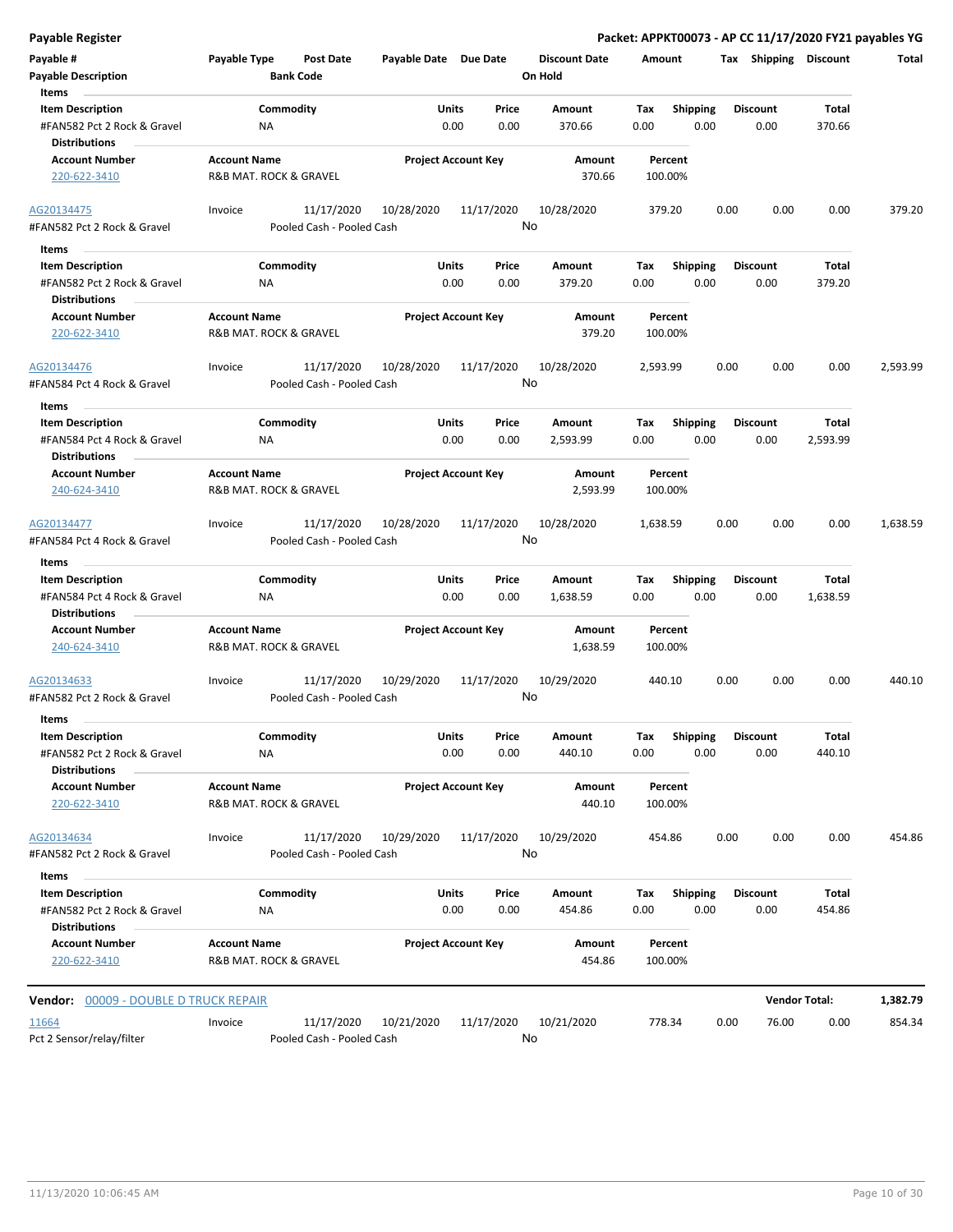| Payable # | Payable Type | Post Date | Payable Date | Due Date | Discount Date | Amount | Tax | Shipping | Discount | Total |
|---|---|---|---|---|---|---|---|---|---|---|
| Payable Description | | Bank Code | | | On Hold | | | | | |

**Items**

| Item Description | Commodity | Units | Price | Amount | Tax | Shipping | Discount | Total |
|---|---|---|---|---|---|---|---|---|
| #FAN582 Pct 2 Rock & Gravel | NA | 0.00 | 0.00 | 370.66 | 0.00 | 0.00 | 0.00 | 370.66 |

**Distributions**

| Account Number | Account Name | Project Account Key | Amount | Percent |
|---|---|---|---|---|
| 220-622-3410 | R&B MAT. ROCK & GRAVEL | | 370.66 | 100.00% |

| Payable # | Payable Type | Post Date | Payable Date | Due Date | Discount Date | Amount | Tax | Shipping | Discount | Total |
|---|---|---|---|---|---|---|---|---|---|---|
| AG20134475 | Invoice | 11/17/2020 | 10/28/2020 | 11/17/2020 | 10/28/2020 | 379.20 | 0.00 | 0.00 | 0.00 | 379.20 |
| #FAN582 Pct 2 Rock & Gravel | | Pooled Cash - Pooled Cash | | | No | | | | | |

**Items**

| Item Description | Commodity | Units | Price | Amount | Tax | Shipping | Discount | Total |
|---|---|---|---|---|---|---|---|---|
| #FAN582 Pct 2 Rock & Gravel | NA | 0.00 | 0.00 | 379.20 | 0.00 | 0.00 | 0.00 | 379.20 |

**Distributions**

| Account Number | Account Name | Project Account Key | Amount | Percent |
|---|---|---|---|---|
| 220-622-3410 | R&B MAT. ROCK & GRAVEL | | 379.20 | 100.00% |

| Payable # | Payable Type | Post Date | Payable Date | Due Date | Discount Date | Amount | Tax | Shipping | Discount | Total |
|---|---|---|---|---|---|---|---|---|---|---|
| AG20134476 | Invoice | 11/17/2020 | 10/28/2020 | 11/17/2020 | 10/28/2020 | 2,593.99 | 0.00 | 0.00 | 0.00 | 2,593.99 |
| #FAN584 Pct 4 Rock & Gravel | | Pooled Cash - Pooled Cash | | | No | | | | | |

**Items**

| Item Description | Commodity | Units | Price | Amount | Tax | Shipping | Discount | Total |
|---|---|---|---|---|---|---|---|---|
| #FAN584 Pct 4 Rock & Gravel | NA | 0.00 | 0.00 | 2,593.99 | 0.00 | 0.00 | 0.00 | 2,593.99 |

**Distributions**

| Account Number | Account Name | Project Account Key | Amount | Percent |
|---|---|---|---|---|
| 240-624-3410 | R&B MAT. ROCK & GRAVEL | | 2,593.99 | 100.00% |

| Payable # | Payable Type | Post Date | Payable Date | Due Date | Discount Date | Amount | Tax | Shipping | Discount | Total |
|---|---|---|---|---|---|---|---|---|---|---|
| AG20134477 | Invoice | 11/17/2020 | 10/28/2020 | 11/17/2020 | 10/28/2020 | 1,638.59 | 0.00 | 0.00 | 0.00 | 1,638.59 |
| #FAN584 Pct 4 Rock & Gravel | | Pooled Cash - Pooled Cash | | | No | | | | | |

**Items**

| Item Description | Commodity | Units | Price | Amount | Tax | Shipping | Discount | Total |
|---|---|---|---|---|---|---|---|---|
| #FAN584 Pct 4 Rock & Gravel | NA | 0.00 | 0.00 | 1,638.59 | 0.00 | 0.00 | 0.00 | 1,638.59 |

**Distributions**

| Account Number | Account Name | Project Account Key | Amount | Percent |
|---|---|---|---|---|
| 240-624-3410 | R&B MAT. ROCK & GRAVEL | | 1,638.59 | 100.00% |

| Payable # | Payable Type | Post Date | Payable Date | Due Date | Discount Date | Amount | Tax | Shipping | Discount | Total |
|---|---|---|---|---|---|---|---|---|---|---|
| AG20134633 | Invoice | 11/17/2020 | 10/29/2020 | 11/17/2020 | 10/29/2020 | 440.10 | 0.00 | 0.00 | 0.00 | 440.10 |
| #FAN582 Pct 2 Rock & Gravel | | Pooled Cash - Pooled Cash | | | No | | | | | |

**Items**

| Item Description | Commodity | Units | Price | Amount | Tax | Shipping | Discount | Total |
|---|---|---|---|---|---|---|---|---|
| #FAN582 Pct 2 Rock & Gravel | NA | 0.00 | 0.00 | 440.10 | 0.00 | 0.00 | 0.00 | 440.10 |

**Distributions**

| Account Number | Account Name | Project Account Key | Amount | Percent |
|---|---|---|---|---|
| 220-622-3410 | R&B MAT. ROCK & GRAVEL | | 440.10 | 100.00% |

| Payable # | Payable Type | Post Date | Payable Date | Due Date | Discount Date | Amount | Tax | Shipping | Discount | Total |
|---|---|---|---|---|---|---|---|---|---|---|
| AG20134634 | Invoice | 11/17/2020 | 10/29/2020 | 11/17/2020 | 10/29/2020 | 454.86 | 0.00 | 0.00 | 0.00 | 454.86 |
| #FAN582 Pct 2 Rock & Gravel | | Pooled Cash - Pooled Cash | | | No | | | | | |

**Items**

| Item Description | Commodity | Units | Price | Amount | Tax | Shipping | Discount | Total |
|---|---|---|---|---|---|---|---|---|
| #FAN582 Pct 2 Rock & Gravel | NA | 0.00 | 0.00 | 454.86 | 0.00 | 0.00 | 0.00 | 454.86 |

**Distributions**

| Account Number | Account Name | Project Account Key | Amount | Percent |
|---|---|---|---|---|
| 220-622-3410 | R&B MAT. ROCK & GRAVEL | | 454.86 | 100.00% |

**Vendor: 00009 - DOUBLE D TRUCK REPAIR** — **Vendor Total: 1,382.79**

| Payable # | Payable Type | Post Date | Payable Date | Due Date | Discount Date | Amount | Tax | Shipping | Discount | Total |
|---|---|---|---|---|---|---|---|---|---|---|
| 11664 | Invoice | 11/17/2020 | 10/21/2020 | 11/17/2020 | 10/21/2020 | 778.34 | 0.00 | 76.00 | 0.00 | 854.34 |
| Pct 2 Sensor/relay/filter | | Pooled Cash - Pooled Cash | | | No | | | | | |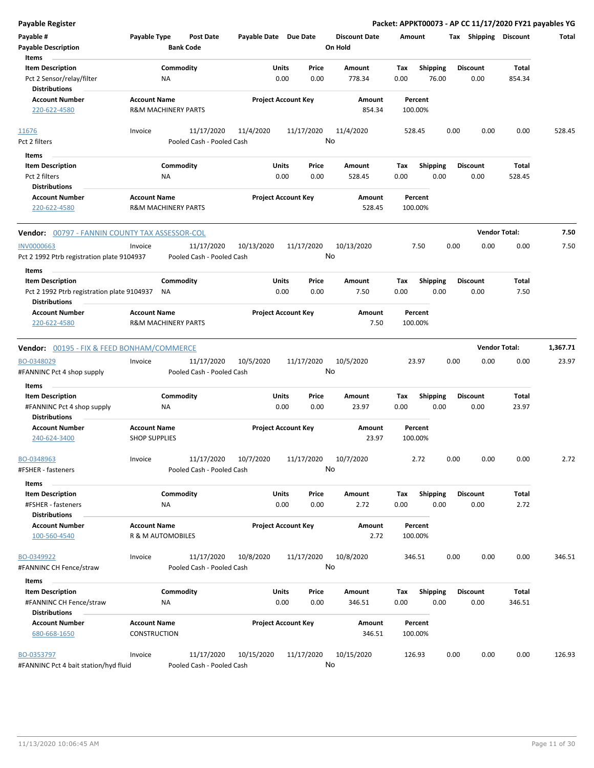**Payable Register** — **Packet: APPKT00073 - AP CC 11/17/2020 FY21 payables YG**

| Payable # | Payable Type | Post Date | Payable Date | Due Date | Discount Date | Amount | Tax | Shipping | Discount | Total |
|---|---|---|---|---|---|---|---|---|---|---|
| Payable Description | | Bank Code | | | On Hold | | | | | |

**Items**

| Item Description | Commodity | Units | Price | Amount | Tax | Shipping | Discount | Total |
|---|---|---|---|---|---|---|---|---|
| Pct 2 Sensor/relay/filter | NA | 0.00 | 0.00 | 778.34 | 0.00 | 76.00 | 0.00 | 854.34 |

**Distributions**

| Account Number | Account Name | Project Account Key | Amount | Percent |
|---|---|---|---|---|
| 220-622-4580 | R&M MACHINERY PARTS | | 854.34 | 100.00% |

| Payable # | Payable Type | Post Date | Payable Date | Due Date | Discount Date | Amount | Tax | Shipping | Discount | Total |
|---|---|---|---|---|---|---|---|---|---|---|
| 11676 | Invoice | 11/17/2020 | 11/4/2020 | 11/17/2020 | 11/4/2020 | 528.45 | 0.00 | 0.00 | 0.00 | 528.45 |
| Pct 2 filters | | Pooled Cash - Pooled Cash | | | No | | | | | |

**Items**

| Item Description | Commodity | Units | Price | Amount | Tax | Shipping | Discount | Total |
|---|---|---|---|---|---|---|---|---|
| Pct 2 filters | NA | 0.00 | 0.00 | 528.45 | 0.00 | 0.00 | 0.00 | 528.45 |

**Distributions**

| Account Number | Account Name | Project Account Key | Amount | Percent |
|---|---|---|---|---|
| 220-622-4580 | R&M MACHINERY PARTS | | 528.45 | 100.00% |

**Vendor: 00797 - FANNIN COUNTY TAX ASSESSOR-COL** — **Vendor Total: 7.50**

| Payable # | Payable Type | Post Date | Payable Date | Due Date | Discount Date | Amount | Tax | Shipping | Discount | Total |
|---|---|---|---|---|---|---|---|---|---|---|
| INV0000663 | Invoice | 11/17/2020 | 10/13/2020 | 11/17/2020 | 10/13/2020 | 7.50 | 0.00 | 0.00 | 0.00 | 7.50 |
| Pct 2 1992 Ptrb registration plate 9104937 | | Pooled Cash - Pooled Cash | | | No | | | | | |

**Items**

| Item Description | Commodity | Units | Price | Amount | Tax | Shipping | Discount | Total |
|---|---|---|---|---|---|---|---|---|
| Pct 2 1992 Ptrb registration plate 9104937 | NA | 0.00 | 0.00 | 7.50 | 0.00 | 0.00 | 0.00 | 7.50 |

**Distributions**

| Account Number | Account Name | Project Account Key | Amount | Percent |
|---|---|---|---|---|
| 220-622-4580 | R&M MACHINERY PARTS | | 7.50 | 100.00% |

**Vendor: 00195 - FIX & FEED BONHAM/COMMERCE** — **Vendor Total: 1,367.71**

| Payable # | Payable Type | Post Date | Payable Date | Due Date | Discount Date | Amount | Tax | Shipping | Discount | Total |
|---|---|---|---|---|---|---|---|---|---|---|
| BO-0348029 | Invoice | 11/17/2020 | 10/5/2020 | 11/17/2020 | 10/5/2020 | 23.97 | 0.00 | 0.00 | 0.00 | 23.97 |
| #FANNINC Pct 4 shop supply | | Pooled Cash - Pooled Cash | | | No | | | | | |

**Items**

| Item Description | Commodity | Units | Price | Amount | Tax | Shipping | Discount | Total |
|---|---|---|---|---|---|---|---|---|
| #FANNINC Pct 4 shop supply | NA | 0.00 | 0.00 | 23.97 | 0.00 | 0.00 | 0.00 | 23.97 |

**Distributions**

| Account Number | Account Name | Project Account Key | Amount | Percent |
|---|---|---|---|---|
| 240-624-3400 | SHOP SUPPLIES | | 23.97 | 100.00% |

| Payable # | Payable Type | Post Date | Payable Date | Due Date | Discount Date | Amount | Tax | Shipping | Discount | Total |
|---|---|---|---|---|---|---|---|---|---|---|
| BO-0348963 | Invoice | 11/17/2020 | 10/7/2020 | 11/17/2020 | 10/7/2020 | 2.72 | 0.00 | 0.00 | 0.00 | 2.72 |
| #FSHER - fasteners | | Pooled Cash - Pooled Cash | | | No | | | | | |

**Items**

| Item Description | Commodity | Units | Price | Amount | Tax | Shipping | Discount | Total |
|---|---|---|---|---|---|---|---|---|
| #FSHER - fasteners | NA | 0.00 | 0.00 | 2.72 | 0.00 | 0.00 | 0.00 | 2.72 |

**Distributions**

| Account Number | Account Name | Project Account Key | Amount | Percent |
|---|---|---|---|---|
| 100-560-4540 | R & M AUTOMOBILES | | 2.72 | 100.00% |

| Payable # | Payable Type | Post Date | Payable Date | Due Date | Discount Date | Amount | Tax | Shipping | Discount | Total |
|---|---|---|---|---|---|---|---|---|---|---|
| BO-0349922 | Invoice | 11/17/2020 | 10/8/2020 | 11/17/2020 | 10/8/2020 | 346.51 | 0.00 | 0.00 | 0.00 | 346.51 |
| #FANNINC CH Fence/straw | | Pooled Cash - Pooled Cash | | | No | | | | | |

**Items**

| Item Description | Commodity | Units | Price | Amount | Tax | Shipping | Discount | Total |
|---|---|---|---|---|---|---|---|---|
| #FANNINC CH Fence/straw | NA | 0.00 | 0.00 | 346.51 | 0.00 | 0.00 | 0.00 | 346.51 |

**Distributions**

| Account Number | Account Name | Project Account Key | Amount | Percent |
|---|---|---|---|---|
| 680-668-1650 | CONSTRUCTION | | 346.51 | 100.00% |

| Payable # | Payable Type | Post Date | Payable Date | Due Date | Discount Date | Amount | Tax | Shipping | Discount | Total |
|---|---|---|---|---|---|---|---|---|---|---|
| BO-0353797 | Invoice | 11/17/2020 | 10/15/2020 | 11/17/2020 | 10/15/2020 | 126.93 | 0.00 | 0.00 | 0.00 | 126.93 |
| #FANNINC Pct 4 bait station/hyd fluid | | Pooled Cash - Pooled Cash | | | No | | | | | |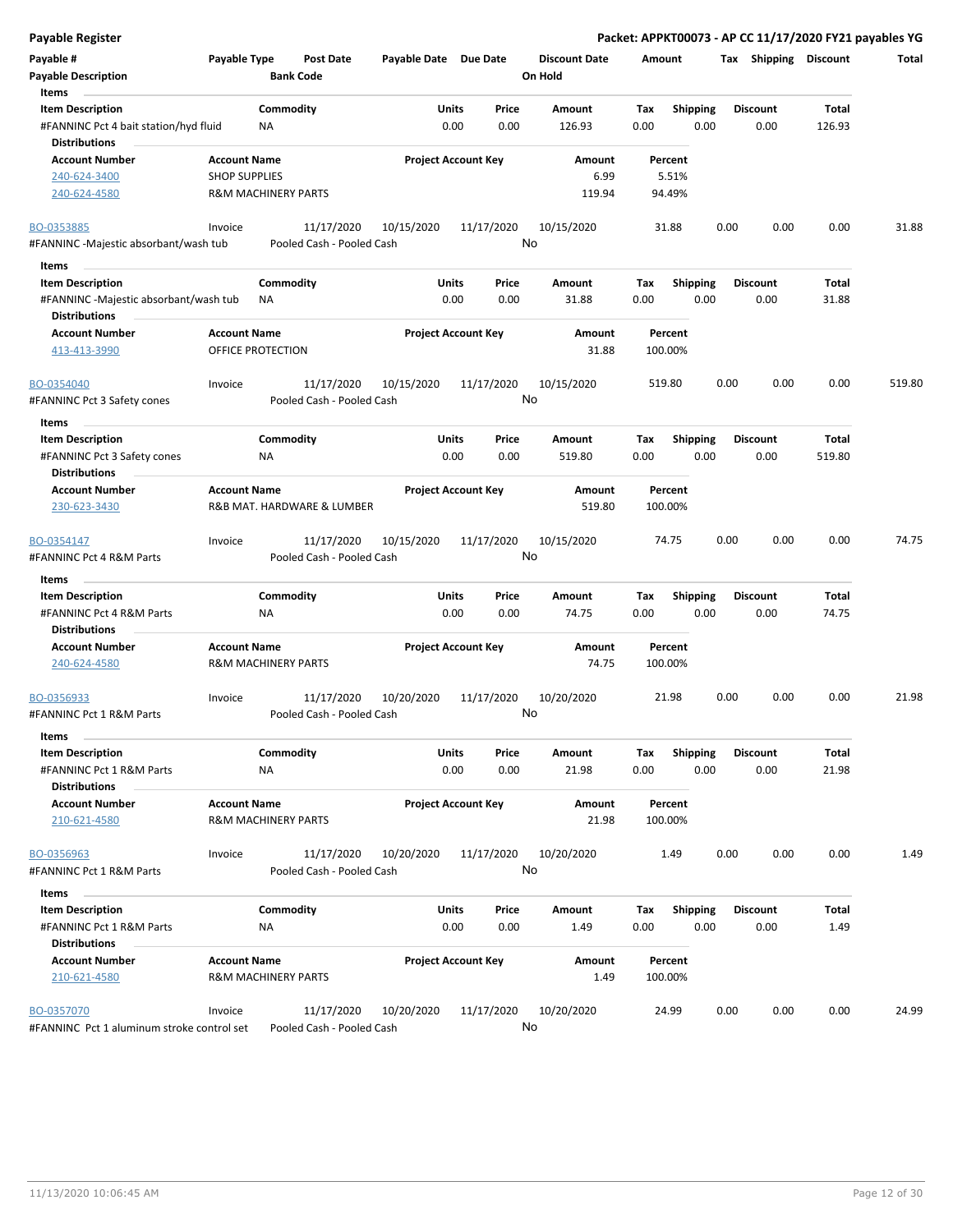**Payable Register** — **Packet: APPKT00073 - AP CC 11/17/2020 FY21 payables YG**

| Payable # | Payable Type | Post Date | Payable Date | Due Date | Discount Date | Amount | Tax | Shipping | Discount | Total |
|---|---|---|---|---|---|---|---|---|---|---|
| **Payable Description** | | **Bank Code** | | | **On Hold** | | | | | |

**Items**

| Item Description | Commodity | Units | Price | Amount | Tax | Shipping | Discount | Total |
|---|---|---|---|---|---|---|---|---|
| #FANNINC Pct 4 bait station/hyd fluid | NA | 0.00 | 0.00 | 126.93 | 0.00 | 0.00 | 0.00 | 126.93 |

**Distributions**

| Account Number | Account Name | Project Account Key | Amount | Percent |
|---|---|---|---|---|
| 240-624-3400 | SHOP SUPPLIES | | 6.99 | 5.51% |
| 240-624-4580 | R&M MACHINERY PARTS | | 119.94 | 94.49% |

| BO-0353885 | Invoice | 11/17/2020 | 10/15/2020 | 11/17/2020 | 10/15/2020 | 31.88 | 0.00 | 0.00 | 0.00 | 31.88 |
|---|---|---|---|---|---|---|---|---|---|---|
| #FANNINC -Majestic absorbant/wash tub | | Pooled Cash - Pooled Cash | | | No | | | | | |

**Items**

| Item Description | Commodity | Units | Price | Amount | Tax | Shipping | Discount | Total |
|---|---|---|---|---|---|---|---|---|
| #FANNINC -Majestic absorbant/wash tub | NA | 0.00 | 0.00 | 31.88 | 0.00 | 0.00 | 0.00 | 31.88 |

**Distributions**

| Account Number | Account Name | Project Account Key | Amount | Percent |
|---|---|---|---|---|
| 413-413-3990 | OFFICE PROTECTION | | 31.88 | 100.00% |

| BO-0354040 | Invoice | 11/17/2020 | 10/15/2020 | 11/17/2020 | 10/15/2020 | 519.80 | 0.00 | 0.00 | 0.00 | 519.80 |
|---|---|---|---|---|---|---|---|---|---|---|
| #FANNINC Pct 3 Safety cones | | Pooled Cash - Pooled Cash | | | No | | | | | |

**Items**

| Item Description | Commodity | Units | Price | Amount | Tax | Shipping | Discount | Total |
|---|---|---|---|---|---|---|---|---|
| #FANNINC Pct 3 Safety cones | NA | 0.00 | 0.00 | 519.80 | 0.00 | 0.00 | 0.00 | 519.80 |

**Distributions**

| Account Number | Account Name | Project Account Key | Amount | Percent |
|---|---|---|---|---|
| 230-623-3430 | R&B MAT. HARDWARE & LUMBER | | 519.80 | 100.00% |

| BO-0354147 | Invoice | 11/17/2020 | 10/15/2020 | 11/17/2020 | 10/15/2020 | 74.75 | 0.00 | 0.00 | 0.00 | 74.75 |
|---|---|---|---|---|---|---|---|---|---|---|
| #FANNINC Pct 4 R&M Parts | | Pooled Cash - Pooled Cash | | | No | | | | | |

**Items**

| Item Description | Commodity | Units | Price | Amount | Tax | Shipping | Discount | Total |
|---|---|---|---|---|---|---|---|---|
| #FANNINC Pct 4 R&M Parts | NA | 0.00 | 0.00 | 74.75 | 0.00 | 0.00 | 0.00 | 74.75 |

**Distributions**

| Account Number | Account Name | Project Account Key | Amount | Percent |
|---|---|---|---|---|
| 240-624-4580 | R&M MACHINERY PARTS | | 74.75 | 100.00% |

| BO-0356933 | Invoice | 11/17/2020 | 10/20/2020 | 11/17/2020 | 10/20/2020 | 21.98 | 0.00 | 0.00 | 0.00 | 21.98 |
|---|---|---|---|---|---|---|---|---|---|---|
| #FANNINC Pct 1 R&M Parts | | Pooled Cash - Pooled Cash | | | No | | | | | |

**Items**

| Item Description | Commodity | Units | Price | Amount | Tax | Shipping | Discount | Total |
|---|---|---|---|---|---|---|---|---|
| #FANNINC Pct 1 R&M Parts | NA | 0.00 | 0.00 | 21.98 | 0.00 | 0.00 | 0.00 | 21.98 |

**Distributions**

| Account Number | Account Name | Project Account Key | Amount | Percent |
|---|---|---|---|---|
| 210-621-4580 | R&M MACHINERY PARTS | | 21.98 | 100.00% |

| BO-0356963 | Invoice | 11/17/2020 | 10/20/2020 | 11/17/2020 | 10/20/2020 | 1.49 | 0.00 | 0.00 | 0.00 | 1.49 |
|---|---|---|---|---|---|---|---|---|---|---|
| #FANNINC Pct 1 R&M Parts | | Pooled Cash - Pooled Cash | | | No | | | | | |

**Items**

| Item Description | Commodity | Units | Price | Amount | Tax | Shipping | Discount | Total |
|---|---|---|---|---|---|---|---|---|
| #FANNINC Pct 1 R&M Parts | NA | 0.00 | 0.00 | 1.49 | 0.00 | 0.00 | 0.00 | 1.49 |

**Distributions**

| Account Number | Account Name | Project Account Key | Amount | Percent |
|---|---|---|---|---|
| 210-621-4580 | R&M MACHINERY PARTS | | 1.49 | 100.00% |

| BO-0357070 | Invoice | 11/17/2020 | 10/20/2020 | 11/17/2020 | 10/20/2020 | 24.99 | 0.00 | 0.00 | 0.00 | 24.99 |
|---|---|---|---|---|---|---|---|---|---|---|
| #FANNINC Pct 1 aluminum stroke control set | | Pooled Cash - Pooled Cash | | | No | | | | | |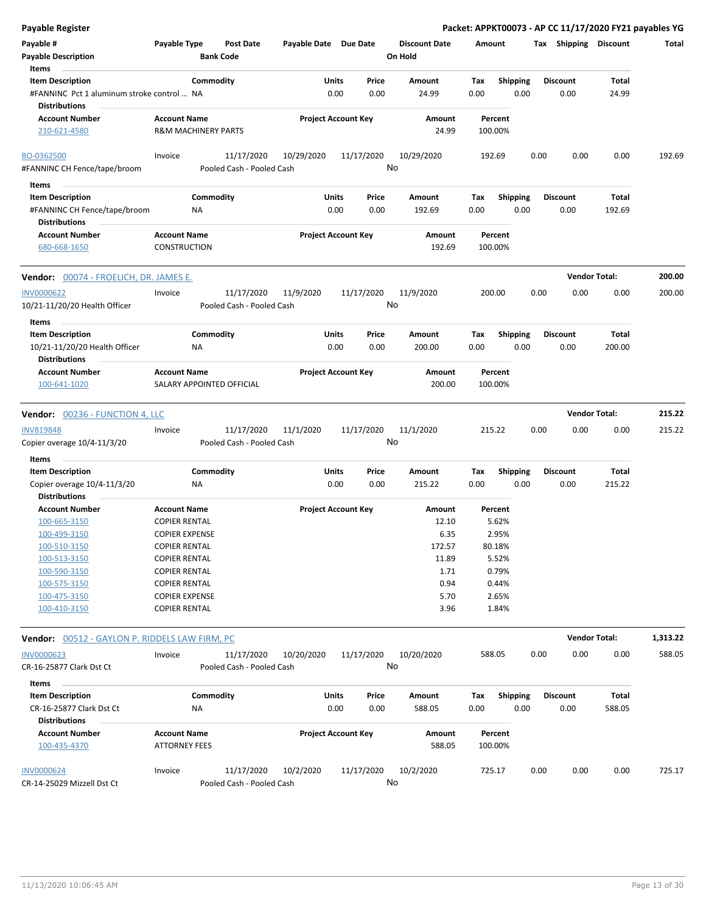**Payable Register** — **Packet: APPKT00073 - AP CC 11/17/2020 FY21 payables YG**

| Payable # | Payable Type | Post Date | Payable Date | Due Date | Discount Date | Amount | Tax | Shipping | Discount | Total |
|---|---|---|---|---|---|---|---|---|---|---|
| Payable Description | | Bank Code | | | On Hold | | | | | |

**Items**

| Item Description | Commodity | Units | Price | Amount | Tax | Shipping | Discount | Total |
|---|---|---|---|---|---|---|---|---|
| #FANNINC Pct 1 aluminum stroke control … | NA | 0.00 | 0.00 | 24.99 | 0.00 | 0.00 | 0.00 | 24.99 |

**Distributions**

| Account Number | Account Name | Project Account Key | Amount | Percent |
|---|---|---|---|---|
| 210-621-4580 | R&M MACHINERY PARTS | | 24.99 | 100.00% |

| Payable # | Payable Type | Post Date | Payable Date | Due Date | Discount Date | Amount | Tax | Shipping | Discount | Total |
|---|---|---|---|---|---|---|---|---|---|---|
| BO-0362500 | Invoice | 11/17/2020 | 10/29/2020 | 11/17/2020 | 10/29/2020 | 192.69 | 0.00 | 0.00 | 0.00 | 192.69 |
| #FANNINC CH Fence/tape/broom | | Pooled Cash - Pooled Cash | | | No | | | | | |

**Items**

| Item Description | Commodity | Units | Price | Amount | Tax | Shipping | Discount | Total |
|---|---|---|---|---|---|---|---|---|
| #FANNINC CH Fence/tape/broom | NA | 0.00 | 0.00 | 192.69 | 0.00 | 0.00 | 0.00 | 192.69 |

**Distributions**

| Account Number | Account Name | Project Account Key | Amount | Percent |
|---|---|---|---|---|
| 680-668-1650 | CONSTRUCTION | | 192.69 | 100.00% |

**Vendor: 00074 - FROELICH, DR. JAMES E.** — **Vendor Total: 200.00**

| Payable # | Payable Type | Post Date | Payable Date | Due Date | Discount Date | Amount | Tax | Shipping | Discount | Total |
|---|---|---|---|---|---|---|---|---|---|---|
| INV0000622 | Invoice | 11/17/2020 | 11/9/2020 | 11/17/2020 | 11/9/2020 | 200.00 | 0.00 | 0.00 | 0.00 | 200.00 |
| 10/21-11/20/20 Health Officer | | Pooled Cash - Pooled Cash | | | No | | | | | |

**Items**

| Item Description | Commodity | Units | Price | Amount | Tax | Shipping | Discount | Total |
|---|---|---|---|---|---|---|---|---|
| 10/21-11/20/20 Health Officer | NA | 0.00 | 0.00 | 200.00 | 0.00 | 0.00 | 0.00 | 200.00 |

**Distributions**

| Account Number | Account Name | Project Account Key | Amount | Percent |
|---|---|---|---|---|
| 100-641-1020 | SALARY APPOINTED OFFICIAL | | 200.00 | 100.00% |

**Vendor: 00236 - FUNCTION 4, LLC** — **Vendor Total: 215.22**

| Payable # | Payable Type | Post Date | Payable Date | Due Date | Discount Date | Amount | Tax | Shipping | Discount | Total |
|---|---|---|---|---|---|---|---|---|---|---|
| INV819848 | Invoice | 11/17/2020 | 11/1/2020 | 11/17/2020 | 11/1/2020 | 215.22 | 0.00 | 0.00 | 0.00 | 215.22 |
| Copier overage 10/4-11/3/20 | | Pooled Cash - Pooled Cash | | | No | | | | | |

**Items**

| Item Description | Commodity | Units | Price | Amount | Tax | Shipping | Discount | Total |
|---|---|---|---|---|---|---|---|---|
| Copier overage 10/4-11/3/20 | NA | 0.00 | 0.00 | 215.22 | 0.00 | 0.00 | 0.00 | 215.22 |

**Distributions**

| Account Number | Account Name | Project Account Key | Amount | Percent |
|---|---|---|---|---|
| 100-665-3150 | COPIER RENTAL | | 12.10 | 5.62% |
| 100-499-3150 | COPIER EXPENSE | | 6.35 | 2.95% |
| 100-510-3150 | COPIER RENTAL | | 172.57 | 80.18% |
| 100-513-3150 | COPIER RENTAL | | 11.89 | 5.52% |
| 100-590-3150 | COPIER RENTAL | | 1.71 | 0.79% |
| 100-575-3150 | COPIER RENTAL | | 0.94 | 0.44% |
| 100-475-3150 | COPIER EXPENSE | | 5.70 | 2.65% |
| 100-410-3150 | COPIER RENTAL | | 3.96 | 1.84% |

**Vendor: 00512 - GAYLON P. RIDDELS LAW FIRM, PC** — **Vendor Total: 1,313.22**

| Payable # | Payable Type | Post Date | Payable Date | Due Date | Discount Date | Amount | Tax | Shipping | Discount | Total |
|---|---|---|---|---|---|---|---|---|---|---|
| INV0000623 | Invoice | 11/17/2020 | 10/20/2020 | 11/17/2020 | 10/20/2020 | 588.05 | 0.00 | 0.00 | 0.00 | 588.05 |
| CR-16-25877 Clark Dst Ct | | Pooled Cash - Pooled Cash | | | No | | | | | |

**Items**

| Item Description | Commodity | Units | Price | Amount | Tax | Shipping | Discount | Total |
|---|---|---|---|---|---|---|---|---|
| CR-16-25877 Clark Dst Ct | NA | 0.00 | 0.00 | 588.05 | 0.00 | 0.00 | 0.00 | 588.05 |

**Distributions**

| Account Number | Account Name | Project Account Key | Amount | Percent |
|---|---|---|---|---|
| 100-435-4370 | ATTORNEY FEES | | 588.05 | 100.00% |

| Payable # | Payable Type | Post Date | Payable Date | Due Date | Discount Date | Amount | Tax | Shipping | Discount | Total |
|---|---|---|---|---|---|---|---|---|---|---|
| INV0000624 | Invoice | 11/17/2020 | 10/2/2020 | 11/17/2020 | 10/2/2020 | 725.17 | 0.00 | 0.00 | 0.00 | 725.17 |
| CR-14-25029 Mizzell Dst Ct | | Pooled Cash - Pooled Cash | | | No | | | | | |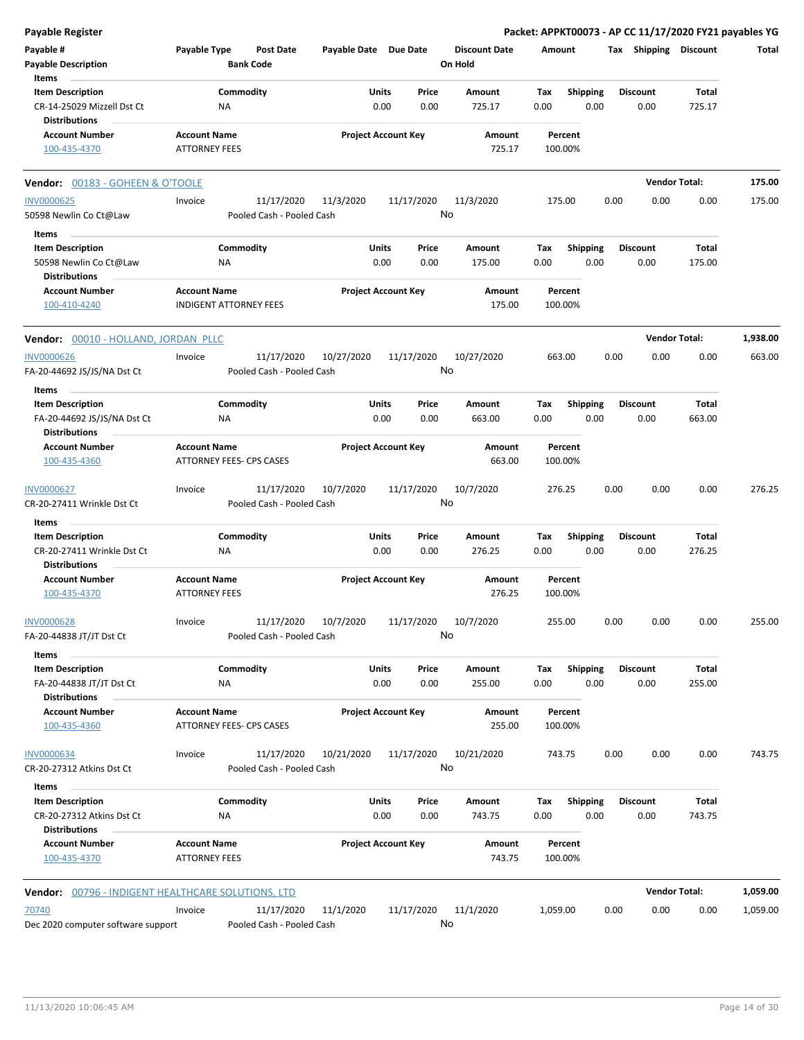**Payable Register** — **Packet: APPKT00073 - AP CC 11/17/2020 FY21 payables YG**

| Payable # / Payable Description | Payable Type | Post Date / Bank Code | Payable Date | Due Date | Discount Date / On Hold | Amount | Tax | Shipping | Discount | Total |
|---|---|---|---|---|---|---|---|---|---|---|

**Items**

| Item Description | Commodity | Units | Price | Amount | Tax | Shipping | Discount | Total |
|---|---|---|---|---|---|---|---|---|
| CR-14-25029 Mizzell Dst Ct | NA | 0.00 | 0.00 | 725.17 | 0.00 | 0.00 | 0.00 | 725.17 |

**Distributions**

| Account Number | Account Name | Project Account Key | Amount | Percent |
|---|---|---|---|---|
| 100-435-4370 | ATTORNEY FEES | | 725.17 | 100.00% |

---

**Vendor: 00183 - GOHEEN & O'TOOLE** — **Vendor Total: 175.00**

| Payable # | Payable Type | Post Date | Payable Date | Due Date | Discount Date | Amount | Tax | Shipping | Discount | Total |
|---|---|---|---|---|---|---|---|---|---|---|
| INV0000625 | Invoice | 11/17/2020 | 11/3/2020 | 11/17/2020 | 11/3/2020 | 175.00 | 0.00 | 0.00 | 0.00 | 175.00 |
| 50598 Newlin Co Ct@Law | | Pooled Cash - Pooled Cash | | | No | | | | | |

**Items**

| Item Description | Commodity | Units | Price | Amount | Tax | Shipping | Discount | Total |
|---|---|---|---|---|---|---|---|---|
| 50598 Newlin Co Ct@Law | NA | 0.00 | 0.00 | 175.00 | 0.00 | 0.00 | 0.00 | 175.00 |

**Distributions**

| Account Number | Account Name | Project Account Key | Amount | Percent |
|---|---|---|---|---|
| 100-410-4240 | INDIGENT ATTORNEY FEES | | 175.00 | 100.00% |

---

**Vendor: 00010 - HOLLAND, JORDAN PLLC** — **Vendor Total: 1,938.00**

| Payable # | Payable Type | Post Date | Payable Date | Due Date | Discount Date | Amount | Tax | Shipping | Discount | Total |
|---|---|---|---|---|---|---|---|---|---|---|
| INV0000626 | Invoice | 11/17/2020 | 10/27/2020 | 11/17/2020 | 10/27/2020 | 663.00 | 0.00 | 0.00 | 0.00 | 663.00 |
| FA-20-44692 JS/JS/NA Dst Ct | | Pooled Cash - Pooled Cash | | | No | | | | | |

**Items**

| Item Description | Commodity | Units | Price | Amount | Tax | Shipping | Discount | Total |
|---|---|---|---|---|---|---|---|---|
| FA-20-44692 JS/JS/NA Dst Ct | NA | 0.00 | 0.00 | 663.00 | 0.00 | 0.00 | 0.00 | 663.00 |

**Distributions**

| Account Number | Account Name | Project Account Key | Amount | Percent |
|---|---|---|---|---|
| 100-435-4360 | ATTORNEY FEES- CPS CASES | | 663.00 | 100.00% |

| Payable # | Payable Type | Post Date | Payable Date | Due Date | Discount Date | Amount | Tax | Shipping | Discount | Total |
|---|---|---|---|---|---|---|---|---|---|---|
| INV0000627 | Invoice | 11/17/2020 | 10/7/2020 | 11/17/2020 | 10/7/2020 | 276.25 | 0.00 | 0.00 | 0.00 | 276.25 |
| CR-20-27411 Wrinkle Dst Ct | | Pooled Cash - Pooled Cash | | | No | | | | | |

**Items**

| Item Description | Commodity | Units | Price | Amount | Tax | Shipping | Discount | Total |
|---|---|---|---|---|---|---|---|---|
| CR-20-27411 Wrinkle Dst Ct | NA | 0.00 | 0.00 | 276.25 | 0.00 | 0.00 | 0.00 | 276.25 |

**Distributions**

| Account Number | Account Name | Project Account Key | Amount | Percent |
|---|---|---|---|---|
| 100-435-4370 | ATTORNEY FEES | | 276.25 | 100.00% |

| Payable # | Payable Type | Post Date | Payable Date | Due Date | Discount Date | Amount | Tax | Shipping | Discount | Total |
|---|---|---|---|---|---|---|---|---|---|---|
| INV0000628 | Invoice | 11/17/2020 | 10/7/2020 | 11/17/2020 | 10/7/2020 | 255.00 | 0.00 | 0.00 | 0.00 | 255.00 |
| FA-20-44838 JT/JT Dst Ct | | Pooled Cash - Pooled Cash | | | No | | | | | |

**Items**

| Item Description | Commodity | Units | Price | Amount | Tax | Shipping | Discount | Total |
|---|---|---|---|---|---|---|---|---|
| FA-20-44838 JT/JT Dst Ct | NA | 0.00 | 0.00 | 255.00 | 0.00 | 0.00 | 0.00 | 255.00 |

**Distributions**

| Account Number | Account Name | Project Account Key | Amount | Percent |
|---|---|---|---|---|
| 100-435-4360 | ATTORNEY FEES- CPS CASES | | 255.00 | 100.00% |

| Payable # | Payable Type | Post Date | Payable Date | Due Date | Discount Date | Amount | Tax | Shipping | Discount | Total |
|---|---|---|---|---|---|---|---|---|---|---|
| INV0000634 | Invoice | 11/17/2020 | 10/21/2020 | 11/17/2020 | 10/21/2020 | 743.75 | 0.00 | 0.00 | 0.00 | 743.75 |
| CR-20-27312 Atkins Dst Ct | | Pooled Cash - Pooled Cash | | | No | | | | | |

**Items**

| Item Description | Commodity | Units | Price | Amount | Tax | Shipping | Discount | Total |
|---|---|---|---|---|---|---|---|---|
| CR-20-27312 Atkins Dst Ct | NA | 0.00 | 0.00 | 743.75 | 0.00 | 0.00 | 0.00 | 743.75 |

**Distributions**

| Account Number | Account Name | Project Account Key | Amount | Percent |
|---|---|---|---|---|
| 100-435-4370 | ATTORNEY FEES | | 743.75 | 100.00% |

---

**Vendor: 00796 - INDIGENT HEALTHCARE SOLUTIONS, LTD** — **Vendor Total: 1,059.00**

| Payable # | Payable Type | Post Date | Payable Date | Due Date | Discount Date | Amount | Tax | Shipping | Discount | Total |
|---|---|---|---|---|---|---|---|---|---|---|
| 70740 | Invoice | 11/17/2020 | 11/1/2020 | 11/17/2020 | 11/1/2020 | 1,059.00 | 0.00 | 0.00 | 0.00 | 1,059.00 |
| Dec 2020 computer software support | | Pooled Cash - Pooled Cash | | | No | | | | | |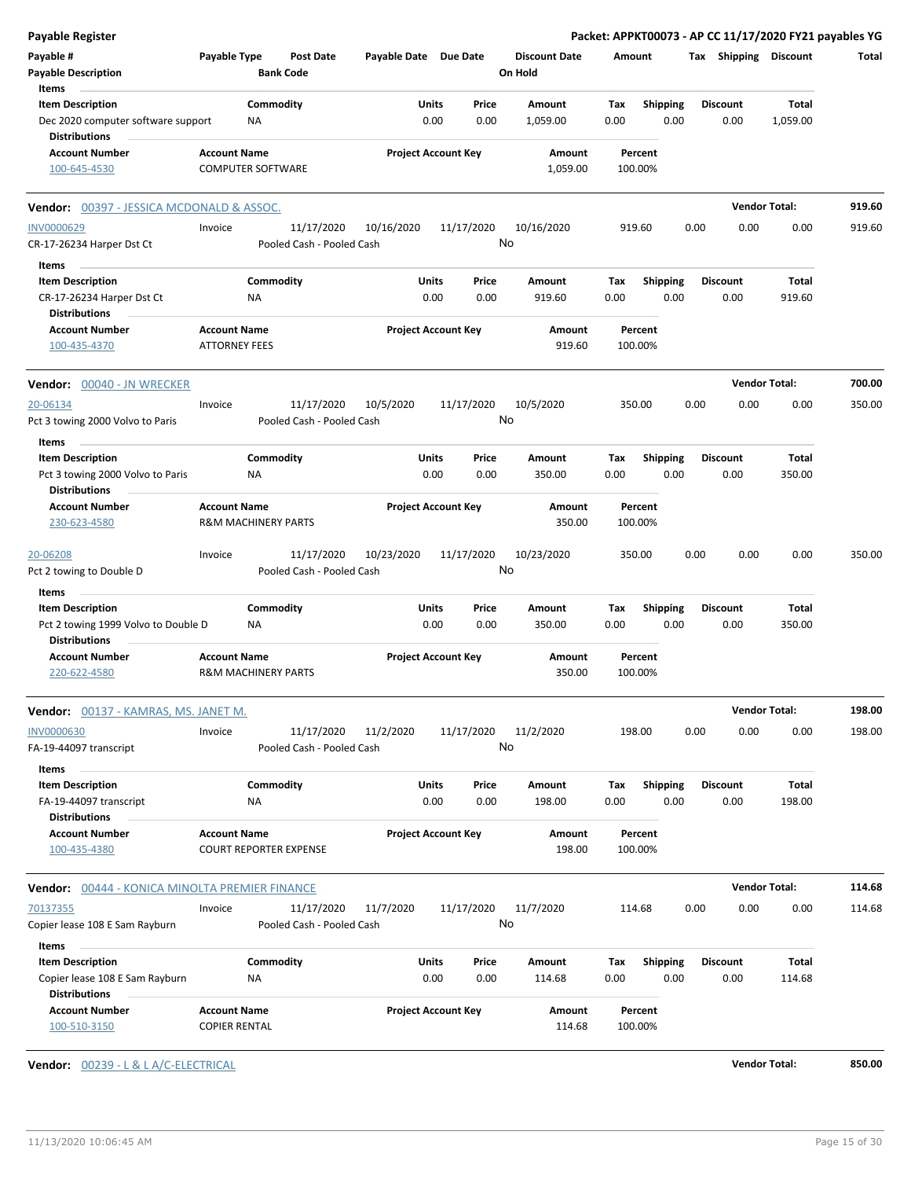**Payable Register**

**Packet: APPKT00073 - AP CC 11/17/2020 FY21 payables YG**

| Payable # / Payable Description | Payable Type | Post Date / Bank Code | Payable Date | Due Date | Discount Date / On Hold | Amount | Tax | Shipping | Discount | Total |
|---|---|---|---|---|---|---|---|---|---|---|

**Items**

| Item Description | Commodity | Units | Price | Amount | Tax | Shipping | Discount | Total |
|---|---|---|---|---|---|---|---|---|
| Dec 2020 computer software support | NA | 0.00 | 0.00 | 1,059.00 | 0.00 | 0.00 | 0.00 | 1,059.00 |

**Distributions**

| Account Number | Account Name | Project Account Key | Amount | Percent |
|---|---|---|---|---|
| 100-645-4530 | COMPUTER SOFTWARE | | 1,059.00 | 100.00% |

---

**Vendor: 00397 - JESSICA MCDONALD & ASSOC.** — **Vendor Total: 919.60**

| Payable # | Payable Type | Post Date | Payable Date | Due Date | Discount Date | Amount | Tax | Shipping | Discount | Total |
|---|---|---|---|---|---|---|---|---|---|---|
| INV0000629 | Invoice | 11/17/2020 | 10/16/2020 | 11/17/2020 | 10/16/2020 | 919.60 | 0.00 | 0.00 | 0.00 | 919.60 |
| CR-17-26234 Harper Dst Ct | | Pooled Cash - Pooled Cash | | | No | | | | | |

**Items**

| Item Description | Commodity | Units | Price | Amount | Tax | Shipping | Discount | Total |
|---|---|---|---|---|---|---|---|---|
| CR-17-26234 Harper Dst Ct | NA | 0.00 | 0.00 | 919.60 | 0.00 | 0.00 | 0.00 | 919.60 |

**Distributions**

| Account Number | Account Name | Project Account Key | Amount | Percent |
|---|---|---|---|---|
| 100-435-4370 | ATTORNEY FEES | | 919.60 | 100.00% |

---

**Vendor: 00040 - JN WRECKER** — **Vendor Total: 700.00**

| Payable # | Payable Type | Post Date | Payable Date | Due Date | Discount Date | Amount | Tax | Shipping | Discount | Total |
|---|---|---|---|---|---|---|---|---|---|---|
| 20-06134 | Invoice | 11/17/2020 | 10/5/2020 | 11/17/2020 | 10/5/2020 | 350.00 | 0.00 | 0.00 | 0.00 | 350.00 |
| Pct 3 towing 2000 Volvo to Paris | | Pooled Cash - Pooled Cash | | | No | | | | | |

**Items**

| Item Description | Commodity | Units | Price | Amount | Tax | Shipping | Discount | Total |
|---|---|---|---|---|---|---|---|---|
| Pct 3 towing 2000 Volvo to Paris | NA | 0.00 | 0.00 | 350.00 | 0.00 | 0.00 | 0.00 | 350.00 |

**Distributions**

| Account Number | Account Name | Project Account Key | Amount | Percent |
|---|---|---|---|---|
| 230-623-4580 | R&M MACHINERY PARTS | | 350.00 | 100.00% |

| Payable # | Payable Type | Post Date | Payable Date | Due Date | Discount Date | Amount | Tax | Shipping | Discount | Total |
|---|---|---|---|---|---|---|---|---|---|---|
| 20-06208 | Invoice | 11/17/2020 | 10/23/2020 | 11/17/2020 | 10/23/2020 | 350.00 | 0.00 | 0.00 | 0.00 | 350.00 |
| Pct 2 towing to Double D | | Pooled Cash - Pooled Cash | | | No | | | | | |

**Items**

| Item Description | Commodity | Units | Price | Amount | Tax | Shipping | Discount | Total |
|---|---|---|---|---|---|---|---|---|
| Pct 2 towing 1999 Volvo to Double D | NA | 0.00 | 0.00 | 350.00 | 0.00 | 0.00 | 0.00 | 350.00 |

**Distributions**

| Account Number | Account Name | Project Account Key | Amount | Percent |
|---|---|---|---|---|
| 220-622-4580 | R&M MACHINERY PARTS | | 350.00 | 100.00% |

---

**Vendor: 00137 - KAMRAS, MS. JANET M.** — **Vendor Total: 198.00**

| Payable # | Payable Type | Post Date | Payable Date | Due Date | Discount Date | Amount | Tax | Shipping | Discount | Total |
|---|---|---|---|---|---|---|---|---|---|---|
| INV0000630 | Invoice | 11/17/2020 | 11/2/2020 | 11/17/2020 | 11/2/2020 | 198.00 | 0.00 | 0.00 | 0.00 | 198.00 |
| FA-19-44097 transcript | | Pooled Cash - Pooled Cash | | | No | | | | | |

**Items**

| Item Description | Commodity | Units | Price | Amount | Tax | Shipping | Discount | Total |
|---|---|---|---|---|---|---|---|---|
| FA-19-44097 transcript | NA | 0.00 | 0.00 | 198.00 | 0.00 | 0.00 | 0.00 | 198.00 |

**Distributions**

| Account Number | Account Name | Project Account Key | Amount | Percent |
|---|---|---|---|---|
| 100-435-4380 | COURT REPORTER EXPENSE | | 198.00 | 100.00% |

---

**Vendor: 00444 - KONICA MINOLTA PREMIER FINANCE** — **Vendor Total: 114.68**

| Payable # | Payable Type | Post Date | Payable Date | Due Date | Discount Date | Amount | Tax | Shipping | Discount | Total |
|---|---|---|---|---|---|---|---|---|---|---|
| 70137355 | Invoice | 11/17/2020 | 11/7/2020 | 11/17/2020 | 11/7/2020 | 114.68 | 0.00 | 0.00 | 0.00 | 114.68 |
| Copier lease 108 E Sam Rayburn | | Pooled Cash - Pooled Cash | | | No | | | | | |

**Items**

| Item Description | Commodity | Units | Price | Amount | Tax | Shipping | Discount | Total |
|---|---|---|---|---|---|---|---|---|
| Copier lease 108 E Sam Rayburn | NA | 0.00 | 0.00 | 114.68 | 0.00 | 0.00 | 0.00 | 114.68 |

**Distributions**

| Account Number | Account Name | Project Account Key | Amount | Percent |
|---|---|---|---|---|
| 100-510-3150 | COPIER RENTAL | | 114.68 | 100.00% |

---

**Vendor: 00239 - L & L A/C-ELECTRICAL** — **Vendor Total: 850.00**

11/13/2020 10:06:45 AM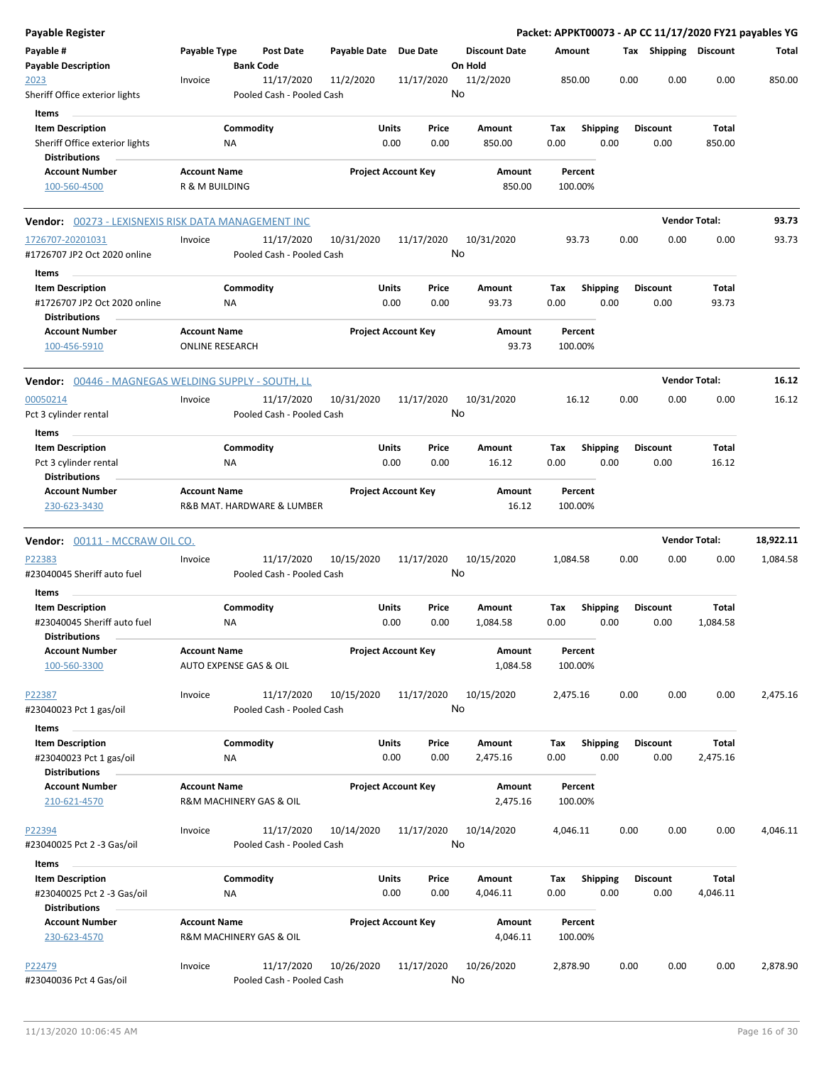**Payable Register** — **Packet: APPKT00073 - AP CC 11/17/2020 FY21 payables YG**

| Payable # / Payable Description | Payable Type | Post Date / Bank Code | Payable Date | Due Date | Discount Date / On Hold | Amount | Tax | Shipping | Discount | Total |
|---|---|---|---|---|---|---|---|---|---|---|
| 2023 / Sheriff Office exterior lights | Invoice | 11/17/2020 / Pooled Cash - Pooled Cash | 11/2/2020 | 11/17/2020 | 11/2/2020 / No | 850.00 | 0.00 | 0.00 | 0.00 | 850.00 |

Items

| Item Description | Commodity | Units | Price | Amount | Tax | Shipping | Discount | Total |
|---|---|---|---|---|---|---|---|---|
| Sheriff Office exterior lights | NA | 0.00 | 0.00 | 850.00 | 0.00 | 0.00 | 0.00 | 850.00 |

Distributions

| Account Number | Account Name | Project Account Key | Amount | Percent |
|---|---|---|---|---|
| 100-560-4500 | R & M BUILDING | | 850.00 | 100.00% |

**Vendor: 00273 - LEXISNEXIS RISK DATA MANAGEMENT INC** — **Vendor Total: 93.73**

| Payable # / Payable Description | Payable Type | Post Date / Bank Code | Payable Date | Due Date | Discount Date / On Hold | Amount | Tax | Shipping | Discount | Total |
|---|---|---|---|---|---|---|---|---|---|---|
| 1726707-20201031 / #1726707 JP2 Oct 2020 online | Invoice | 11/17/2020 / Pooled Cash - Pooled Cash | 10/31/2020 | 11/17/2020 | 10/31/2020 / No | 93.73 | 0.00 | 0.00 | 0.00 | 93.73 |

Items

| Item Description | Commodity | Units | Price | Amount | Tax | Shipping | Discount | Total |
|---|---|---|---|---|---|---|---|---|
| #1726707 JP2 Oct 2020 online | NA | 0.00 | 0.00 | 93.73 | 0.00 | 0.00 | 0.00 | 93.73 |

Distributions

| Account Number | Account Name | Project Account Key | Amount | Percent |
|---|---|---|---|---|
| 100-456-5910 | ONLINE RESEARCH | | 93.73 | 100.00% |

**Vendor: 00446 - MAGNEGAS WELDING SUPPLY - SOUTH, LL** — **Vendor Total: 16.12**

| Payable # / Payable Description | Payable Type | Post Date / Bank Code | Payable Date | Due Date | Discount Date / On Hold | Amount | Tax | Shipping | Discount | Total |
|---|---|---|---|---|---|---|---|---|---|---|
| 00050214 / Pct 3 cylinder rental | Invoice | 11/17/2020 / Pooled Cash - Pooled Cash | 10/31/2020 | 11/17/2020 | 10/31/2020 / No | 16.12 | 0.00 | 0.00 | 0.00 | 16.12 |

Items

| Item Description | Commodity | Units | Price | Amount | Tax | Shipping | Discount | Total |
|---|---|---|---|---|---|---|---|---|
| Pct 3 cylinder rental | NA | 0.00 | 0.00 | 16.12 | 0.00 | 0.00 | 0.00 | 16.12 |

Distributions

| Account Number | Account Name | Project Account Key | Amount | Percent |
|---|---|---|---|---|
| 230-623-3430 | R&B MAT. HARDWARE & LUMBER | | 16.12 | 100.00% |

**Vendor: 00111 - MCCRAW OIL CO.** — **Vendor Total: 18,922.11**

| Payable # / Payable Description | Payable Type | Post Date / Bank Code | Payable Date | Due Date | Discount Date / On Hold | Amount | Tax | Shipping | Discount | Total |
|---|---|---|---|---|---|---|---|---|---|---|
| P22383 / #23040045 Sheriff auto fuel | Invoice | 11/17/2020 / Pooled Cash - Pooled Cash | 10/15/2020 | 11/17/2020 | 10/15/2020 / No | 1,084.58 | 0.00 | 0.00 | 0.00 | 1,084.58 |

Items

| Item Description | Commodity | Units | Price | Amount | Tax | Shipping | Discount | Total |
|---|---|---|---|---|---|---|---|---|
| #23040045 Sheriff auto fuel | NA | 0.00 | 0.00 | 1,084.58 | 0.00 | 0.00 | 0.00 | 1,084.58 |

Distributions

| Account Number | Account Name | Project Account Key | Amount | Percent |
|---|---|---|---|---|
| 100-560-3300 | AUTO EXPENSE GAS & OIL | | 1,084.58 | 100.00% |

| Payable # / Payable Description | Payable Type | Post Date / Bank Code | Payable Date | Due Date | Discount Date / On Hold | Amount | Tax | Shipping | Discount | Total |
|---|---|---|---|---|---|---|---|---|---|---|
| P22387 / #23040023 Pct 1 gas/oil | Invoice | 11/17/2020 / Pooled Cash - Pooled Cash | 10/15/2020 | 11/17/2020 | 10/15/2020 / No | 2,475.16 | 0.00 | 0.00 | 0.00 | 2,475.16 |

Items

| Item Description | Commodity | Units | Price | Amount | Tax | Shipping | Discount | Total |
|---|---|---|---|---|---|---|---|---|
| #23040023 Pct 1 gas/oil | NA | 0.00 | 0.00 | 2,475.16 | 0.00 | 0.00 | 0.00 | 2,475.16 |

Distributions

| Account Number | Account Name | Project Account Key | Amount | Percent |
|---|---|---|---|---|
| 210-621-4570 | R&M MACHINERY GAS & OIL | | 2,475.16 | 100.00% |

| Payable # / Payable Description | Payable Type | Post Date / Bank Code | Payable Date | Due Date | Discount Date / On Hold | Amount | Tax | Shipping | Discount | Total |
|---|---|---|---|---|---|---|---|---|---|---|
| P22394 / #23040025 Pct 2 -3 Gas/oil | Invoice | 11/17/2020 / Pooled Cash - Pooled Cash | 10/14/2020 | 11/17/2020 | 10/14/2020 / No | 4,046.11 | 0.00 | 0.00 | 0.00 | 4,046.11 |

Items

| Item Description | Commodity | Units | Price | Amount | Tax | Shipping | Discount | Total |
|---|---|---|---|---|---|---|---|---|
| #23040025 Pct 2 -3 Gas/oil | NA | 0.00 | 0.00 | 4,046.11 | 0.00 | 0.00 | 0.00 | 4,046.11 |

Distributions

| Account Number | Account Name | Project Account Key | Amount | Percent |
|---|---|---|---|---|
| 230-623-4570 | R&M MACHINERY GAS & OIL | | 4,046.11 | 100.00% |

| Payable # / Payable Description | Payable Type | Post Date / Bank Code | Payable Date | Due Date | Discount Date / On Hold | Amount | Tax | Shipping | Discount | Total |
|---|---|---|---|---|---|---|---|---|---|---|
| P22479 / #23040036 Pct 4 Gas/oil | Invoice | 11/17/2020 / Pooled Cash - Pooled Cash | 10/26/2020 | 11/17/2020 | 10/26/2020 / No | 2,878.90 | 0.00 | 0.00 | 0.00 | 2,878.90 |

11/13/2020 10:06:45 AM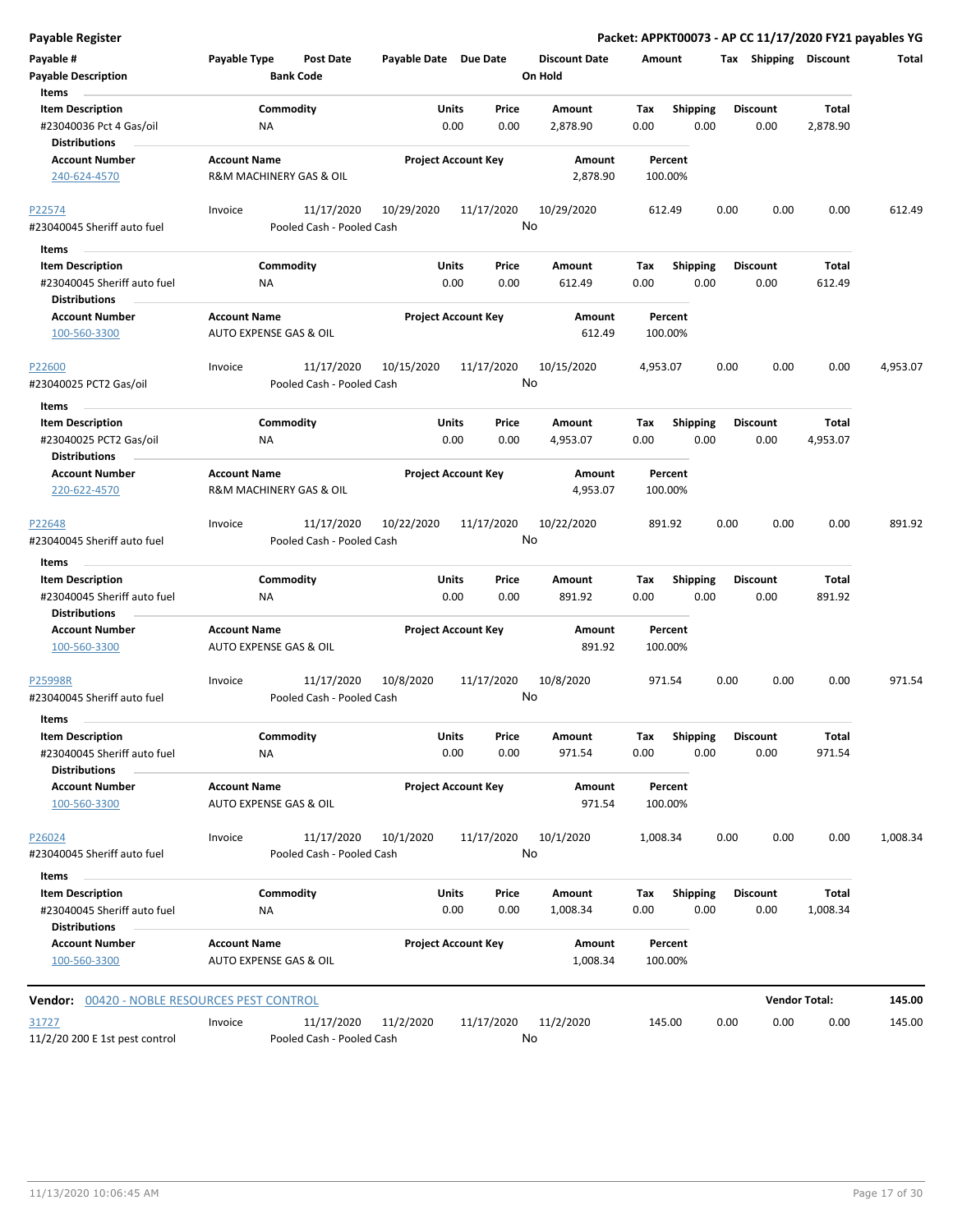| Payable # | Payable Type | Post Date | Payable Date | Due Date | Discount Date | Amount | Tax | Shipping | Discount | Total |
|---|---|---|---|---|---|---|---|---|---|---|
| Payable Description | | Bank Code | | | On Hold | | | | | |

**Items**

| Item Description | Commodity | Units | Price | Amount | Tax | Shipping | Discount | Total |
|---|---|---|---|---|---|---|---|---|
| #23040036 Pct 4 Gas/oil | NA | 0.00 | 0.00 | 2,878.90 | 0.00 | 0.00 | 0.00 | 2,878.90 |

**Distributions**

| Account Number | Account Name | Project Account Key | Amount | Percent |
|---|---|---|---|---|
| 240-624-4570 | R&M MACHINERY GAS & OIL | | 2,878.90 | 100.00% |

| Payable # | Payable Type | Post Date | Payable Date | Due Date | Discount Date | Amount | Tax | Shipping | Discount | Total |
|---|---|---|---|---|---|---|---|---|---|---|
| P22574 | Invoice | 11/17/2020 | 10/29/2020 | 11/17/2020 | 10/29/2020 | 612.49 | 0.00 | 0.00 | 0.00 | 612.49 |
| #23040045 Sheriff auto fuel | | Pooled Cash - Pooled Cash | | | No | | | | | |

**Items**

| Item Description | Commodity | Units | Price | Amount | Tax | Shipping | Discount | Total |
|---|---|---|---|---|---|---|---|---|
| #23040045 Sheriff auto fuel | NA | 0.00 | 0.00 | 612.49 | 0.00 | 0.00 | 0.00 | 612.49 |

**Distributions**

| Account Number | Account Name | Project Account Key | Amount | Percent |
|---|---|---|---|---|
| 100-560-3300 | AUTO EXPENSE GAS & OIL | | 612.49 | 100.00% |

| Payable # | Payable Type | Post Date | Payable Date | Due Date | Discount Date | Amount | Tax | Shipping | Discount | Total |
|---|---|---|---|---|---|---|---|---|---|---|
| P22600 | Invoice | 11/17/2020 | 10/15/2020 | 11/17/2020 | 10/15/2020 | 4,953.07 | 0.00 | 0.00 | 0.00 | 4,953.07 |
| #23040025 PCT2 Gas/oil | | Pooled Cash - Pooled Cash | | | No | | | | | |

**Items**

| Item Description | Commodity | Units | Price | Amount | Tax | Shipping | Discount | Total |
|---|---|---|---|---|---|---|---|---|
| #23040025 PCT2 Gas/oil | NA | 0.00 | 0.00 | 4,953.07 | 0.00 | 0.00 | 0.00 | 4,953.07 |

**Distributions**

| Account Number | Account Name | Project Account Key | Amount | Percent |
|---|---|---|---|---|
| 220-622-4570 | R&M MACHINERY GAS & OIL | | 4,953.07 | 100.00% |

| Payable # | Payable Type | Post Date | Payable Date | Due Date | Discount Date | Amount | Tax | Shipping | Discount | Total |
|---|---|---|---|---|---|---|---|---|---|---|
| P22648 | Invoice | 11/17/2020 | 10/22/2020 | 11/17/2020 | 10/22/2020 | 891.92 | 0.00 | 0.00 | 0.00 | 891.92 |
| #23040045 Sheriff auto fuel | | Pooled Cash - Pooled Cash | | | No | | | | | |

**Items**

| Item Description | Commodity | Units | Price | Amount | Tax | Shipping | Discount | Total |
|---|---|---|---|---|---|---|---|---|
| #23040045 Sheriff auto fuel | NA | 0.00 | 0.00 | 891.92 | 0.00 | 0.00 | 0.00 | 891.92 |

**Distributions**

| Account Number | Account Name | Project Account Key | Amount | Percent |
|---|---|---|---|---|
| 100-560-3300 | AUTO EXPENSE GAS & OIL | | 891.92 | 100.00% |

| Payable # | Payable Type | Post Date | Payable Date | Due Date | Discount Date | Amount | Tax | Shipping | Discount | Total |
|---|---|---|---|---|---|---|---|---|---|---|
| P25998R | Invoice | 11/17/2020 | 10/8/2020 | 11/17/2020 | 10/8/2020 | 971.54 | 0.00 | 0.00 | 0.00 | 971.54 |
| #23040045 Sheriff auto fuel | | Pooled Cash - Pooled Cash | | | No | | | | | |

**Items**

| Item Description | Commodity | Units | Price | Amount | Tax | Shipping | Discount | Total |
|---|---|---|---|---|---|---|---|---|
| #23040045 Sheriff auto fuel | NA | 0.00 | 0.00 | 971.54 | 0.00 | 0.00 | 0.00 | 971.54 |

**Distributions**

| Account Number | Account Name | Project Account Key | Amount | Percent |
|---|---|---|---|---|
| 100-560-3300 | AUTO EXPENSE GAS & OIL | | 971.54 | 100.00% |

| Payable # | Payable Type | Post Date | Payable Date | Due Date | Discount Date | Amount | Tax | Shipping | Discount | Total |
|---|---|---|---|---|---|---|---|---|---|---|
| P26024 | Invoice | 11/17/2020 | 10/1/2020 | 11/17/2020 | 10/1/2020 | 1,008.34 | 0.00 | 0.00 | 0.00 | 1,008.34 |
| #23040045 Sheriff auto fuel | | Pooled Cash - Pooled Cash | | | No | | | | | |

**Items**

| Item Description | Commodity | Units | Price | Amount | Tax | Shipping | Discount | Total |
|---|---|---|---|---|---|---|---|---|
| #23040045 Sheriff auto fuel | NA | 0.00 | 0.00 | 1,008.34 | 0.00 | 0.00 | 0.00 | 1,008.34 |

**Distributions**

| Account Number | Account Name | Project Account Key | Amount | Percent |
|---|---|---|---|---|
| 100-560-3300 | AUTO EXPENSE GAS & OIL | | 1,008.34 | 100.00% |

**Vendor:** 00420 - NOBLE RESOURCES PEST CONTROL — **Vendor Total: 145.00**

| Payable # | Payable Type | Post Date | Payable Date | Due Date | Discount Date | Amount | Tax | Shipping | Discount | Total |
|---|---|---|---|---|---|---|---|---|---|---|
| 31727 | Invoice | 11/17/2020 | 11/2/2020 | 11/17/2020 | 11/2/2020 | 145.00 | 0.00 | 0.00 | 0.00 | 145.00 |
| 11/2/20 200 E 1st pest control | | Pooled Cash - Pooled Cash | | | No | | | | | |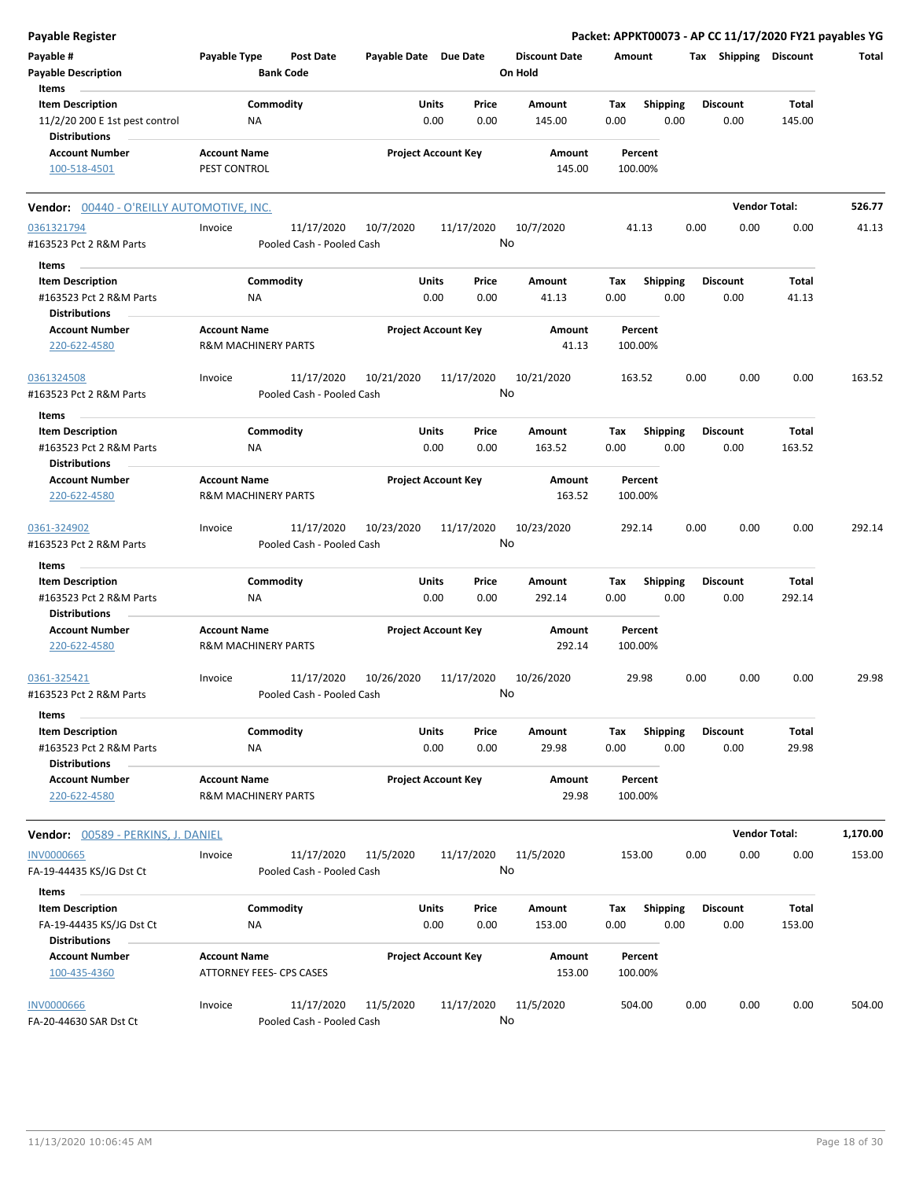**Payable Register** — Packet: APPKT00073 - AP CC 11/17/2020 FY21 payables YG

| Payable # | Payable Type | Post Date | Payable Date | Due Date | Discount Date | Amount | Tax | Shipping | Discount | Total |
|---|---|---|---|---|---|---|---|---|---|---|
| Payable Description | | Bank Code | | | On Hold | | | | | |

**Items**

| Item Description | Commodity | Units | Price | Amount | Tax | Shipping | Discount | Total |
|---|---|---|---|---|---|---|---|---|
| 11/2/20 200 E 1st pest control | NA | 0.00 | 0.00 | 145.00 | 0.00 | 0.00 | 0.00 | 145.00 |

**Distributions**

| Account Number | Account Name | Project Account Key | Amount | Percent |
|---|---|---|---|---|
| 100-518-4501 | PEST CONTROL | | 145.00 | 100.00% |

**Vendor: 00440 - O'REILLY AUTOMOTIVE, INC.** — Vendor Total: 526.77

| Payable # | Payable Type | Post Date | Payable Date | Due Date | Discount Date | Amount | Tax | Shipping | Discount | Total |
|---|---|---|---|---|---|---|---|---|---|---|
| 0361321794 | Invoice | 11/17/2020 | 10/7/2020 | 11/17/2020 | 10/7/2020 | 41.13 | 0.00 | 0.00 | 0.00 | 41.13 |
| #163523 Pct 2 R&M Parts | | Pooled Cash - Pooled Cash | | | No | | | | | |

**Items**

| Item Description | Commodity | Units | Price | Amount | Tax | Shipping | Discount | Total |
|---|---|---|---|---|---|---|---|---|
| #163523 Pct 2 R&M Parts | NA | 0.00 | 0.00 | 41.13 | 0.00 | 0.00 | 0.00 | 41.13 |

**Distributions**

| Account Number | Account Name | Project Account Key | Amount | Percent |
|---|---|---|---|---|
| 220-622-4580 | R&M MACHINERY PARTS | | 41.13 | 100.00% |

| Payable # | Payable Type | Post Date | Payable Date | Due Date | Discount Date | Amount | Tax | Shipping | Discount | Total |
|---|---|---|---|---|---|---|---|---|---|---|
| 0361324508 | Invoice | 11/17/2020 | 10/21/2020 | 11/17/2020 | 10/21/2020 | 163.52 | 0.00 | 0.00 | 0.00 | 163.52 |
| #163523 Pct 2 R&M Parts | | Pooled Cash - Pooled Cash | | | No | | | | | |

**Items**

| Item Description | Commodity | Units | Price | Amount | Tax | Shipping | Discount | Total |
|---|---|---|---|---|---|---|---|---|
| #163523 Pct 2 R&M Parts | NA | 0.00 | 0.00 | 163.52 | 0.00 | 0.00 | 0.00 | 163.52 |

**Distributions**

| Account Number | Account Name | Project Account Key | Amount | Percent |
|---|---|---|---|---|
| 220-622-4580 | R&M MACHINERY PARTS | | 163.52 | 100.00% |

| Payable # | Payable Type | Post Date | Payable Date | Due Date | Discount Date | Amount | Tax | Shipping | Discount | Total |
|---|---|---|---|---|---|---|---|---|---|---|
| 0361-324902 | Invoice | 11/17/2020 | 10/23/2020 | 11/17/2020 | 10/23/2020 | 292.14 | 0.00 | 0.00 | 0.00 | 292.14 |
| #163523 Pct 2 R&M Parts | | Pooled Cash - Pooled Cash | | | No | | | | | |

**Items**

| Item Description | Commodity | Units | Price | Amount | Tax | Shipping | Discount | Total |
|---|---|---|---|---|---|---|---|---|
| #163523 Pct 2 R&M Parts | NA | 0.00 | 0.00 | 292.14 | 0.00 | 0.00 | 0.00 | 292.14 |

**Distributions**

| Account Number | Account Name | Project Account Key | Amount | Percent |
|---|---|---|---|---|
| 220-622-4580 | R&M MACHINERY PARTS | | 292.14 | 100.00% |

| Payable # | Payable Type | Post Date | Payable Date | Due Date | Discount Date | Amount | Tax | Shipping | Discount | Total |
|---|---|---|---|---|---|---|---|---|---|---|
| 0361-325421 | Invoice | 11/17/2020 | 10/26/2020 | 11/17/2020 | 10/26/2020 | 29.98 | 0.00 | 0.00 | 0.00 | 29.98 |
| #163523 Pct 2 R&M Parts | | Pooled Cash - Pooled Cash | | | No | | | | | |

**Items**

| Item Description | Commodity | Units | Price | Amount | Tax | Shipping | Discount | Total |
|---|---|---|---|---|---|---|---|---|
| #163523 Pct 2 R&M Parts | NA | 0.00 | 0.00 | 29.98 | 0.00 | 0.00 | 0.00 | 29.98 |

**Distributions**

| Account Number | Account Name | Project Account Key | Amount | Percent |
|---|---|---|---|---|
| 220-622-4580 | R&M MACHINERY PARTS | | 29.98 | 100.00% |

**Vendor: 00589 - PERKINS, J. DANIEL** — Vendor Total: 1,170.00

| Payable # | Payable Type | Post Date | Payable Date | Due Date | Discount Date | Amount | Tax | Shipping | Discount | Total |
|---|---|---|---|---|---|---|---|---|---|---|
| INV0000665 | Invoice | 11/17/2020 | 11/5/2020 | 11/17/2020 | 11/5/2020 | 153.00 | 0.00 | 0.00 | 0.00 | 153.00 |
| FA-19-44435 KS/JG Dst Ct | | Pooled Cash - Pooled Cash | | | No | | | | | |

**Items**

| Item Description | Commodity | Units | Price | Amount | Tax | Shipping | Discount | Total |
|---|---|---|---|---|---|---|---|---|
| FA-19-44435 KS/JG Dst Ct | NA | 0.00 | 0.00 | 153.00 | 0.00 | 0.00 | 0.00 | 153.00 |

**Distributions**

| Account Number | Account Name | Project Account Key | Amount | Percent |
|---|---|---|---|---|
| 100-435-4360 | ATTORNEY FEES- CPS CASES | | 153.00 | 100.00% |

| Payable # | Payable Type | Post Date | Payable Date | Due Date | Discount Date | Amount | Tax | Shipping | Discount | Total |
|---|---|---|---|---|---|---|---|---|---|---|
| INV0000666 | Invoice | 11/17/2020 | 11/5/2020 | 11/17/2020 | 11/5/2020 | 504.00 | 0.00 | 0.00 | 0.00 | 504.00 |
| FA-20-44630 SAR Dst Ct | | Pooled Cash - Pooled Cash | | | No | | | | | |

11/13/2020 10:06:45 AM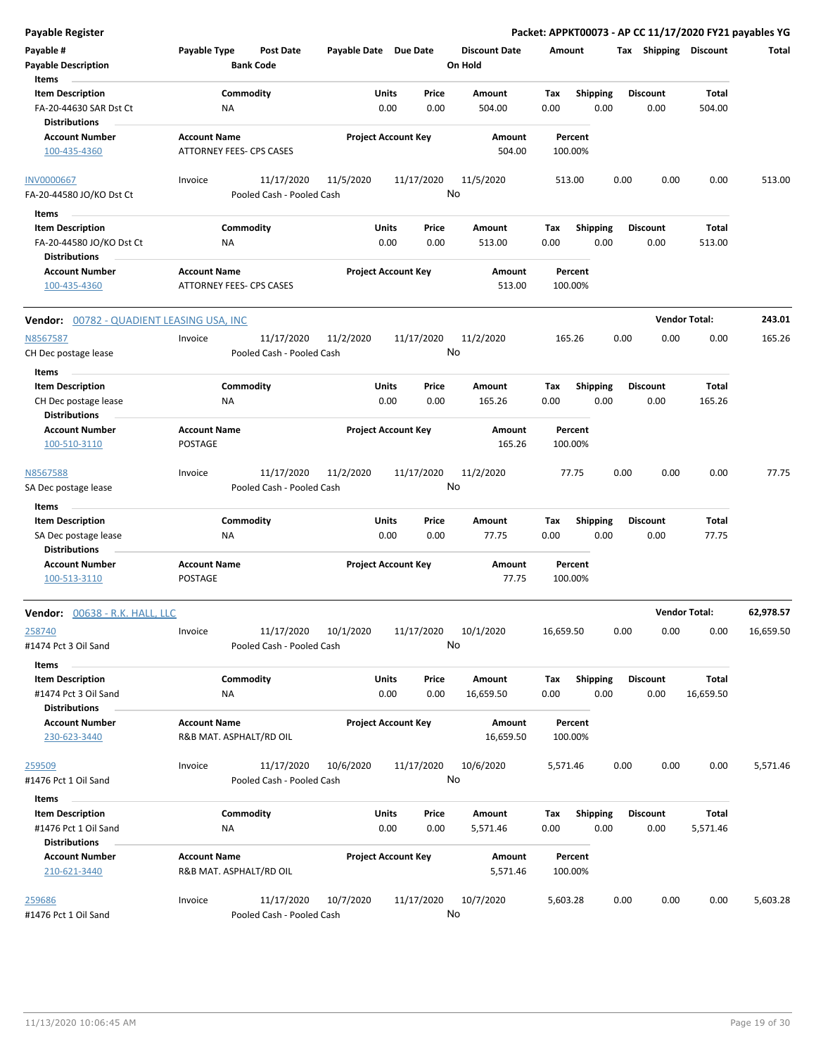## Payable Register

**Packet: APPKT00073 - AP CC 11/17/2020 FY21 payables YG**

| Payable # | Payable Type | Post Date | Payable Date | Due Date | Discount Date | Amount | Tax | Shipping | Discount | Total |
|---|---|---|---|---|---|---|---|---|---|---|
| Payable Description | | Bank Code | | | On Hold | | | | | |

**Items**

| Item Description | Commodity | Units | Price | Amount | Tax | Shipping | Discount | Total |
|---|---|---|---|---|---|---|---|---|
| FA-20-44630 SAR Dst Ct | NA | 0.00 | 0.00 | 504.00 | 0.00 | 0.00 | 0.00 | 504.00 |

**Distributions**

| Account Number | Account Name | Project Account Key | Amount | Percent |
|---|---|---|---|---|
| 100-435-4360 | ATTORNEY FEES- CPS CASES | | 504.00 | 100.00% |

| Payable # | Payable Type | Post Date | Payable Date | Due Date | Discount Date | Amount | Tax | Shipping | Discount | Total |
|---|---|---|---|---|---|---|---|---|---|---|
| INV0000667 | Invoice | 11/17/2020 | 11/5/2020 | 11/17/2020 | 11/5/2020 | 513.00 | 0.00 | 0.00 | 0.00 | 513.00 |
| FA-20-44580 JO/KO Dst Ct | | Pooled Cash - Pooled Cash | | | No | | | | | |

**Items**

| Item Description | Commodity | Units | Price | Amount | Tax | Shipping | Discount | Total |
|---|---|---|---|---|---|---|---|---|
| FA-20-44580 JO/KO Dst Ct | NA | 0.00 | 0.00 | 513.00 | 0.00 | 0.00 | 0.00 | 513.00 |

**Distributions**

| Account Number | Account Name | Project Account Key | Amount | Percent |
|---|---|---|---|---|
| 100-435-4360 | ATTORNEY FEES- CPS CASES | | 513.00 | 100.00% |

### Vendor: 00782 - QUADIENT LEASING USA, INC — Vendor Total: 243.01

| Payable # | Payable Type | Post Date | Payable Date | Due Date | Discount Date | Amount | Tax | Shipping | Discount | Total |
|---|---|---|---|---|---|---|---|---|---|---|
| N8567587 | Invoice | 11/17/2020 | 11/2/2020 | 11/17/2020 | 11/2/2020 | 165.26 | 0.00 | 0.00 | 0.00 | 165.26 |
| CH Dec postage lease | | Pooled Cash - Pooled Cash | | | No | | | | | |

**Items**

| Item Description | Commodity | Units | Price | Amount | Tax | Shipping | Discount | Total |
|---|---|---|---|---|---|---|---|---|
| CH Dec postage lease | NA | 0.00 | 0.00 | 165.26 | 0.00 | 0.00 | 0.00 | 165.26 |

**Distributions**

| Account Number | Account Name | Project Account Key | Amount | Percent |
|---|---|---|---|---|
| 100-510-3110 | POSTAGE | | 165.26 | 100.00% |

| Payable # | Payable Type | Post Date | Payable Date | Due Date | Discount Date | Amount | Tax | Shipping | Discount | Total |
|---|---|---|---|---|---|---|---|---|---|---|
| N8567588 | Invoice | 11/17/2020 | 11/2/2020 | 11/17/2020 | 11/2/2020 | 77.75 | 0.00 | 0.00 | 0.00 | 77.75 |
| SA Dec postage lease | | Pooled Cash - Pooled Cash | | | No | | | | | |

**Items**

| Item Description | Commodity | Units | Price | Amount | Tax | Shipping | Discount | Total |
|---|---|---|---|---|---|---|---|---|
| SA Dec postage lease | NA | 0.00 | 0.00 | 77.75 | 0.00 | 0.00 | 0.00 | 77.75 |

**Distributions**

| Account Number | Account Name | Project Account Key | Amount | Percent |
|---|---|---|---|---|
| 100-513-3110 | POSTAGE | | 77.75 | 100.00% |

### Vendor: 00638 - R.K. HALL, LLC — Vendor Total: 62,978.57

| Payable # | Payable Type | Post Date | Payable Date | Due Date | Discount Date | Amount | Tax | Shipping | Discount | Total |
|---|---|---|---|---|---|---|---|---|---|---|
| 258740 | Invoice | 11/17/2020 | 10/1/2020 | 11/17/2020 | 10/1/2020 | 16,659.50 | 0.00 | 0.00 | 0.00 | 16,659.50 |
| #1474 Pct 3 Oil Sand | | Pooled Cash - Pooled Cash | | | No | | | | | |

**Items**

| Item Description | Commodity | Units | Price | Amount | Tax | Shipping | Discount | Total |
|---|---|---|---|---|---|---|---|---|
| #1474 Pct 3 Oil Sand | NA | 0.00 | 0.00 | 16,659.50 | 0.00 | 0.00 | 0.00 | 16,659.50 |

**Distributions**

| Account Number | Account Name | Project Account Key | Amount | Percent |
|---|---|---|---|---|
| 230-623-3440 | R&B MAT. ASPHALT/RD OIL | | 16,659.50 | 100.00% |

| Payable # | Payable Type | Post Date | Payable Date | Due Date | Discount Date | Amount | Tax | Shipping | Discount | Total |
|---|---|---|---|---|---|---|---|---|---|---|
| 259509 | Invoice | 11/17/2020 | 10/6/2020 | 11/17/2020 | 10/6/2020 | 5,571.46 | 0.00 | 0.00 | 0.00 | 5,571.46 |
| #1476 Pct 1 Oil Sand | | Pooled Cash - Pooled Cash | | | No | | | | | |

**Items**

| Item Description | Commodity | Units | Price | Amount | Tax | Shipping | Discount | Total |
|---|---|---|---|---|---|---|---|---|
| #1476 Pct 1 Oil Sand | NA | 0.00 | 0.00 | 5,571.46 | 0.00 | 0.00 | 0.00 | 5,571.46 |

**Distributions**

| Account Number | Account Name | Project Account Key | Amount | Percent |
|---|---|---|---|---|
| 210-621-3440 | R&B MAT. ASPHALT/RD OIL | | 5,571.46 | 100.00% |

| Payable # | Payable Type | Post Date | Payable Date | Due Date | Discount Date | Amount | Tax | Shipping | Discount | Total |
|---|---|---|---|---|---|---|---|---|---|---|
| 259686 | Invoice | 11/17/2020 | 10/7/2020 | 11/17/2020 | 10/7/2020 | 5,603.28 | 0.00 | 0.00 | 0.00 | 5,603.28 |
| #1476 Pct 1 Oil Sand | | Pooled Cash - Pooled Cash | | | No | | | | | |

11/13/2020 10:06:45 AM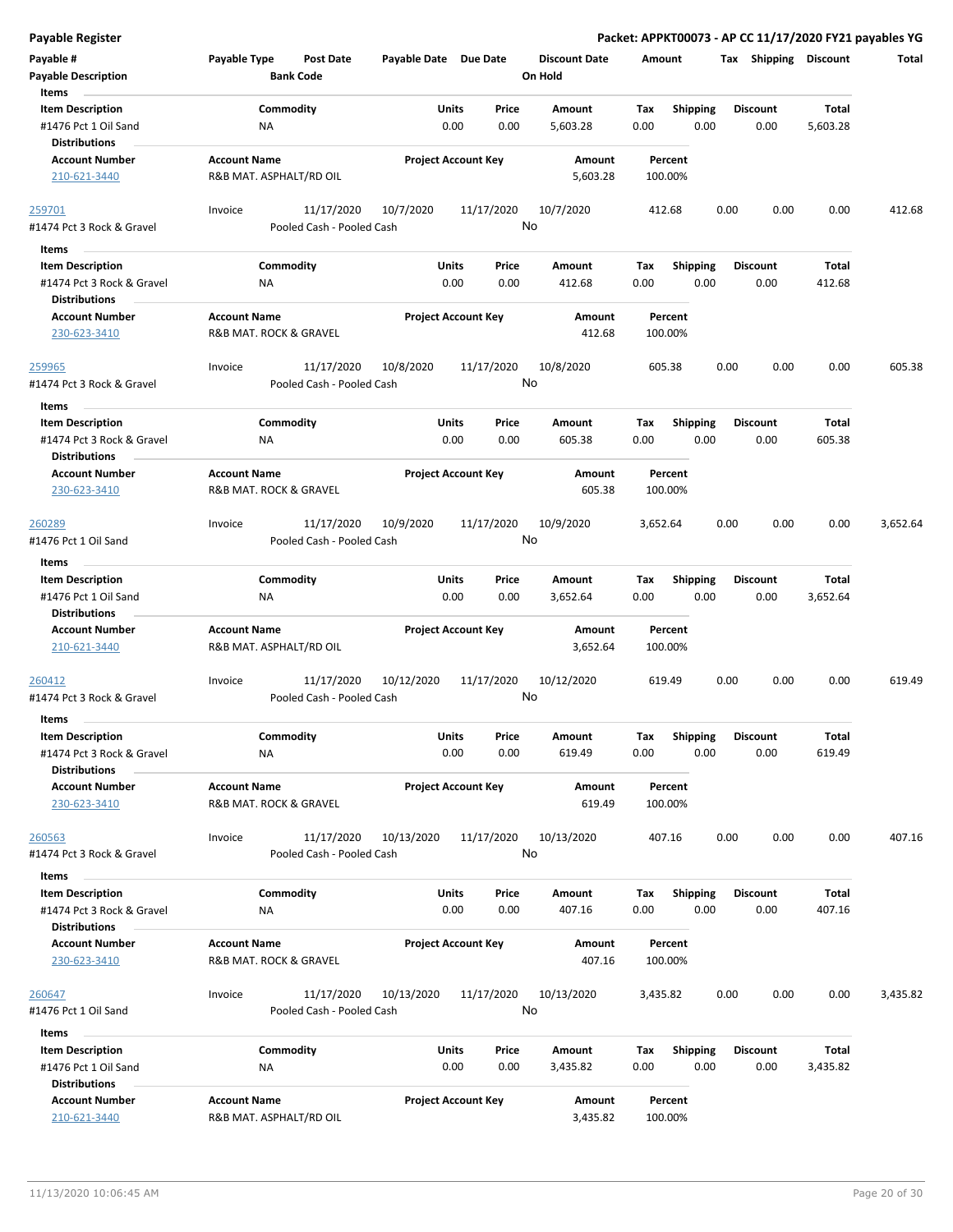## Payable Register

**Packet: APPKT00073 - AP CC 11/17/2020 FY21 payables YG**

| Payable # | Payable Type | Post Date | Payable Date | Due Date | Discount Date | Amount | Tax | Shipping | Discount | Total |
|---|---|---|---|---|---|---|---|---|---|---|
| **Payable Description** | | **Bank Code** | | | **On Hold** | | | | | |

**Items**

| Item Description | Commodity | Units | Price | Amount | Tax | Shipping | Discount | Total |
|---|---|---|---|---|---|---|---|---|
| #1476 Pct 1 Oil Sand | NA | 0.00 | 0.00 | 5,603.28 | 0.00 | 0.00 | 0.00 | 5,603.28 |

**Distributions**

| Account Number | Account Name | Project Account Key | Amount | Percent |
|---|---|---|---|---|
| 210-621-3440 | R&B MAT. ASPHALT/RD OIL | | 5,603.28 | 100.00% |

---

| Payable # | Payable Type | Post Date | Payable Date | Due Date | Discount Date | Amount | Tax | Shipping | Discount | Total |
|---|---|---|---|---|---|---|---|---|---|---|
| 259701 | Invoice | 11/17/2020 | 10/7/2020 | 11/17/2020 | 10/7/2020 | 412.68 | 0.00 | 0.00 | 0.00 | 412.68 |
| #1474 Pct 3 Rock & Gravel | | Pooled Cash - Pooled Cash | | | No | | | | | |

**Items**

| Item Description | Commodity | Units | Price | Amount | Tax | Shipping | Discount | Total |
|---|---|---|---|---|---|---|---|---|
| #1474 Pct 3 Rock & Gravel | NA | 0.00 | 0.00 | 412.68 | 0.00 | 0.00 | 0.00 | 412.68 |

**Distributions**

| Account Number | Account Name | Project Account Key | Amount | Percent |
|---|---|---|---|---|
| 230-623-3410 | R&B MAT. ROCK & GRAVEL | | 412.68 | 100.00% |

---

| Payable # | Payable Type | Post Date | Payable Date | Due Date | Discount Date | Amount | Tax | Shipping | Discount | Total |
|---|---|---|---|---|---|---|---|---|---|---|
| 259965 | Invoice | 11/17/2020 | 10/8/2020 | 11/17/2020 | 10/8/2020 | 605.38 | 0.00 | 0.00 | 0.00 | 605.38 |
| #1474 Pct 3 Rock & Gravel | | Pooled Cash - Pooled Cash | | | No | | | | | |

**Items**

| Item Description | Commodity | Units | Price | Amount | Tax | Shipping | Discount | Total |
|---|---|---|---|---|---|---|---|---|
| #1474 Pct 3 Rock & Gravel | NA | 0.00 | 0.00 | 605.38 | 0.00 | 0.00 | 0.00 | 605.38 |

**Distributions**

| Account Number | Account Name | Project Account Key | Amount | Percent |
|---|---|---|---|---|
| 230-623-3410 | R&B MAT. ROCK & GRAVEL | | 605.38 | 100.00% |

---

| Payable # | Payable Type | Post Date | Payable Date | Due Date | Discount Date | Amount | Tax | Shipping | Discount | Total |
|---|---|---|---|---|---|---|---|---|---|---|
| 260289 | Invoice | 11/17/2020 | 10/9/2020 | 11/17/2020 | 10/9/2020 | 3,652.64 | 0.00 | 0.00 | 0.00 | 3,652.64 |
| #1476 Pct 1 Oil Sand | | Pooled Cash - Pooled Cash | | | No | | | | | |

**Items**

| Item Description | Commodity | Units | Price | Amount | Tax | Shipping | Discount | Total |
|---|---|---|---|---|---|---|---|---|
| #1476 Pct 1 Oil Sand | NA | 0.00 | 0.00 | 3,652.64 | 0.00 | 0.00 | 0.00 | 3,652.64 |

**Distributions**

| Account Number | Account Name | Project Account Key | Amount | Percent |
|---|---|---|---|---|
| 210-621-3440 | R&B MAT. ASPHALT/RD OIL | | 3,652.64 | 100.00% |

---

| Payable # | Payable Type | Post Date | Payable Date | Due Date | Discount Date | Amount | Tax | Shipping | Discount | Total |
|---|---|---|---|---|---|---|---|---|---|---|
| 260412 | Invoice | 11/17/2020 | 10/12/2020 | 11/17/2020 | 10/12/2020 | 619.49 | 0.00 | 0.00 | 0.00 | 619.49 |
| #1474 Pct 3 Rock & Gravel | | Pooled Cash - Pooled Cash | | | No | | | | | |

**Items**

| Item Description | Commodity | Units | Price | Amount | Tax | Shipping | Discount | Total |
|---|---|---|---|---|---|---|---|---|
| #1474 Pct 3 Rock & Gravel | NA | 0.00 | 0.00 | 619.49 | 0.00 | 0.00 | 0.00 | 619.49 |

**Distributions**

| Account Number | Account Name | Project Account Key | Amount | Percent |
|---|---|---|---|---|
| 230-623-3410 | R&B MAT. ROCK & GRAVEL | | 619.49 | 100.00% |

---

| Payable # | Payable Type | Post Date | Payable Date | Due Date | Discount Date | Amount | Tax | Shipping | Discount | Total |
|---|---|---|---|---|---|---|---|---|---|---|
| 260563 | Invoice | 11/17/2020 | 10/13/2020 | 11/17/2020 | 10/13/2020 | 407.16 | 0.00 | 0.00 | 0.00 | 407.16 |
| #1474 Pct 3 Rock & Gravel | | Pooled Cash - Pooled Cash | | | No | | | | | |

**Items**

| Item Description | Commodity | Units | Price | Amount | Tax | Shipping | Discount | Total |
|---|---|---|---|---|---|---|---|---|
| #1474 Pct 3 Rock & Gravel | NA | 0.00 | 0.00 | 407.16 | 0.00 | 0.00 | 0.00 | 407.16 |

**Distributions**

| Account Number | Account Name | Project Account Key | Amount | Percent |
|---|---|---|---|---|
| 230-623-3410 | R&B MAT. ROCK & GRAVEL | | 407.16 | 100.00% |

---

| Payable # | Payable Type | Post Date | Payable Date | Due Date | Discount Date | Amount | Tax | Shipping | Discount | Total |
|---|---|---|---|---|---|---|---|---|---|---|
| 260647 | Invoice | 11/17/2020 | 10/13/2020 | 11/17/2020 | 10/13/2020 | 3,435.82 | 0.00 | 0.00 | 0.00 | 3,435.82 |
| #1476 Pct 1 Oil Sand | | Pooled Cash - Pooled Cash | | | No | | | | | |

**Items**

| Item Description | Commodity | Units | Price | Amount | Tax | Shipping | Discount | Total |
|---|---|---|---|---|---|---|---|---|
| #1476 Pct 1 Oil Sand | NA | 0.00 | 0.00 | 3,435.82 | 0.00 | 0.00 | 0.00 | 3,435.82 |

**Distributions**

| Account Number | Account Name | Project Account Key | Amount | Percent |
|---|---|---|---|---|
| 210-621-3440 | R&B MAT. ASPHALT/RD OIL | | 3,435.82 | 100.00% |

11/13/2020 10:06:45 AM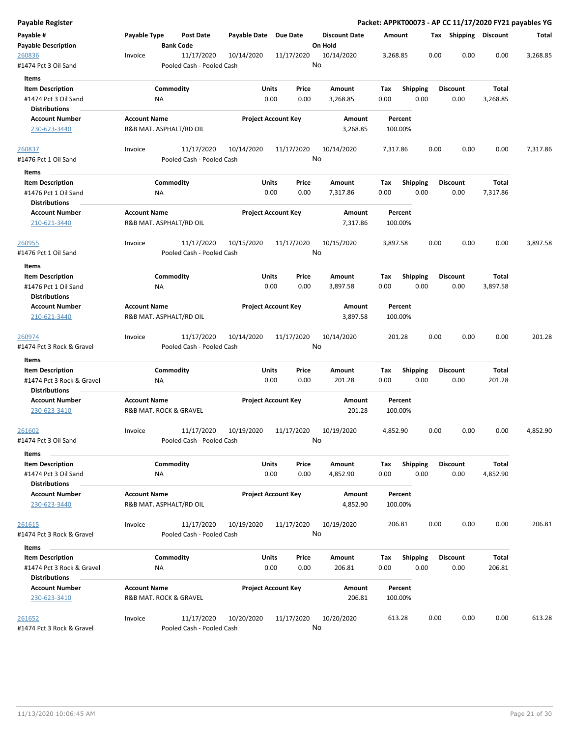## Payable Register

**Packet: APPKT00073 - AP CC 11/17/2020 FY21 payables YG**

| Payable # / Payable Description | Payable Type | Post Date / Bank Code | Payable Date | Due Date | Discount Date / On Hold | Amount | Tax | Shipping | Discount | Total |
|---|---|---|---|---|---|---|---|---|---|---|
| 260836 / #1474 Pct 3 Oil Sand | Invoice | 11/17/2020 / Pooled Cash - Pooled Cash | 10/14/2020 | 11/17/2020 | 10/14/2020 / No | 3,268.85 | 0.00 | 0.00 | 0.00 | 3,268.85 |

**Items**

| Item Description | Commodity | Units | Price | Amount | Tax | Shipping | Discount | Total |
|---|---|---|---|---|---|---|---|---|
| #1474 Pct 3 Oil Sand | NA | 0.00 | 0.00 | 3,268.85 | 0.00 | 0.00 | 0.00 | 3,268.85 |

**Distributions**

| Account Number | Account Name | Project Account Key | Amount | Percent |
|---|---|---|---|---|
| 230-623-3440 | R&B MAT. ASPHALT/RD OIL | | 3,268.85 | 100.00% |

| Payable # / Payable Description | Payable Type | Post Date / Bank Code | Payable Date | Due Date | Discount Date / On Hold | Amount | Tax | Shipping | Discount | Total |
|---|---|---|---|---|---|---|---|---|---|---|
| 260837 / #1476 Pct 1 Oil Sand | Invoice | 11/17/2020 / Pooled Cash - Pooled Cash | 10/14/2020 | 11/17/2020 | 10/14/2020 / No | 7,317.86 | 0.00 | 0.00 | 0.00 | 7,317.86 |

**Items**

| Item Description | Commodity | Units | Price | Amount | Tax | Shipping | Discount | Total |
|---|---|---|---|---|---|---|---|---|
| #1476 Pct 1 Oil Sand | NA | 0.00 | 0.00 | 7,317.86 | 0.00 | 0.00 | 0.00 | 7,317.86 |

**Distributions**

| Account Number | Account Name | Project Account Key | Amount | Percent |
|---|---|---|---|---|
| 210-621-3440 | R&B MAT. ASPHALT/RD OIL | | 7,317.86 | 100.00% |

| Payable # / Payable Description | Payable Type | Post Date / Bank Code | Payable Date | Due Date | Discount Date / On Hold | Amount | Tax | Shipping | Discount | Total |
|---|---|---|---|---|---|---|---|---|---|---|
| 260955 / #1476 Pct 1 Oil Sand | Invoice | 11/17/2020 / Pooled Cash - Pooled Cash | 10/15/2020 | 11/17/2020 | 10/15/2020 / No | 3,897.58 | 0.00 | 0.00 | 0.00 | 3,897.58 |

**Items**

| Item Description | Commodity | Units | Price | Amount | Tax | Shipping | Discount | Total |
|---|---|---|---|---|---|---|---|---|
| #1476 Pct 1 Oil Sand | NA | 0.00 | 0.00 | 3,897.58 | 0.00 | 0.00 | 0.00 | 3,897.58 |

**Distributions**

| Account Number | Account Name | Project Account Key | Amount | Percent |
|---|---|---|---|---|
| 210-621-3440 | R&B MAT. ASPHALT/RD OIL | | 3,897.58 | 100.00% |

| Payable # / Payable Description | Payable Type | Post Date / Bank Code | Payable Date | Due Date | Discount Date / On Hold | Amount | Tax | Shipping | Discount | Total |
|---|---|---|---|---|---|---|---|---|---|---|
| 260974 / #1474 Pct 3 Rock & Gravel | Invoice | 11/17/2020 / Pooled Cash - Pooled Cash | 10/14/2020 | 11/17/2020 | 10/14/2020 / No | 201.28 | 0.00 | 0.00 | 0.00 | 201.28 |

**Items**

| Item Description | Commodity | Units | Price | Amount | Tax | Shipping | Discount | Total |
|---|---|---|---|---|---|---|---|---|
| #1474 Pct 3 Rock & Gravel | NA | 0.00 | 0.00 | 201.28 | 0.00 | 0.00 | 0.00 | 201.28 |

**Distributions**

| Account Number | Account Name | Project Account Key | Amount | Percent |
|---|---|---|---|---|
| 230-623-3410 | R&B MAT. ROCK & GRAVEL | | 201.28 | 100.00% |

| Payable # / Payable Description | Payable Type | Post Date / Bank Code | Payable Date | Due Date | Discount Date / On Hold | Amount | Tax | Shipping | Discount | Total |
|---|---|---|---|---|---|---|---|---|---|---|
| 261602 / #1474 Pct 3 Oil Sand | Invoice | 11/17/2020 / Pooled Cash - Pooled Cash | 10/19/2020 | 11/17/2020 | 10/19/2020 / No | 4,852.90 | 0.00 | 0.00 | 0.00 | 4,852.90 |

**Items**

| Item Description | Commodity | Units | Price | Amount | Tax | Shipping | Discount | Total |
|---|---|---|---|---|---|---|---|---|
| #1474 Pct 3 Oil Sand | NA | 0.00 | 0.00 | 4,852.90 | 0.00 | 0.00 | 0.00 | 4,852.90 |

**Distributions**

| Account Number | Account Name | Project Account Key | Amount | Percent |
|---|---|---|---|---|
| 230-623-3440 | R&B MAT. ASPHALT/RD OIL | | 4,852.90 | 100.00% |

| Payable # / Payable Description | Payable Type | Post Date / Bank Code | Payable Date | Due Date | Discount Date / On Hold | Amount | Tax | Shipping | Discount | Total |
|---|---|---|---|---|---|---|---|---|---|---|
| 261615 / #1474 Pct 3 Rock & Gravel | Invoice | 11/17/2020 / Pooled Cash - Pooled Cash | 10/19/2020 | 11/17/2020 | 10/19/2020 / No | 206.81 | 0.00 | 0.00 | 0.00 | 206.81 |

**Items**

| Item Description | Commodity | Units | Price | Amount | Tax | Shipping | Discount | Total |
|---|---|---|---|---|---|---|---|---|
| #1474 Pct 3 Rock & Gravel | NA | 0.00 | 0.00 | 206.81 | 0.00 | 0.00 | 0.00 | 206.81 |

**Distributions**

| Account Number | Account Name | Project Account Key | Amount | Percent |
|---|---|---|---|---|
| 230-623-3410 | R&B MAT. ROCK & GRAVEL | | 206.81 | 100.00% |

| Payable # / Payable Description | Payable Type | Post Date / Bank Code | Payable Date | Due Date | Discount Date / On Hold | Amount | Tax | Shipping | Discount | Total |
|---|---|---|---|---|---|---|---|---|---|---|
| 261652 / #1474 Pct 3 Rock & Gravel | Invoice | 11/17/2020 / Pooled Cash - Pooled Cash | 10/20/2020 | 11/17/2020 | 10/20/2020 / No | 613.28 | 0.00 | 0.00 | 0.00 | 613.28 |

11/13/2020 10:06:45 AM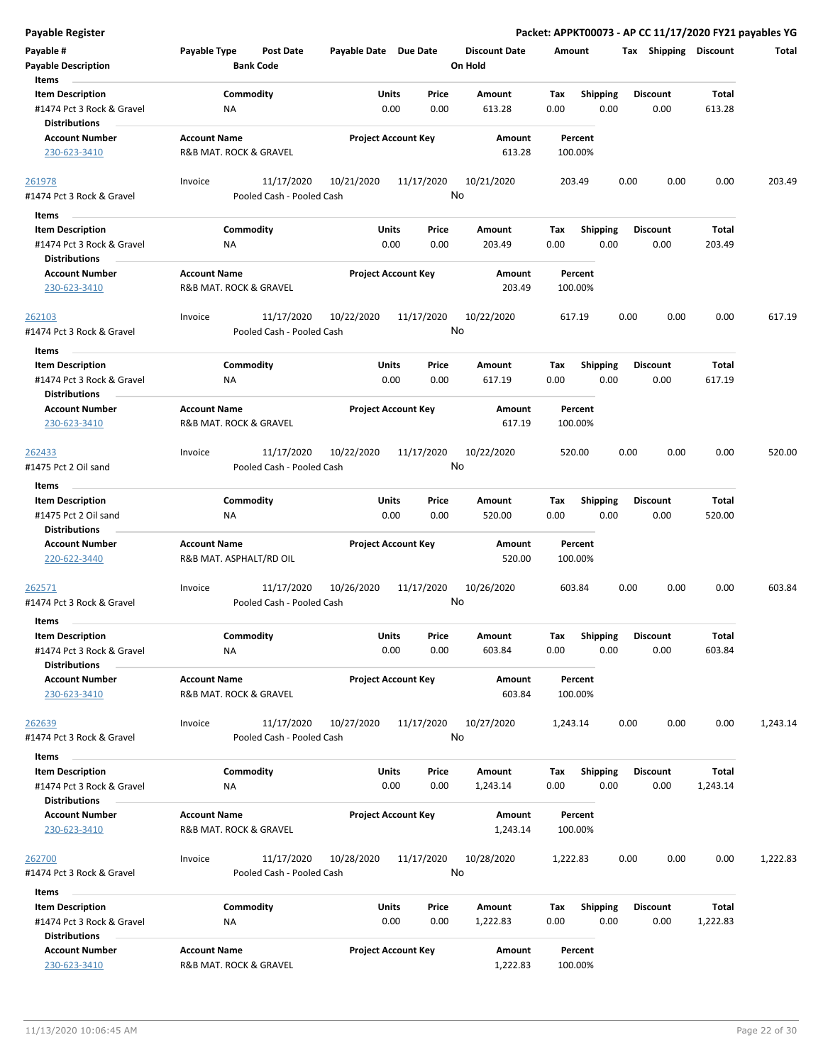**Payable Register** — **Packet: APPKT00073 - AP CC 11/17/2020 FY21 payables YG**

| Payable # | Payable Type | Post Date | Payable Date | Due Date | Discount Date | Amount | Tax | Shipping | Discount | Total |
|---|---|---|---|---|---|---|---|---|---|---|
| Payable Description | | Bank Code | | | On Hold | | | | | |

**Items**

| Item Description | Commodity | Units | Price | Amount | Tax | Shipping | Discount | Total |
|---|---|---|---|---|---|---|---|---|
| #1474 Pct 3 Rock & Gravel | NA | 0.00 | 0.00 | 613.28 | 0.00 | 0.00 | 0.00 | 613.28 |

**Distributions**

| Account Number | Account Name | Project Account Key | Amount | Percent |
|---|---|---|---|---|
| 230-623-3410 | R&B MAT. ROCK & GRAVEL | | 613.28 | 100.00% |

| Payable # | Payable Type | Post Date | Payable Date | Due Date | Discount Date | Amount | Tax | Shipping | Discount | Total |
|---|---|---|---|---|---|---|---|---|---|---|
| 261978 | Invoice | 11/17/2020 | 10/21/2020 | 11/17/2020 | 10/21/2020 | 203.49 | 0.00 | 0.00 | 0.00 | 203.49 |
| #1474 Pct 3 Rock & Gravel | | Pooled Cash - Pooled Cash | | | No | | | | | |

**Items**

| Item Description | Commodity | Units | Price | Amount | Tax | Shipping | Discount | Total |
|---|---|---|---|---|---|---|---|---|
| #1474 Pct 3 Rock & Gravel | NA | 0.00 | 0.00 | 203.49 | 0.00 | 0.00 | 0.00 | 203.49 |

**Distributions**

| Account Number | Account Name | Project Account Key | Amount | Percent |
|---|---|---|---|---|
| 230-623-3410 | R&B MAT. ROCK & GRAVEL | | 203.49 | 100.00% |

| Payable # | Payable Type | Post Date | Payable Date | Due Date | Discount Date | Amount | Tax | Shipping | Discount | Total |
|---|---|---|---|---|---|---|---|---|---|---|
| 262103 | Invoice | 11/17/2020 | 10/22/2020 | 11/17/2020 | 10/22/2020 | 617.19 | 0.00 | 0.00 | 0.00 | 617.19 |
| #1474 Pct 3 Rock & Gravel | | Pooled Cash - Pooled Cash | | | No | | | | | |

**Items**

| Item Description | Commodity | Units | Price | Amount | Tax | Shipping | Discount | Total |
|---|---|---|---|---|---|---|---|---|
| #1474 Pct 3 Rock & Gravel | NA | 0.00 | 0.00 | 617.19 | 0.00 | 0.00 | 0.00 | 617.19 |

**Distributions**

| Account Number | Account Name | Project Account Key | Amount | Percent |
|---|---|---|---|---|
| 230-623-3410 | R&B MAT. ROCK & GRAVEL | | 617.19 | 100.00% |

| Payable # | Payable Type | Post Date | Payable Date | Due Date | Discount Date | Amount | Tax | Shipping | Discount | Total |
|---|---|---|---|---|---|---|---|---|---|---|
| 262433 | Invoice | 11/17/2020 | 10/22/2020 | 11/17/2020 | 10/22/2020 | 520.00 | 0.00 | 0.00 | 0.00 | 520.00 |
| #1475 Pct 2 Oil sand | | Pooled Cash - Pooled Cash | | | No | | | | | |

**Items**

| Item Description | Commodity | Units | Price | Amount | Tax | Shipping | Discount | Total |
|---|---|---|---|---|---|---|---|---|
| #1475 Pct 2 Oil sand | NA | 0.00 | 0.00 | 520.00 | 0.00 | 0.00 | 0.00 | 520.00 |

**Distributions**

| Account Number | Account Name | Project Account Key | Amount | Percent |
|---|---|---|---|---|
| 220-622-3440 | R&B MAT. ASPHALT/RD OIL | | 520.00 | 100.00% |

| Payable # | Payable Type | Post Date | Payable Date | Due Date | Discount Date | Amount | Tax | Shipping | Discount | Total |
|---|---|---|---|---|---|---|---|---|---|---|
| 262571 | Invoice | 11/17/2020 | 10/26/2020 | 11/17/2020 | 10/26/2020 | 603.84 | 0.00 | 0.00 | 0.00 | 603.84 |
| #1474 Pct 3 Rock & Gravel | | Pooled Cash - Pooled Cash | | | No | | | | | |

**Items**

| Item Description | Commodity | Units | Price | Amount | Tax | Shipping | Discount | Total |
|---|---|---|---|---|---|---|---|---|
| #1474 Pct 3 Rock & Gravel | NA | 0.00 | 0.00 | 603.84 | 0.00 | 0.00 | 0.00 | 603.84 |

**Distributions**

| Account Number | Account Name | Project Account Key | Amount | Percent |
|---|---|---|---|---|
| 230-623-3410 | R&B MAT. ROCK & GRAVEL | | 603.84 | 100.00% |

| Payable # | Payable Type | Post Date | Payable Date | Due Date | Discount Date | Amount | Tax | Shipping | Discount | Total |
|---|---|---|---|---|---|---|---|---|---|---|
| 262639 | Invoice | 11/17/2020 | 10/27/2020 | 11/17/2020 | 10/27/2020 | 1,243.14 | 0.00 | 0.00 | 0.00 | 1,243.14 |
| #1474 Pct 3 Rock & Gravel | | Pooled Cash - Pooled Cash | | | No | | | | | |

**Items**

| Item Description | Commodity | Units | Price | Amount | Tax | Shipping | Discount | Total |
|---|---|---|---|---|---|---|---|---|
| #1474 Pct 3 Rock & Gravel | NA | 0.00 | 0.00 | 1,243.14 | 0.00 | 0.00 | 0.00 | 1,243.14 |

**Distributions**

| Account Number | Account Name | Project Account Key | Amount | Percent |
|---|---|---|---|---|
| 230-623-3410 | R&B MAT. ROCK & GRAVEL | | 1,243.14 | 100.00% |

| Payable # | Payable Type | Post Date | Payable Date | Due Date | Discount Date | Amount | Tax | Shipping | Discount | Total |
|---|---|---|---|---|---|---|---|---|---|---|
| 262700 | Invoice | 11/17/2020 | 10/28/2020 | 11/17/2020 | 10/28/2020 | 1,222.83 | 0.00 | 0.00 | 0.00 | 1,222.83 |
| #1474 Pct 3 Rock & Gravel | | Pooled Cash - Pooled Cash | | | No | | | | | |

**Items**

| Item Description | Commodity | Units | Price | Amount | Tax | Shipping | Discount | Total |
|---|---|---|---|---|---|---|---|---|
| #1474 Pct 3 Rock & Gravel | NA | 0.00 | 0.00 | 1,222.83 | 0.00 | 0.00 | 0.00 | 1,222.83 |

**Distributions**

| Account Number | Account Name | Project Account Key | Amount | Percent |
|---|---|---|---|---|
| 230-623-3410 | R&B MAT. ROCK & GRAVEL | | 1,222.83 | 100.00% |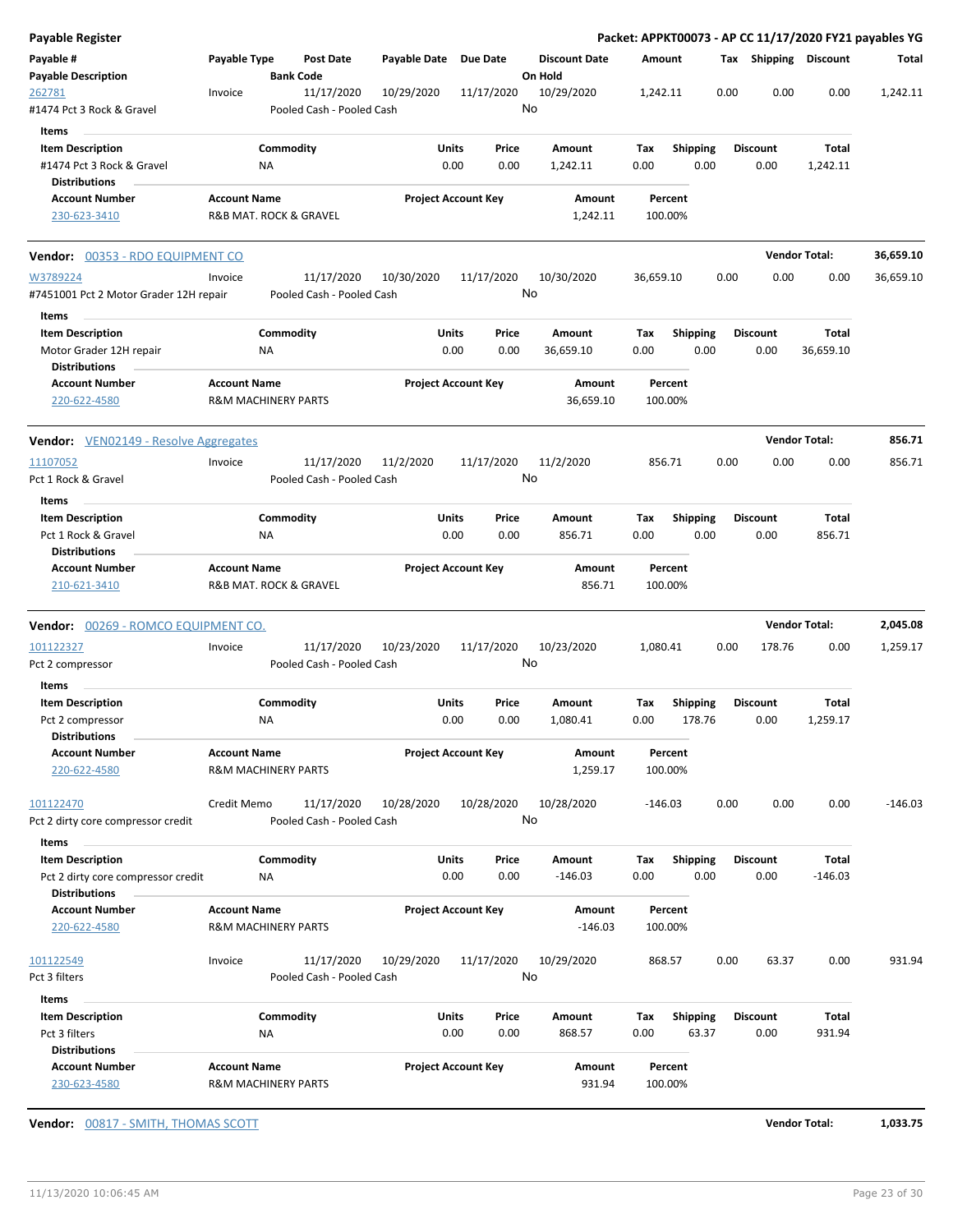**Payable Register** — **Packet: APPKT00073 - AP CC 11/17/2020 FY21 payables YG**

| Payable # | Payable Type | Post Date | Payable Date | Due Date | Discount Date | Amount | Tax | Shipping | Discount | Total |
|---|---|---|---|---|---|---|---|---|---|---|
| **Payable Description** | | **Bank Code** | | | **On Hold** | | | | | |
| 262781 | Invoice | 11/17/2020 | 10/29/2020 | 11/17/2020 | 10/29/2020 | 1,242.11 | 0.00 | 0.00 | 0.00 | 1,242.11 |
| #1474 Pct 3 Rock & Gravel | | Pooled Cash - Pooled Cash | | | No | | | | | |

**Items**

| Item Description | Commodity | Units | Price | Amount | Tax | Shipping | Discount | Total |
|---|---|---|---|---|---|---|---|---|
| #1474 Pct 3 Rock & Gravel | NA | 0.00 | 0.00 | 1,242.11 | 0.00 | 0.00 | 0.00 | 1,242.11 |

**Distributions**

| Account Number | Account Name | Project Account Key | Amount | Percent |
|---|---|---|---|---|
| 230-623-3410 | R&B MAT. ROCK & GRAVEL | | 1,242.11 | 100.00% |

**Vendor:** 00353 - RDO EQUIPMENT CO — **Vendor Total: 36,659.10**

| Payable # | Payable Type | Post Date | Payable Date | Due Date | Discount Date | Amount | Tax | Shipping | Discount | Total |
|---|---|---|---|---|---|---|---|---|---|---|
| W3789224 | Invoice | 11/17/2020 | 10/30/2020 | 11/17/2020 | 10/30/2020 | 36,659.10 | 0.00 | 0.00 | 0.00 | 36,659.10 |
| #7451001 Pct 2 Motor Grader 12H repair | | Pooled Cash - Pooled Cash | | | No | | | | | |

**Items**

| Item Description | Commodity | Units | Price | Amount | Tax | Shipping | Discount | Total |
|---|---|---|---|---|---|---|---|---|
| Motor Grader 12H repair | NA | 0.00 | 0.00 | 36,659.10 | 0.00 | 0.00 | 0.00 | 36,659.10 |

**Distributions**

| Account Number | Account Name | Project Account Key | Amount | Percent |
|---|---|---|---|---|
| 220-622-4580 | R&M MACHINERY PARTS | | 36,659.10 | 100.00% |

**Vendor:** VEN02149 - Resolve Aggregates — **Vendor Total: 856.71**

| Payable # | Payable Type | Post Date | Payable Date | Due Date | Discount Date | Amount | Tax | Shipping | Discount | Total |
|---|---|---|---|---|---|---|---|---|---|---|
| 11107052 | Invoice | 11/17/2020 | 11/2/2020 | 11/17/2020 | 11/2/2020 | 856.71 | 0.00 | 0.00 | 0.00 | 856.71 |
| Pct 1 Rock & Gravel | | Pooled Cash - Pooled Cash | | | No | | | | | |

**Items**

| Item Description | Commodity | Units | Price | Amount | Tax | Shipping | Discount | Total |
|---|---|---|---|---|---|---|---|---|
| Pct 1 Rock & Gravel | NA | 0.00 | 0.00 | 856.71 | 0.00 | 0.00 | 0.00 | 856.71 |

**Distributions**

| Account Number | Account Name | Project Account Key | Amount | Percent |
|---|---|---|---|---|
| 210-621-3410 | R&B MAT. ROCK & GRAVEL | | 856.71 | 100.00% |

**Vendor:** 00269 - ROMCO EQUIPMENT CO. — **Vendor Total: 2,045.08**

| Payable # | Payable Type | Post Date | Payable Date | Due Date | Discount Date | Amount | Tax | Shipping | Discount | Total |
|---|---|---|---|---|---|---|---|---|---|---|
| 101122327 | Invoice | 11/17/2020 | 10/23/2020 | 11/17/2020 | 10/23/2020 | 1,080.41 | 0.00 | 178.76 | 0.00 | 1,259.17 |
| Pct 2 compressor | | Pooled Cash - Pooled Cash | | | No | | | | | |

**Items**

| Item Description | Commodity | Units | Price | Amount | Tax | Shipping | Discount | Total |
|---|---|---|---|---|---|---|---|---|
| Pct 2 compressor | NA | 0.00 | 0.00 | 1,080.41 | 0.00 | 178.76 | 0.00 | 1,259.17 |

**Distributions**

| Account Number | Account Name | Project Account Key | Amount | Percent |
|---|---|---|---|---|
| 220-622-4580 | R&M MACHINERY PARTS | | 1,259.17 | 100.00% |

| Payable # | Payable Type | Post Date | Payable Date | Due Date | Discount Date | Amount | Tax | Shipping | Discount | Total |
|---|---|---|---|---|---|---|---|---|---|---|
| 101122470 | Credit Memo | 11/17/2020 | 10/28/2020 | 10/28/2020 | 10/28/2020 | -146.03 | 0.00 | 0.00 | 0.00 | -146.03 |
| Pct 2 dirty core compressor credit | | Pooled Cash - Pooled Cash | | | No | | | | | |

**Items**

| Item Description | Commodity | Units | Price | Amount | Tax | Shipping | Discount | Total |
|---|---|---|---|---|---|---|---|---|
| Pct 2 dirty core compressor credit | NA | 0.00 | 0.00 | -146.03 | 0.00 | 0.00 | 0.00 | -146.03 |

**Distributions**

| Account Number | Account Name | Project Account Key | Amount | Percent |
|---|---|---|---|---|
| 220-622-4580 | R&M MACHINERY PARTS | | -146.03 | 100.00% |

| Payable # | Payable Type | Post Date | Payable Date | Due Date | Discount Date | Amount | Tax | Shipping | Discount | Total |
|---|---|---|---|---|---|---|---|---|---|---|
| 101122549 | Invoice | 11/17/2020 | 10/29/2020 | 11/17/2020 | 10/29/2020 | 868.57 | 0.00 | 63.37 | 0.00 | 931.94 |
| Pct 3 filters | | Pooled Cash - Pooled Cash | | | No | | | | | |

**Items**

| Item Description | Commodity | Units | Price | Amount | Tax | Shipping | Discount | Total |
|---|---|---|---|---|---|---|---|---|
| Pct 3 filters | NA | 0.00 | 0.00 | 868.57 | 0.00 | 63.37 | 0.00 | 931.94 |

**Distributions**

| Account Number | Account Name | Project Account Key | Amount | Percent |
|---|---|---|---|---|
| 230-623-4580 | R&M MACHINERY PARTS | | 931.94 | 100.00% |

**Vendor:** 00817 - SMITH, THOMAS SCOTT — **Vendor Total: 1,033.75**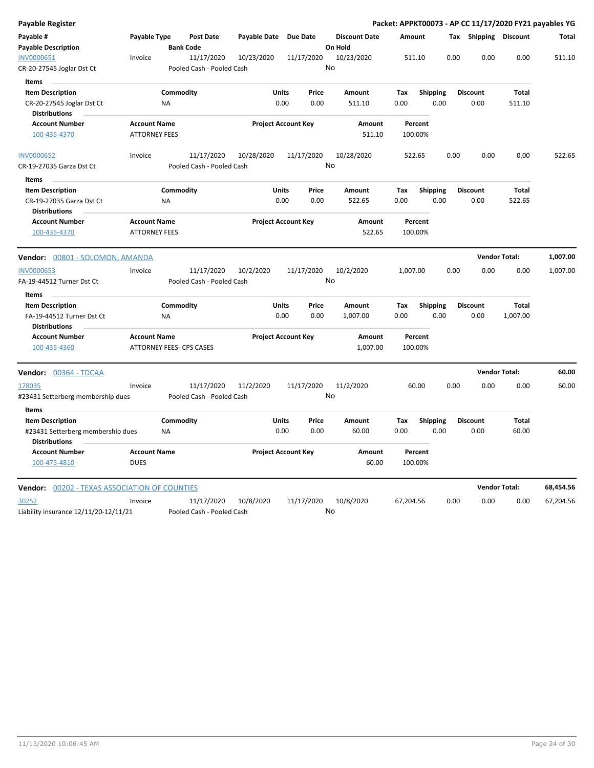**Payable Register** — Packet: APPKT00073 - AP CC 11/17/2020 FY21 payables YG

| Payable # / Payable Description | Payable Type | Post Date / Bank Code | Payable Date | Due Date | Discount Date / On Hold | Amount | Tax | Shipping | Discount | Total |
|---|---|---|---|---|---|---|---|---|---|---|
| INV0000651 / CR-20-27545 Joglar Dst Ct | Invoice | 11/17/2020 / Pooled Cash - Pooled Cash | 10/23/2020 | 11/17/2020 | 10/23/2020 / No | 511.10 | 0.00 | 0.00 | 0.00 | 511.10 |

Items

| Item Description | Commodity | Units | Price | Amount | Tax | Shipping | Discount | Total |
|---|---|---|---|---|---|---|---|---|
| CR-20-27545 Joglar Dst Ct | NA | 0.00 | 0.00 | 511.10 | 0.00 | 0.00 | 0.00 | 511.10 |

Distributions

| Account Number | Account Name | Project Account Key | Amount | Percent |
|---|---|---|---|---|
| 100-435-4370 | ATTORNEY FEES | | 511.10 | 100.00% |

| Payable # / Payable Description | Payable Type | Post Date / Bank Code | Payable Date | Due Date | Discount Date / On Hold | Amount | Tax | Shipping | Discount | Total |
|---|---|---|---|---|---|---|---|---|---|---|
| INV0000652 / CR-19-27035 Garza Dst Ct | Invoice | 11/17/2020 / Pooled Cash - Pooled Cash | 10/28/2020 | 11/17/2020 | 10/28/2020 / No | 522.65 | 0.00 | 0.00 | 0.00 | 522.65 |

Items

| Item Description | Commodity | Units | Price | Amount | Tax | Shipping | Discount | Total |
|---|---|---|---|---|---|---|---|---|
| CR-19-27035 Garza Dst Ct | NA | 0.00 | 0.00 | 522.65 | 0.00 | 0.00 | 0.00 | 522.65 |

Distributions

| Account Number | Account Name | Project Account Key | Amount | Percent |
|---|---|---|---|---|
| 100-435-4370 | ATTORNEY FEES | | 522.65 | 100.00% |

**Vendor: 00801 - SOLOMON, AMANDA** — Vendor Total: **1,007.00**

| Payable # / Payable Description | Payable Type | Post Date / Bank Code | Payable Date | Due Date | Discount Date / On Hold | Amount | Tax | Shipping | Discount | Total |
|---|---|---|---|---|---|---|---|---|---|---|
| INV0000653 / FA-19-44512 Turner Dst Ct | Invoice | 11/17/2020 / Pooled Cash - Pooled Cash | 10/2/2020 | 11/17/2020 | 10/2/2020 / No | 1,007.00 | 0.00 | 0.00 | 0.00 | 1,007.00 |

Items

| Item Description | Commodity | Units | Price | Amount | Tax | Shipping | Discount | Total |
|---|---|---|---|---|---|---|---|---|
| FA-19-44512 Turner Dst Ct | NA | 0.00 | 0.00 | 1,007.00 | 0.00 | 0.00 | 0.00 | 1,007.00 |

Distributions

| Account Number | Account Name | Project Account Key | Amount | Percent |
|---|---|---|---|---|
| 100-435-4360 | ATTORNEY FEES- CPS CASES | | 1,007.00 | 100.00% |

**Vendor: 00364 - TDCAA** — Vendor Total: **60.00**

| Payable # / Payable Description | Payable Type | Post Date / Bank Code | Payable Date | Due Date | Discount Date / On Hold | Amount | Tax | Shipping | Discount | Total |
|---|---|---|---|---|---|---|---|---|---|---|
| 178035 / #23431 Setterberg membership dues | Invoice | 11/17/2020 / Pooled Cash - Pooled Cash | 11/2/2020 | 11/17/2020 | 11/2/2020 / No | 60.00 | 0.00 | 0.00 | 0.00 | 60.00 |

Items

| Item Description | Commodity | Units | Price | Amount | Tax | Shipping | Discount | Total |
|---|---|---|---|---|---|---|---|---|
| #23431 Setterberg membership dues | NA | 0.00 | 0.00 | 60.00 | 0.00 | 0.00 | 0.00 | 60.00 |

Distributions

| Account Number | Account Name | Project Account Key | Amount | Percent |
|---|---|---|---|---|
| 100-475-4810 | DUES | | 60.00 | 100.00% |

**Vendor: 00202 - TEXAS ASSOCIATION OF COUNTIES** — Vendor Total: **68,454.56**

| Payable # / Payable Description | Payable Type | Post Date / Bank Code | Payable Date | Due Date | Discount Date / On Hold | Amount | Tax | Shipping | Discount | Total |
|---|---|---|---|---|---|---|---|---|---|---|
| 30252 / Liability insurance 12/11/20-12/11/21 | Invoice | 11/17/2020 / Pooled Cash - Pooled Cash | 10/8/2020 | 11/17/2020 | 10/8/2020 / No | 67,204.56 | 0.00 | 0.00 | 0.00 | 67,204.56 |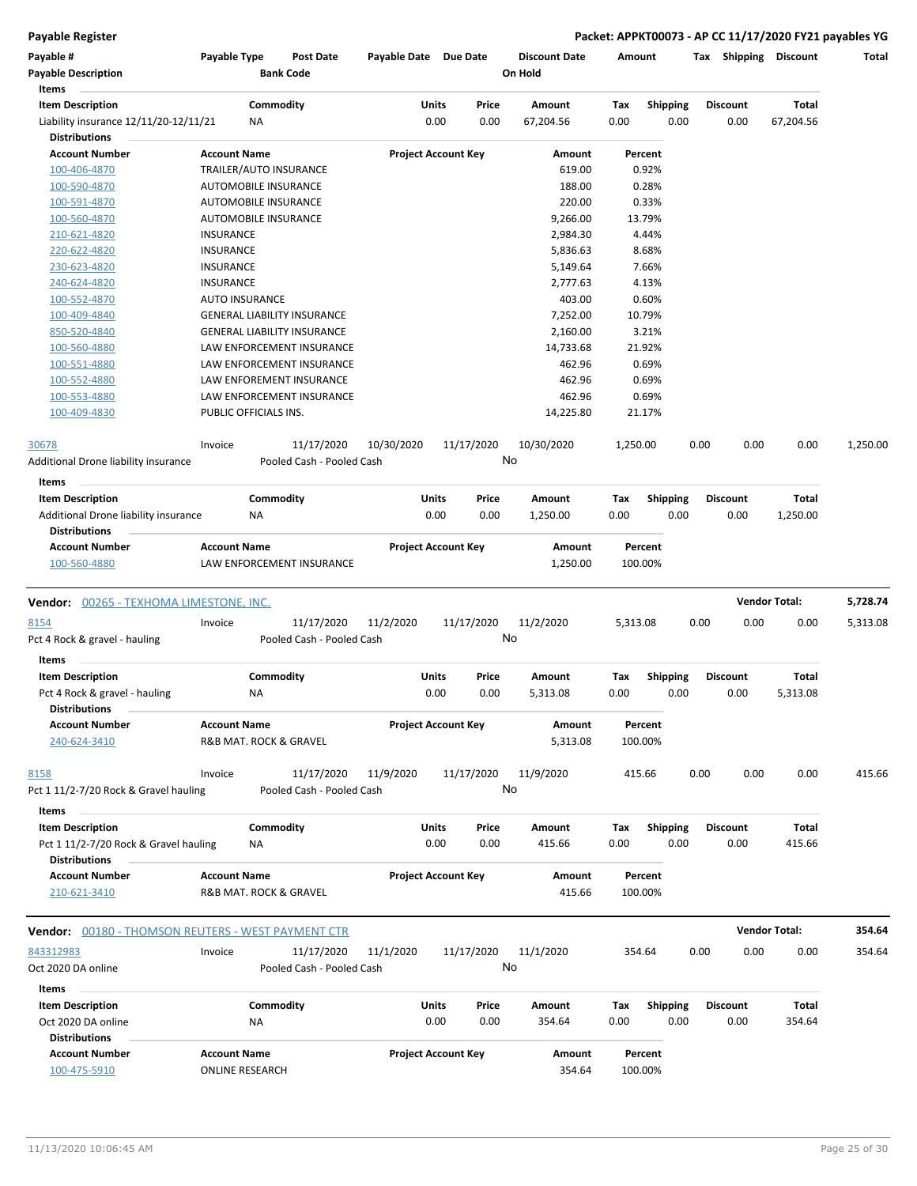**Payable Register** — **Packet: APPKT00073 - AP CC 11/17/2020 FY21 payables YG**

| Payable # | Payable Type | Post Date | Payable Date | Due Date | Discount Date | Amount | Tax | Shipping | Discount | Total |
|---|---|---|---|---|---|---|---|---|---|---|
| Payable Description | | Bank Code | | | On Hold | | | | | |

**Items**

| Item Description | Commodity | Units | Price | Amount | Tax | Shipping | Discount | Total |
|---|---|---|---|---|---|---|---|---|
| Liability insurance 12/11/20-12/11/21 | NA | 0.00 | 0.00 | 67,204.56 | 0.00 | 0.00 | 0.00 | 67,204.56 |

**Distributions**

| Account Number | Account Name | Project Account Key | Amount | Percent |
|---|---|---|---|---|
| 100-406-4870 | TRAILER/AUTO INSURANCE | | 619.00 | 0.92% |
| 100-590-4870 | AUTOMOBILE INSURANCE | | 188.00 | 0.28% |
| 100-591-4870 | AUTOMOBILE INSURANCE | | 220.00 | 0.33% |
| 100-560-4870 | AUTOMOBILE INSURANCE | | 9,266.00 | 13.79% |
| 210-621-4820 | INSURANCE | | 2,984.30 | 4.44% |
| 220-622-4820 | INSURANCE | | 5,836.63 | 8.68% |
| 230-623-4820 | INSURANCE | | 5,149.64 | 7.66% |
| 240-624-4820 | INSURANCE | | 2,777.63 | 4.13% |
| 100-552-4870 | AUTO INSURANCE | | 403.00 | 0.60% |
| 100-409-4840 | GENERAL LIABILITY INSURANCE | | 7,252.00 | 10.79% |
| 850-520-4840 | GENERAL LIABILITY INSURANCE | | 2,160.00 | 3.21% |
| 100-560-4880 | LAW ENFORCEMENT INSURANCE | | 14,733.68 | 21.92% |
| 100-551-4880 | LAW ENFORCEMENT INSURANCE | | 462.96 | 0.69% |
| 100-552-4880 | LAW ENFOREMENT INSURANCE | | 462.96 | 0.69% |
| 100-553-4880 | LAW ENFORCEMENT INSURANCE | | 462.96 | 0.69% |
| 100-409-4830 | PUBLIC OFFICIALS INS. | | 14,225.80 | 21.17% |

| Payable # | Payable Type | Post Date | Payable Date | Due Date | Discount Date | Amount | Tax | Shipping | Discount | Total |
|---|---|---|---|---|---|---|---|---|---|---|
| 30678 | Invoice | 11/17/2020 | 10/30/2020 | 11/17/2020 | 10/30/2020 | 1,250.00 | 0.00 | 0.00 | 0.00 | 1,250.00 |
| Additional Drone liability insurance | | Pooled Cash - Pooled Cash | | | No | | | | | |

**Items**

| Item Description | Commodity | Units | Price | Amount | Tax | Shipping | Discount | Total |
|---|---|---|---|---|---|---|---|---|
| Additional Drone liability insurance | NA | 0.00 | 0.00 | 1,250.00 | 0.00 | 0.00 | 0.00 | 1,250.00 |

**Distributions**

| Account Number | Account Name | Project Account Key | Amount | Percent |
|---|---|---|---|---|
| 100-560-4880 | LAW ENFORCEMENT INSURANCE | | 1,250.00 | 100.00% |

**Vendor: 00265 - TEXHOMA LIMESTONE, INC.** — **Vendor Total: 5,728.74**

| Payable # | Payable Type | Post Date | Payable Date | Due Date | Discount Date | Amount | Tax | Shipping | Discount | Total |
|---|---|---|---|---|---|---|---|---|---|---|
| 8154 | Invoice | 11/17/2020 | 11/2/2020 | 11/17/2020 | 11/2/2020 | 5,313.08 | 0.00 | 0.00 | 0.00 | 5,313.08 |
| Pct 4 Rock & gravel - hauling | | Pooled Cash - Pooled Cash | | | No | | | | | |

**Items**

| Item Description | Commodity | Units | Price | Amount | Tax | Shipping | Discount | Total |
|---|---|---|---|---|---|---|---|---|
| Pct 4 Rock & gravel - hauling | NA | 0.00 | 0.00 | 5,313.08 | 0.00 | 0.00 | 0.00 | 5,313.08 |

**Distributions**

| Account Number | Account Name | Project Account Key | Amount | Percent |
|---|---|---|---|---|
| 240-624-3410 | R&B MAT. ROCK & GRAVEL | | 5,313.08 | 100.00% |

| Payable # | Payable Type | Post Date | Payable Date | Due Date | Discount Date | Amount | Tax | Shipping | Discount | Total |
|---|---|---|---|---|---|---|---|---|---|---|
| 8158 | Invoice | 11/17/2020 | 11/9/2020 | 11/17/2020 | 11/9/2020 | 415.66 | 0.00 | 0.00 | 0.00 | 415.66 |
| Pct 1 11/2-7/20 Rock & Gravel hauling | | Pooled Cash - Pooled Cash | | | No | | | | | |

**Items**

| Item Description | Commodity | Units | Price | Amount | Tax | Shipping | Discount | Total |
|---|---|---|---|---|---|---|---|---|
| Pct 1 11/2-7/20 Rock & Gravel hauling | NA | 0.00 | 0.00 | 415.66 | 0.00 | 0.00 | 0.00 | 415.66 |

**Distributions**

| Account Number | Account Name | Project Account Key | Amount | Percent |
|---|---|---|---|---|
| 210-621-3410 | R&B MAT. ROCK & GRAVEL | | 415.66 | 100.00% |

**Vendor: 00180 - THOMSON REUTERS - WEST PAYMENT CTR** — **Vendor Total: 354.64**

| Payable # | Payable Type | Post Date | Payable Date | Due Date | Discount Date | Amount | Tax | Shipping | Discount | Total |
|---|---|---|---|---|---|---|---|---|---|---|
| 843312983 | Invoice | 11/17/2020 | 11/1/2020 | 11/17/2020 | 11/1/2020 | 354.64 | 0.00 | 0.00 | 0.00 | 354.64 |
| Oct 2020 DA online | | Pooled Cash - Pooled Cash | | | No | | | | | |

**Items**

| Item Description | Commodity | Units | Price | Amount | Tax | Shipping | Discount | Total |
|---|---|---|---|---|---|---|---|---|
| Oct 2020 DA online | NA | 0.00 | 0.00 | 354.64 | 0.00 | 0.00 | 0.00 | 354.64 |

**Distributions**

| Account Number | Account Name | Project Account Key | Amount | Percent |
|---|---|---|---|---|
| 100-475-5910 | ONLINE RESEARCH | | 354.64 | 100.00% |

11/13/2020 10:06:45 AM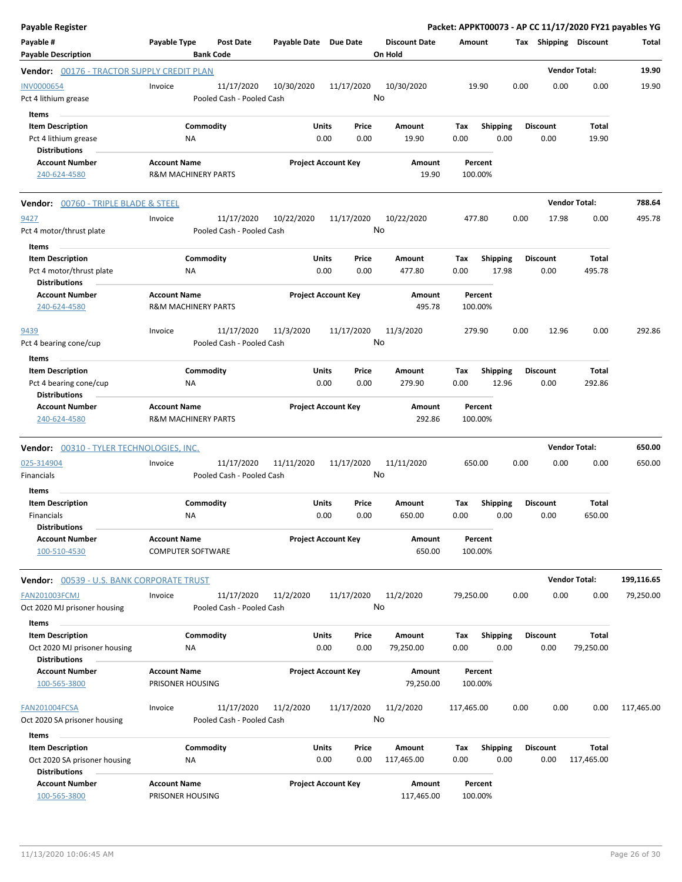**Payable Register** — **Packet: APPKT00073 - AP CC 11/17/2020 FY21 payables YG**

| Payable # / Payable Description | Payable Type | Post Date / Bank Code | Payable Date | Due Date | Discount Date / On Hold | Amount | Tax | Shipping | Discount | Total |
|---|---|---|---|---|---|---|---|---|---|---|

**Vendor: 00176 - TRACTOR SUPPLY CREDIT PLAN** — Vendor Total: **19.90**

| Payable # | Payable Type | Post Date | Payable Date | Due Date | Discount Date | Amount | Tax | Shipping | Discount | Total |
|---|---|---|---|---|---|---|---|---|---|---|
| INV0000654 | Invoice | 11/17/2020 | 10/30/2020 | 11/17/2020 | 10/30/2020 | 19.90 | 0.00 | 0.00 | 0.00 | 19.90 |
| Pct 4 lithium grease | | Pooled Cash - Pooled Cash | | | No | | | | | |

Items

| Item Description | Commodity | Units | Price | Amount | Tax | Shipping | Discount | Total |
|---|---|---|---|---|---|---|---|---|
| Pct 4 lithium grease | NA | 0.00 | 0.00 | 19.90 | 0.00 | 0.00 | 0.00 | 19.90 |

Distributions

| Account Number | Account Name | Project Account Key | Amount | Percent |
|---|---|---|---|---|
| 240-624-4580 | R&M MACHINERY PARTS | | 19.90 | 100.00% |

**Vendor: 00760 - TRIPLE BLADE & STEEL** — Vendor Total: **788.64**

| Payable # | Payable Type | Post Date | Payable Date | Due Date | Discount Date | Amount | Tax | Shipping | Discount | Total |
|---|---|---|---|---|---|---|---|---|---|---|
| 9427 | Invoice | 11/17/2020 | 10/22/2020 | 11/17/2020 | 10/22/2020 | 477.80 | 0.00 | 17.98 | 0.00 | 495.78 |
| Pct 4 motor/thrust plate | | Pooled Cash - Pooled Cash | | | No | | | | | |

Items

| Item Description | Commodity | Units | Price | Amount | Tax | Shipping | Discount | Total |
|---|---|---|---|---|---|---|---|---|
| Pct 4 motor/thrust plate | NA | 0.00 | 0.00 | 477.80 | 0.00 | 17.98 | 0.00 | 495.78 |

Distributions

| Account Number | Account Name | Project Account Key | Amount | Percent |
|---|---|---|---|---|
| 240-624-4580 | R&M MACHINERY PARTS | | 495.78 | 100.00% |

| Payable # | Payable Type | Post Date | Payable Date | Due Date | Discount Date | Amount | Tax | Shipping | Discount | Total |
|---|---|---|---|---|---|---|---|---|---|---|
| 9439 | Invoice | 11/17/2020 | 11/3/2020 | 11/17/2020 | 11/3/2020 | 279.90 | 0.00 | 12.96 | 0.00 | 292.86 |
| Pct 4 bearing cone/cup | | Pooled Cash - Pooled Cash | | | No | | | | | |

Items

| Item Description | Commodity | Units | Price | Amount | Tax | Shipping | Discount | Total |
|---|---|---|---|---|---|---|---|---|
| Pct 4 bearing cone/cup | NA | 0.00 | 0.00 | 279.90 | 0.00 | 12.96 | 0.00 | 292.86 |

Distributions

| Account Number | Account Name | Project Account Key | Amount | Percent |
|---|---|---|---|---|
| 240-624-4580 | R&M MACHINERY PARTS | | 292.86 | 100.00% |

**Vendor: 00310 - TYLER TECHNOLOGIES, INC.** — Vendor Total: **650.00**

| Payable # | Payable Type | Post Date | Payable Date | Due Date | Discount Date | Amount | Tax | Shipping | Discount | Total |
|---|---|---|---|---|---|---|---|---|---|---|
| 025-314904 | Invoice | 11/17/2020 | 11/11/2020 | 11/17/2020 | 11/11/2020 | 650.00 | 0.00 | 0.00 | 0.00 | 650.00 |
| Financials | | Pooled Cash - Pooled Cash | | | No | | | | | |

Items

| Item Description | Commodity | Units | Price | Amount | Tax | Shipping | Discount | Total |
|---|---|---|---|---|---|---|---|---|
| Financials | NA | 0.00 | 0.00 | 650.00 | 0.00 | 0.00 | 0.00 | 650.00 |

Distributions

| Account Number | Account Name | Project Account Key | Amount | Percent |
|---|---|---|---|---|
| 100-510-4530 | COMPUTER SOFTWARE | | 650.00 | 100.00% |

**Vendor: 00539 - U.S. BANK CORPORATE TRUST** — Vendor Total: **199,116.65**

| Payable # | Payable Type | Post Date | Payable Date | Due Date | Discount Date | Amount | Tax | Shipping | Discount | Total |
|---|---|---|---|---|---|---|---|---|---|---|
| FAN201003FCMJ | Invoice | 11/17/2020 | 11/2/2020 | 11/17/2020 | 11/2/2020 | 79,250.00 | 0.00 | 0.00 | 0.00 | 79,250.00 |
| Oct 2020 MJ prisoner housing | | Pooled Cash - Pooled Cash | | | No | | | | | |

Items

| Item Description | Commodity | Units | Price | Amount | Tax | Shipping | Discount | Total |
|---|---|---|---|---|---|---|---|---|
| Oct 2020 MJ prisoner housing | NA | 0.00 | 0.00 | 79,250.00 | 0.00 | 0.00 | 0.00 | 79,250.00 |

Distributions

| Account Number | Account Name | Project Account Key | Amount | Percent |
|---|---|---|---|---|
| 100-565-3800 | PRISONER HOUSING | | 79,250.00 | 100.00% |

| Payable # | Payable Type | Post Date | Payable Date | Due Date | Discount Date | Amount | Tax | Shipping | Discount | Total |
|---|---|---|---|---|---|---|---|---|---|---|
| FAN201004FCSA | Invoice | 11/17/2020 | 11/2/2020 | 11/17/2020 | 11/2/2020 | 117,465.00 | 0.00 | 0.00 | 0.00 | 117,465.00 |
| Oct 2020 SA prisoner housing | | Pooled Cash - Pooled Cash | | | No | | | | | |

Items

| Item Description | Commodity | Units | Price | Amount | Tax | Shipping | Discount | Total |
|---|---|---|---|---|---|---|---|---|
| Oct 2020 SA prisoner housing | NA | 0.00 | 0.00 | 117,465.00 | 0.00 | 0.00 | 0.00 | 117,465.00 |

Distributions

| Account Number | Account Name | Project Account Key | Amount | Percent |
|---|---|---|---|---|
| 100-565-3800 | PRISONER HOUSING | | 117,465.00 | 100.00% |

11/13/2020 10:06:45 AM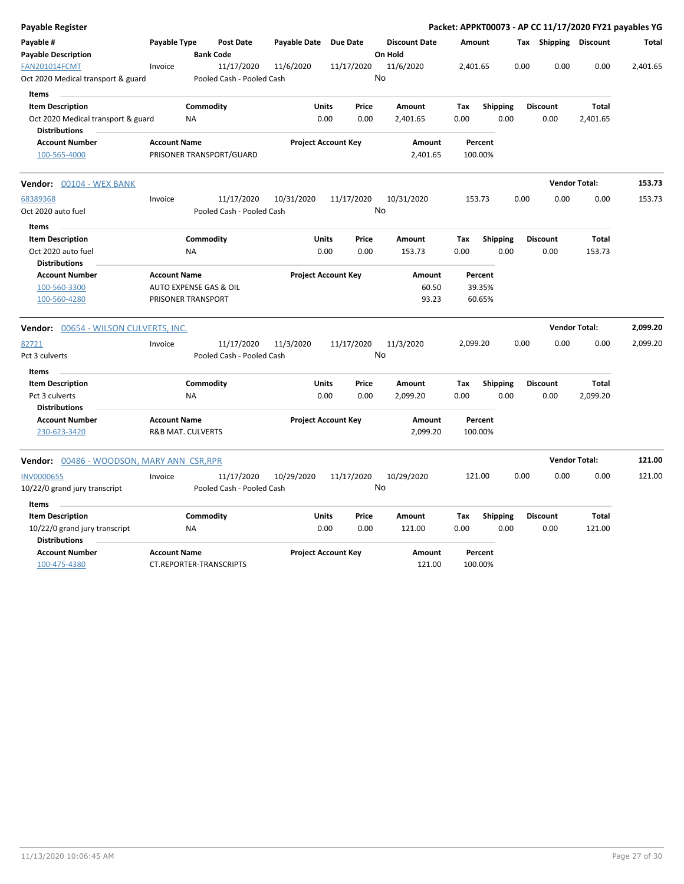# Payable Register

**Packet: APPKT00073 - AP CC 11/17/2020 FY21 payables YG**

| Payable # | Payable Type | Post Date | Payable Date | Due Date | Discount Date | Amount | Tax | Shipping | Discount | Total |
|---|---|---|---|---|---|---|---|---|---|---|
| **Payable Description** | | **Bank Code** | | | **On Hold** | | | | | |
| FAN201014FCMT | Invoice | 11/17/2020 | 11/6/2020 | 11/17/2020 | 11/6/2020 | 2,401.65 | 0.00 | 0.00 | 0.00 | 2,401.65 |
| Oct 2020 Medical transport & guard | | Pooled Cash - Pooled Cash | | | No | | | | | |

**Items**

| Item Description | Commodity | Units | Price | Amount | Tax | Shipping | Discount | Total |
|---|---|---|---|---|---|---|---|---|
| Oct 2020 Medical transport & guard | NA | 0.00 | 0.00 | 2,401.65 | 0.00 | 0.00 | 0.00 | 2,401.65 |

**Distributions**

| Account Number | Account Name | Project Account Key | Amount | Percent |
|---|---|---|---|---|
| 100-565-4000 | PRISONER TRANSPORT/GUARD | | 2,401.65 | 100.00% |

## Vendor: 00104 - WEX BANK — Vendor Total: 153.73

| Payable # | Payable Type | Post Date | Payable Date | Due Date | Discount Date | Amount | Tax | Shipping | Discount | Total |
|---|---|---|---|---|---|---|---|---|---|---|
| 68389368 | Invoice | 11/17/2020 | 10/31/2020 | 11/17/2020 | 10/31/2020 | 153.73 | 0.00 | 0.00 | 0.00 | 153.73 |
| Oct 2020 auto fuel | | Pooled Cash - Pooled Cash | | | No | | | | | |

**Items**

| Item Description | Commodity | Units | Price | Amount | Tax | Shipping | Discount | Total |
|---|---|---|---|---|---|---|---|---|
| Oct 2020 auto fuel | NA | 0.00 | 0.00 | 153.73 | 0.00 | 0.00 | 0.00 | 153.73 |

**Distributions**

| Account Number | Account Name | Project Account Key | Amount | Percent |
|---|---|---|---|---|
| 100-560-3300 | AUTO EXPENSE GAS & OIL | | 60.50 | 39.35% |
| 100-560-4280 | PRISONER TRANSPORT | | 93.23 | 60.65% |

## Vendor: 00654 - WILSON CULVERTS, INC. — Vendor Total: 2,099.20

| Payable # | Payable Type | Post Date | Payable Date | Due Date | Discount Date | Amount | Tax | Shipping | Discount | Total |
|---|---|---|---|---|---|---|---|---|---|---|
| 82721 | Invoice | 11/17/2020 | 11/3/2020 | 11/17/2020 | 11/3/2020 | 2,099.20 | 0.00 | 0.00 | 0.00 | 2,099.20 |
| Pct 3 culverts | | Pooled Cash - Pooled Cash | | | No | | | | | |

**Items**

| Item Description | Commodity | Units | Price | Amount | Tax | Shipping | Discount | Total |
|---|---|---|---|---|---|---|---|---|
| Pct 3 culverts | NA | 0.00 | 0.00 | 2,099.20 | 0.00 | 0.00 | 0.00 | 2,099.20 |

**Distributions**

| Account Number | Account Name | Project Account Key | Amount | Percent |
|---|---|---|---|---|
| 230-623-3420 | R&B MAT. CULVERTS | | 2,099.20 | 100.00% |

## Vendor: 00486 - WOODSON, MARY ANN CSR,RPR — Vendor Total: 121.00

| Payable # | Payable Type | Post Date | Payable Date | Due Date | Discount Date | Amount | Tax | Shipping | Discount | Total |
|---|---|---|---|---|---|---|---|---|---|---|
| INV0000655 | Invoice | 11/17/2020 | 10/29/2020 | 11/17/2020 | 10/29/2020 | 121.00 | 0.00 | 0.00 | 0.00 | 121.00 |
| 10/22/0 grand jury transcript | | Pooled Cash - Pooled Cash | | | No | | | | | |

**Items**

| Item Description | Commodity | Units | Price | Amount | Tax | Shipping | Discount | Total |
|---|---|---|---|---|---|---|---|---|
| 10/22/0 grand jury transcript | NA | 0.00 | 0.00 | 121.00 | 0.00 | 0.00 | 0.00 | 121.00 |

**Distributions**

| Account Number | Account Name | Project Account Key | Amount | Percent |
|---|---|---|---|---|
| 100-475-4380 | CT.REPORTER-TRANSCRIPTS | | 121.00 | 100.00% |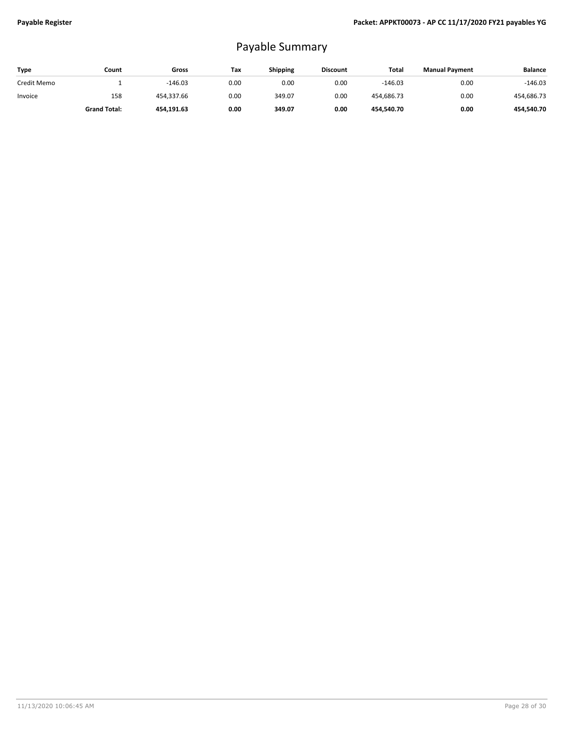# Payable Summary

| Type | Count | Gross | Tax | Shipping | Discount | Total | Manual Payment | Balance |
|---|---|---|---|---|---|---|---|---|
| Credit Memo | 1 | -146.03 | 0.00 | 0.00 | 0.00 | -146.03 | 0.00 | -146.03 |
| Invoice | 158 | 454,337.66 | 0.00 | 349.07 | 0.00 | 454,686.73 | 0.00 | 454,686.73 |
| | **Grand Total:** | **454,191.63** | **0.00** | **349.07** | **0.00** | **454,540.70** | **0.00** | **454,540.70** |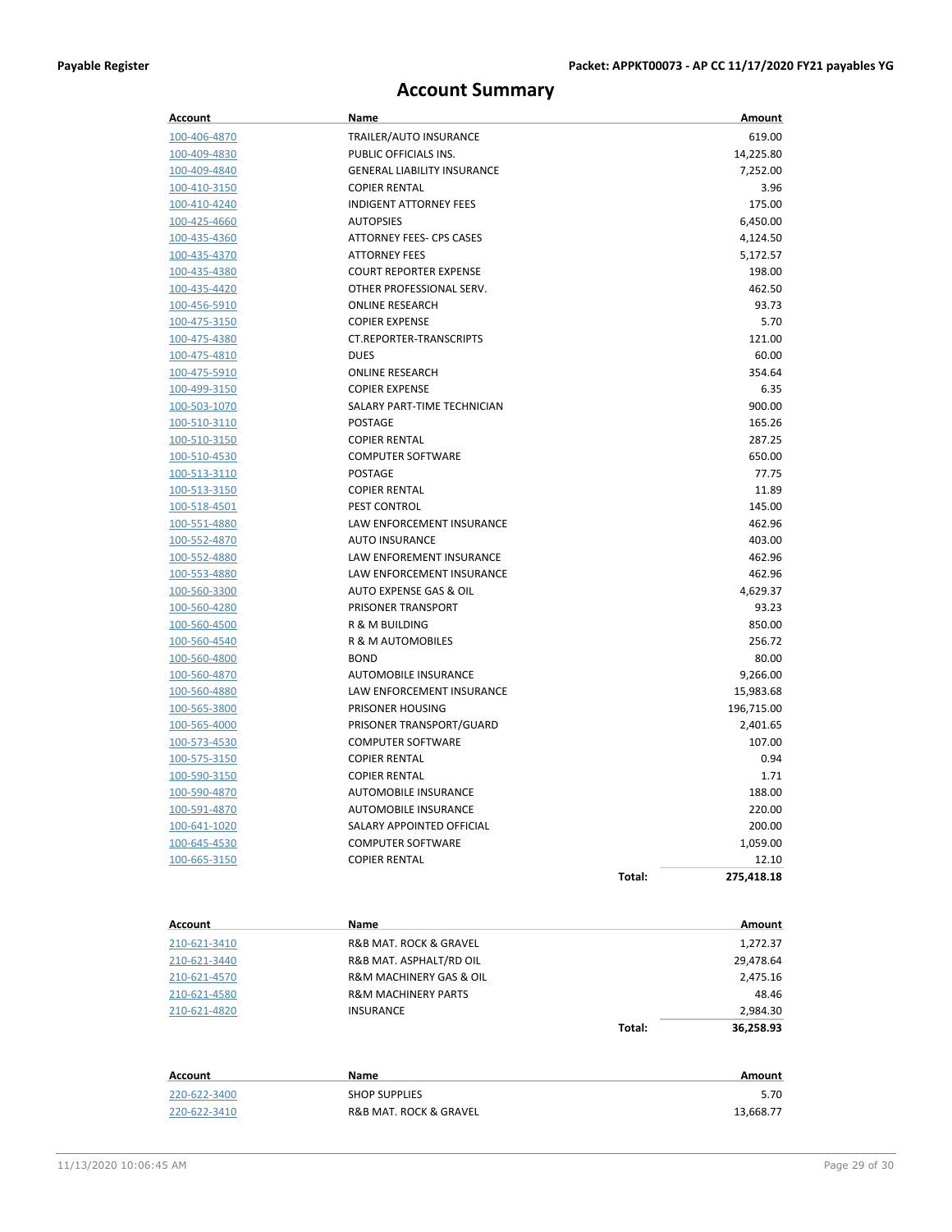# Account Summary

| Account | Name | | Amount |
|---|---|---|---|
| 100-406-4870 | TRAILER/AUTO INSURANCE | | 619.00 |
| 100-409-4830 | PUBLIC OFFICIALS INS. | | 14,225.80 |
| 100-409-4840 | GENERAL LIABILITY INSURANCE | | 7,252.00 |
| 100-410-3150 | COPIER RENTAL | | 3.96 |
| 100-410-4240 | INDIGENT ATTORNEY FEES | | 175.00 |
| 100-425-4660 | AUTOPSIES | | 6,450.00 |
| 100-435-4360 | ATTORNEY FEES- CPS CASES | | 4,124.50 |
| 100-435-4370 | ATTORNEY FEES | | 5,172.57 |
| 100-435-4380 | COURT REPORTER EXPENSE | | 198.00 |
| 100-435-4420 | OTHER PROFESSIONAL SERV. | | 462.50 |
| 100-456-5910 | ONLINE RESEARCH | | 93.73 |
| 100-475-3150 | COPIER EXPENSE | | 5.70 |
| 100-475-4380 | CT.REPORTER-TRANSCRIPTS | | 121.00 |
| 100-475-4810 | DUES | | 60.00 |
| 100-475-5910 | ONLINE RESEARCH | | 354.64 |
| 100-499-3150 | COPIER EXPENSE | | 6.35 |
| 100-503-1070 | SALARY PART-TIME TECHNICIAN | | 900.00 |
| 100-510-3110 | POSTAGE | | 165.26 |
| 100-510-3150 | COPIER RENTAL | | 287.25 |
| 100-510-4530 | COMPUTER SOFTWARE | | 650.00 |
| 100-513-3110 | POSTAGE | | 77.75 |
| 100-513-3150 | COPIER RENTAL | | 11.89 |
| 100-518-4501 | PEST CONTROL | | 145.00 |
| 100-551-4880 | LAW ENFORCEMENT INSURANCE | | 462.96 |
| 100-552-4870 | AUTO INSURANCE | | 403.00 |
| 100-552-4880 | LAW ENFOREMENT INSURANCE | | 462.96 |
| 100-553-4880 | LAW ENFORCEMENT INSURANCE | | 462.96 |
| 100-560-3300 | AUTO EXPENSE GAS & OIL | | 4,629.37 |
| 100-560-4280 | PRISONER TRANSPORT | | 93.23 |
| 100-560-4500 | R & M BUILDING | | 850.00 |
| 100-560-4540 | R & M AUTOMOBILES | | 256.72 |
| 100-560-4800 | BOND | | 80.00 |
| 100-560-4870 | AUTOMOBILE INSURANCE | | 9,266.00 |
| 100-560-4880 | LAW ENFORCEMENT INSURANCE | | 15,983.68 |
| 100-565-3800 | PRISONER HOUSING | | 196,715.00 |
| 100-565-4000 | PRISONER TRANSPORT/GUARD | | 2,401.65 |
| 100-573-4530 | COMPUTER SOFTWARE | | 107.00 |
| 100-575-3150 | COPIER RENTAL | | 0.94 |
| 100-590-3150 | COPIER RENTAL | | 1.71 |
| 100-590-4870 | AUTOMOBILE INSURANCE | | 188.00 |
| 100-591-4870 | AUTOMOBILE INSURANCE | | 220.00 |
| 100-641-1020 | SALARY APPOINTED OFFICIAL | | 200.00 |
| 100-645-4530 | COMPUTER SOFTWARE | | 1,059.00 |
| 100-665-3150 | COPIER RENTAL | | 12.10 |
| | | **Total:** | **275,418.18** |

| Account | Name | | Amount |
|---|---|---|---|
| 210-621-3410 | R&B MAT. ROCK & GRAVEL | | 1,272.37 |
| 210-621-3440 | R&B MAT. ASPHALT/RD OIL | | 29,478.64 |
| 210-621-4570 | R&M MACHINERY GAS & OIL | | 2,475.16 |
| 210-621-4580 | R&M MACHINERY PARTS | | 48.46 |
| 210-621-4820 | INSURANCE | | 2,984.30 |
| | | **Total:** | **36,258.93** |

| Account | Name | | Amount |
|---|---|---|---|
| 220-622-3400 | SHOP SUPPLIES | | 5.70 |
| 220-622-3410 | R&B MAT. ROCK & GRAVEL | | 13,668.77 |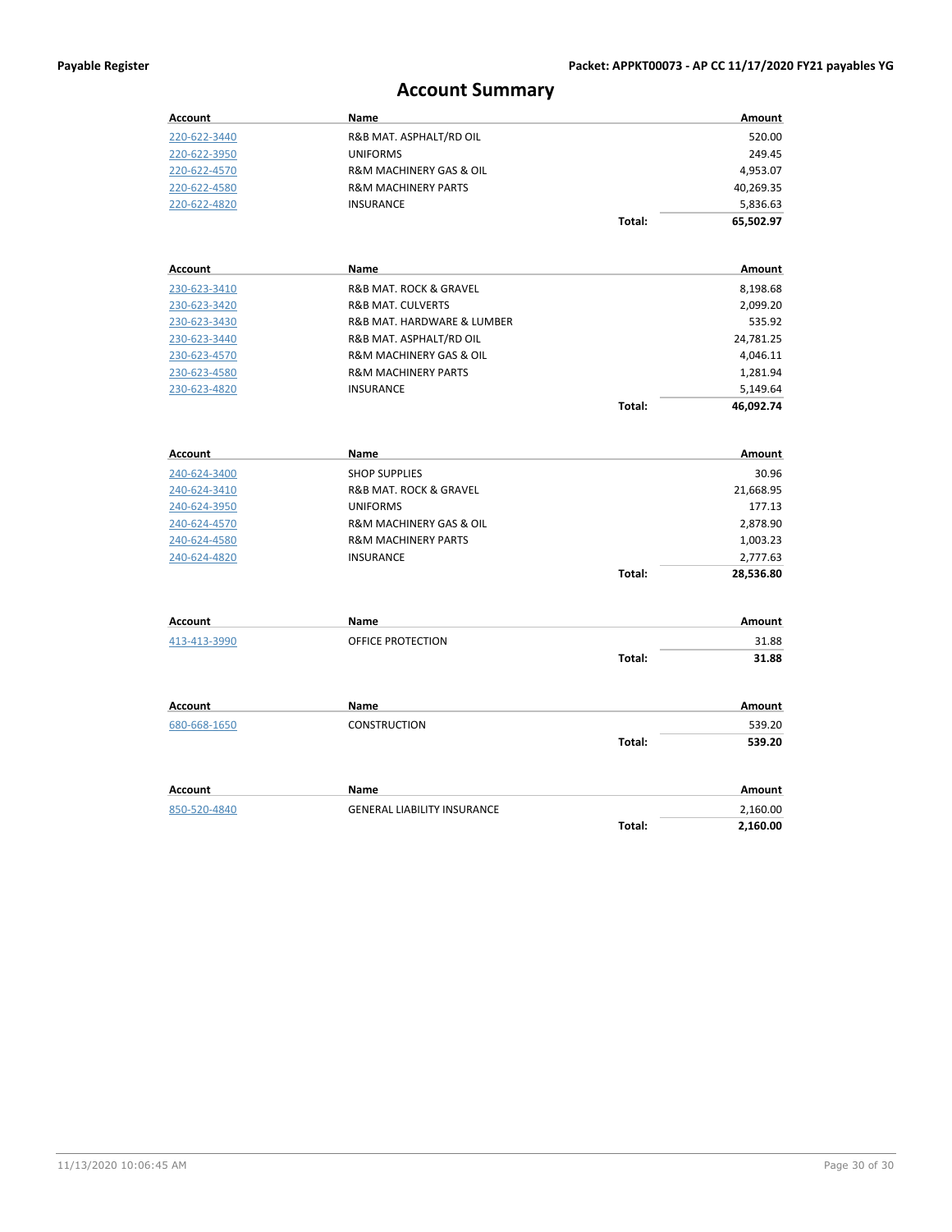# Account Summary

| Account | Name | | Amount |
|---|---|---|---|
| 220-622-3440 | R&B MAT. ASPHALT/RD OIL | | 520.00 |
| 220-622-3950 | UNIFORMS | | 249.45 |
| 220-622-4570 | R&M MACHINERY GAS & OIL | | 4,953.07 |
| 220-622-4580 | R&M MACHINERY PARTS | | 40,269.35 |
| 220-622-4820 | INSURANCE | | 5,836.63 |
| | | **Total:** | **65,502.97** |

| Account | Name | | Amount |
|---|---|---|---|
| 230-623-3410 | R&B MAT. ROCK & GRAVEL | | 8,198.68 |
| 230-623-3420 | R&B MAT. CULVERTS | | 2,099.20 |
| 230-623-3430 | R&B MAT. HARDWARE & LUMBER | | 535.92 |
| 230-623-3440 | R&B MAT. ASPHALT/RD OIL | | 24,781.25 |
| 230-623-4570 | R&M MACHINERY GAS & OIL | | 4,046.11 |
| 230-623-4580 | R&M MACHINERY PARTS | | 1,281.94 |
| 230-623-4820 | INSURANCE | | 5,149.64 |
| | | **Total:** | **46,092.74** |

| Account | Name | | Amount |
|---|---|---|---|
| 240-624-3400 | SHOP SUPPLIES | | 30.96 |
| 240-624-3410 | R&B MAT. ROCK & GRAVEL | | 21,668.95 |
| 240-624-3950 | UNIFORMS | | 177.13 |
| 240-624-4570 | R&M MACHINERY GAS & OIL | | 2,878.90 |
| 240-624-4580 | R&M MACHINERY PARTS | | 1,003.23 |
| 240-624-4820 | INSURANCE | | 2,777.63 |
| | | **Total:** | **28,536.80** |

| Account | Name | | Amount |
|---|---|---|---|
| 413-413-3990 | OFFICE PROTECTION | | 31.88 |
| | | **Total:** | **31.88** |

| Account | Name | | Amount |
|---|---|---|---|
| 680-668-1650 | CONSTRUCTION | | 539.20 |
| | | **Total:** | **539.20** |

| Account | Name | | Amount |
|---|---|---|---|
| 850-520-4840 | GENERAL LIABILITY INSURANCE | | 2,160.00 |
| | | **Total:** | **2,160.00** |